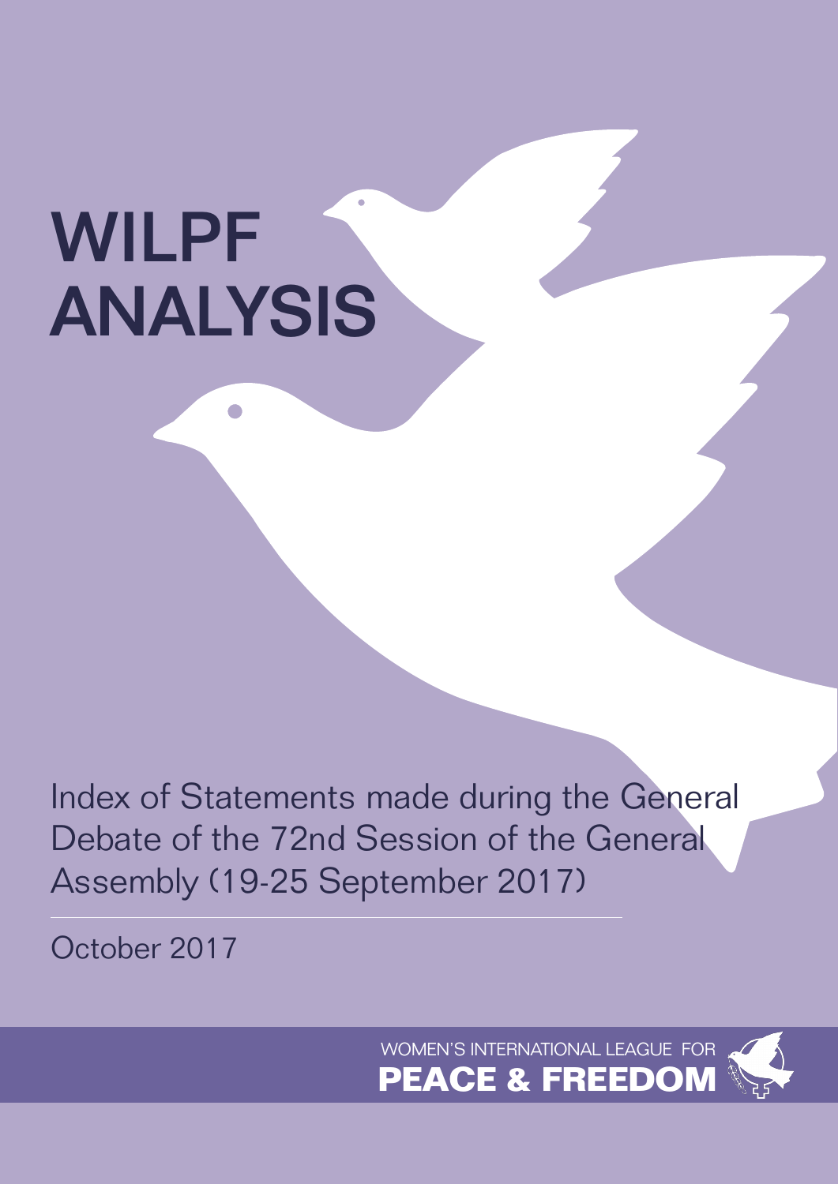# WILPF ANALYSIS

Index of Statements made during the General Debate of the 72nd Session of the General Assembly (19-25 September 2017)

October 2017

WOMEN'S INTERNATIONAL LEAGUE FOR **PEACE & FREEDOM**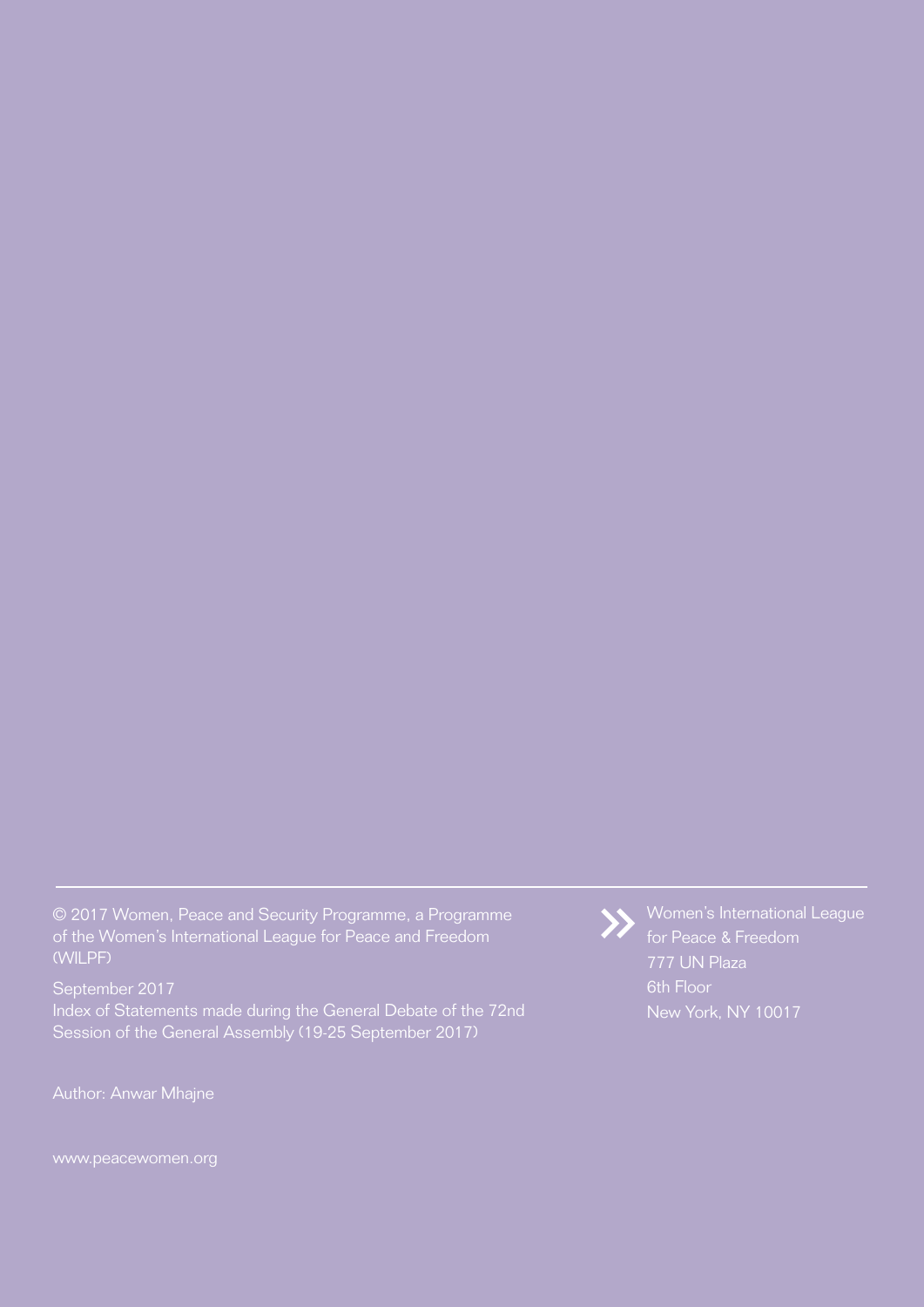© 2017 Women, Peace and Security Programme, a Programme of the Women's International League for Peace and Freedom (WILPF)

September 2017
Index of Statements made during the General Debate of the 72nd Session of the General Assembly (19-25 September 2017)

Author: Anwar Mhajne

www.peacewomen.org

Women's International League for Peace & Freedom
777 UN Plaza
6th Floor
New York, NY 10017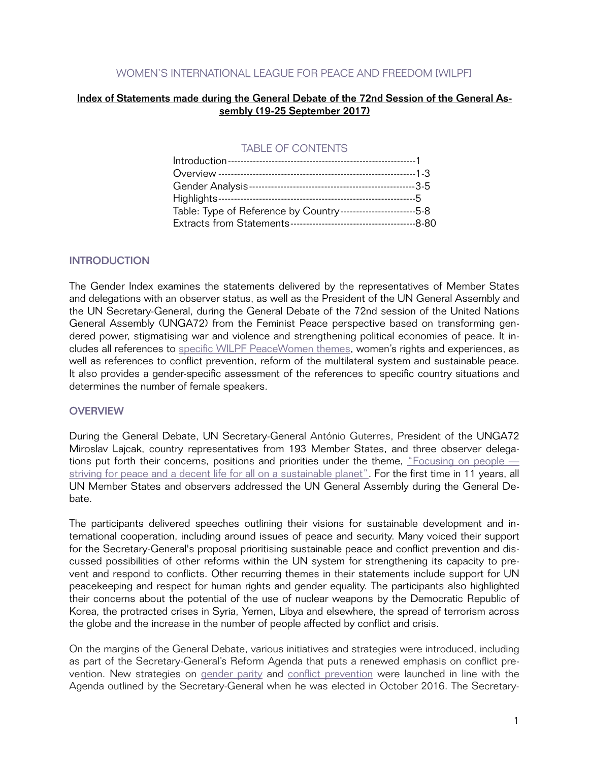WOMEN'S INTERNATIONAL LEAGUE FOR PEACE AND FREEDOM [WILPF]

**Index of Statements made during the General Debate of the 72nd Session of the General Assembly (19-25 September 2017)**

TABLE OF CONTENTS

| | |
|---|---|
| Introduction | 1 |
| Overview | 1-3 |
| Gender Analysis | 3-5 |
| Highlights | 5 |
| Table: Type of Reference by Country | 5-8 |
| Extracts from Statements | 8-80 |

## INTRODUCTION

The Gender Index examines the statements delivered by the representatives of Member States and delegations with an observer status, as well as the President of the UN General Assembly and the UN Secretary-General, during the General Debate of the 72nd session of the United Nations General Assembly (UNGA72) from the Feminist Peace perspective based on transforming gendered power, stigmatising war and violence and strengthening political economies of peace. It includes all references to specific WILPF PeaceWomen themes, women's rights and experiences, as well as references to conflict prevention, reform of the multilateral system and sustainable peace. It also provides a gender-specific assessment of the references to specific country situations and determines the number of female speakers.

## OVERVIEW

During the General Debate, UN Secretary-General António Guterres, President of the UNGA72 Miroslav Lajcak, country representatives from 193 Member States, and three observer delegations put forth their concerns, positions and priorities under the theme, "Focusing on people — striving for peace and a decent life for all on a sustainable planet". For the first time in 11 years, all UN Member States and observers addressed the UN General Assembly during the General Debate.

The participants delivered speeches outlining their visions for sustainable development and international cooperation, including around issues of peace and security. Many voiced their support for the Secretary-General's proposal prioritising sustainable peace and conflict prevention and discussed possibilities of other reforms within the UN system for strengthening its capacity to prevent and respond to conflicts. Other recurring themes in their statements include support for UN peacekeeping and respect for human rights and gender equality. The participants also highlighted their concerns about the potential of the use of nuclear weapons by the Democratic Republic of Korea, the protracted crises in Syria, Yemen, Libya and elsewhere, the spread of terrorism across the globe and the increase in the number of people affected by conflict and crisis.

On the margins of the General Debate, various initiatives and strategies were introduced, including as part of the Secretary-General's Reform Agenda that puts a renewed emphasis on conflict prevention. New strategies on gender parity and conflict prevention were launched in line with the Agenda outlined by the Secretary-General when he was elected in October 2016. The Secretary-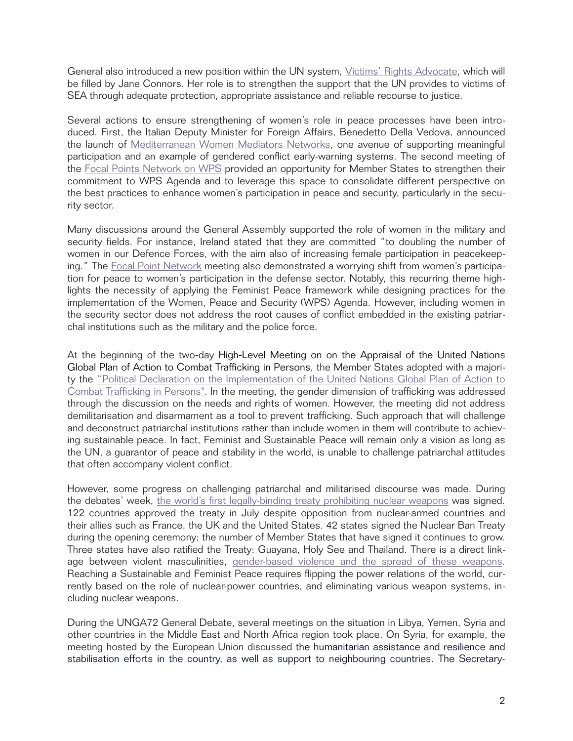General also introduced a new position within the UN system, [Victims' Rights Advocate](), which will be filled by Jane Connors. Her role is to strengthen the support that the UN provides to victims of SEA through adequate protection, appropriate assistance and reliable recourse to justice.

Several actions to ensure strengthening of women's role in peace processes have been introduced. First, the Italian Deputy Minister for Foreign Affairs, Benedetto Della Vedova, announced the launch of [Mediterranean Women Mediators Networks](), one avenue of supporting meaningful participation and an example of gendered conflict early-warning systems. The second meeting of the [Focal Points Network on WPS]() provided an opportunity for Member States to strengthen their commitment to WPS Agenda and to leverage this space to consolidate different perspective on the best practices to enhance women's participation in peace and security, particularly in the security sector.

Many discussions around the General Assembly supported the role of women in the military and security fields. For instance, Ireland stated that they are committed "to doubling the number of women in our Defence Forces, with the aim also of increasing female participation in peacekeeping." The [Focal Point Network]() meeting also demonstrated a worrying shift from women's participation for peace to women's participation in the defense sector. Notably, this recurring theme highlights the necessity of applying the Feminist Peace framework while designing practices for the implementation of the Women, Peace and Security (WPS) Agenda. However, including women in the security sector does not address the root causes of conflict embedded in the existing patriarchal institutions such as the military and the police force.

At the beginning of the two-day High-Level Meeting on on the Appraisal of the United Nations Global Plan of Action to Combat Trafficking in Persons, the Member States adopted with a majority the ["Political Declaration on the Implementation of the United Nations Global Plan of Action to Combat Trafficking in Persons"](). In the meeting, the gender dimension of trafficking was addressed through the discussion on the needs and rights of women. However, the meeting did not address demilitarisation and disarmament as a tool to prevent trafficking. Such approach that will challenge and deconstruct patriarchal institutions rather than include women in them will contribute to achieving sustainable peace. In fact, Feminist and Sustainable Peace will remain only a vision as long as the UN, a guarantor of peace and stability in the world, is unable to challenge patriarchal attitudes that often accompany violent conflict.

However, some progress on challenging patriarchal and militarised discourse was made. During the debates' week, [the world's first legally-binding treaty prohibiting nuclear weapons]() was signed. 122 countries approved the treaty in July despite opposition from nuclear-armed countries and their allies such as France, the UK and the United States. 42 states signed the Nuclear Ban Treaty during the opening ceremony; the number of Member States that have signed it continues to grow. Three states have also ratified the Treaty: Guayana, Holy See and Thailand. There is a direct linkage between violent masculinities, [gender-based violence and the spread of these weapons](). Reaching a Sustainable and Feminist Peace requires flipping the power relations of the world, currently based on the role of nuclear-power countries, and eliminating various weapon systems, including nuclear weapons.

During the UNGA72 General Debate, several meetings on the situation in Libya, Yemen, Syria and other countries in the Middle East and North Africa region took place. On Syria, for example, the meeting hosted by the European Union discussed the humanitarian assistance and resilience and stabilisation efforts in the country, as well as support to neighbouring countries. The Secretary-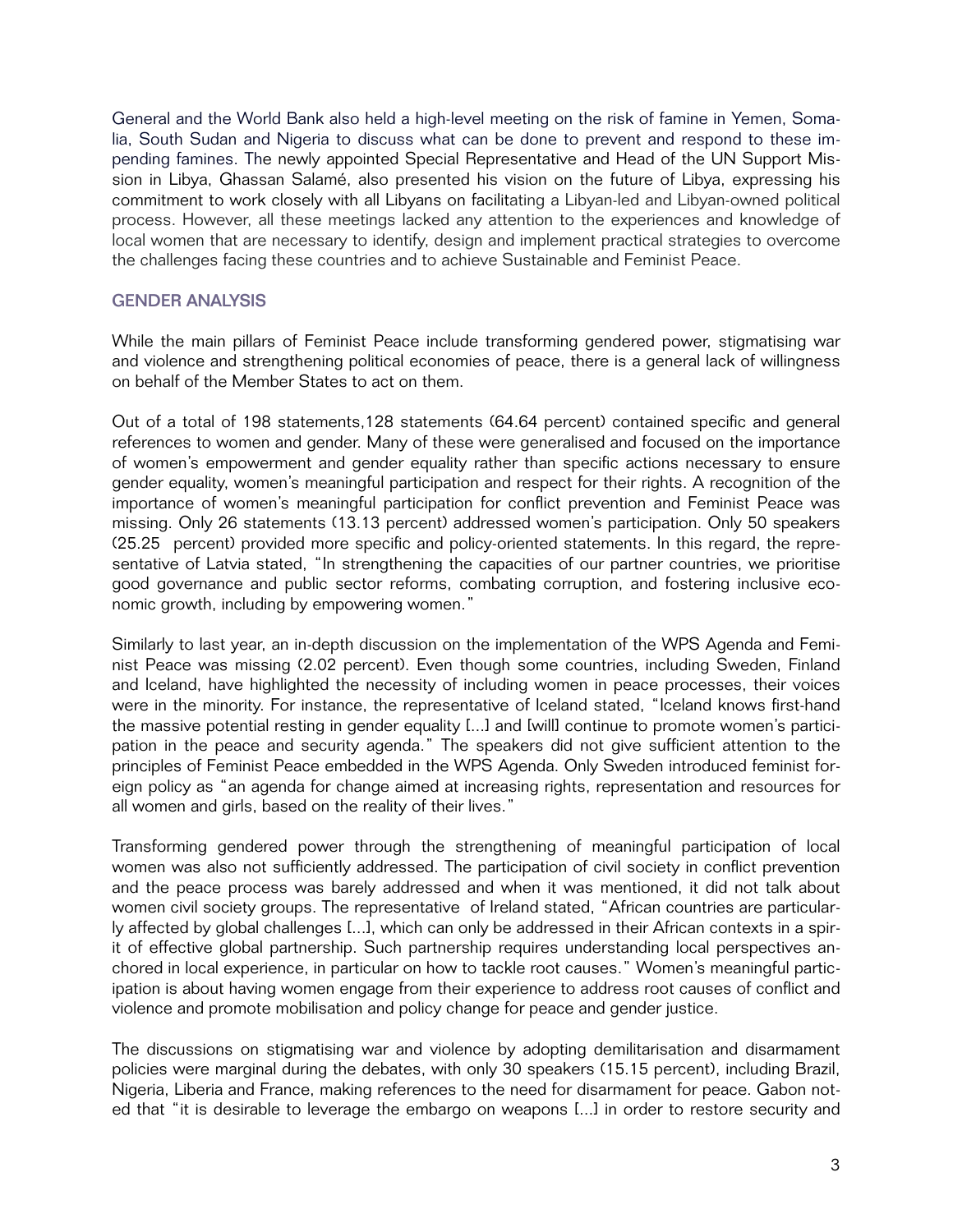General and the World Bank also held a high-level meeting on the risk of famine in Yemen, Somalia, South Sudan and Nigeria to discuss what can be done to prevent and respond to these impending famines. The newly appointed Special Representative and Head of the UN Support Mission in Libya, Ghassan Salamé, also presented his vision on the future of Libya, expressing his commitment to work closely with all Libyans on facilitating a Libyan-led and Libyan-owned political process. However, all these meetings lacked any attention to the experiences and knowledge of local women that are necessary to identify, design and implement practical strategies to overcome the challenges facing these countries and to achieve Sustainable and Feminist Peace.

## GENDER ANALYSIS

While the main pillars of Feminist Peace include transforming gendered power, stigmatising war and violence and strengthening political economies of peace, there is a general lack of willingness on behalf of the Member States to act on them.

Out of a total of 198 statements,128 statements (64.64 percent) contained specific and general references to women and gender. Many of these were generalised and focused on the importance of women's empowerment and gender equality rather than specific actions necessary to ensure gender equality, women's meaningful participation and respect for their rights. A recognition of the importance of women's meaningful participation for conflict prevention and Feminist Peace was missing. Only 26 statements (13.13 percent) addressed women's participation. Only 50 speakers (25.25 percent) provided more specific and policy-oriented statements. In this regard, the representative of Latvia stated, "In strengthening the capacities of our partner countries, we prioritise good governance and public sector reforms, combating corruption, and fostering inclusive economic growth, including by empowering women."

Similarly to last year, an in-depth discussion on the implementation of the WPS Agenda and Feminist Peace was missing (2.02 percent). Even though some countries, including Sweden, Finland and Iceland, have highlighted the necessity of including women in peace processes, their voices were in the minority. For instance, the representative of Iceland stated, "Iceland knows first-hand the massive potential resting in gender equality [...] and [will] continue to promote women's participation in the peace and security agenda." The speakers did not give sufficient attention to the principles of Feminist Peace embedded in the WPS Agenda. Only Sweden introduced feminist foreign policy as "an agenda for change aimed at increasing rights, representation and resources for all women and girls, based on the reality of their lives."

Transforming gendered power through the strengthening of meaningful participation of local women was also not sufficiently addressed. The participation of civil society in conflict prevention and the peace process was barely addressed and when it was mentioned, it did not talk about women civil society groups. The representative of Ireland stated, "African countries are particularly affected by global challenges [...], which can only be addressed in their African contexts in a spirit of effective global partnership. Such partnership requires understanding local perspectives anchored in local experience, in particular on how to tackle root causes." Women's meaningful participation is about having women engage from their experience to address root causes of conflict and violence and promote mobilisation and policy change for peace and gender justice.

The discussions on stigmatising war and violence by adopting demilitarisation and disarmament policies were marginal during the debates, with only 30 speakers (15.15 percent), including Brazil, Nigeria, Liberia and France, making references to the need for disarmament for peace. Gabon noted that "it is desirable to leverage the embargo on weapons [...] in order to restore security and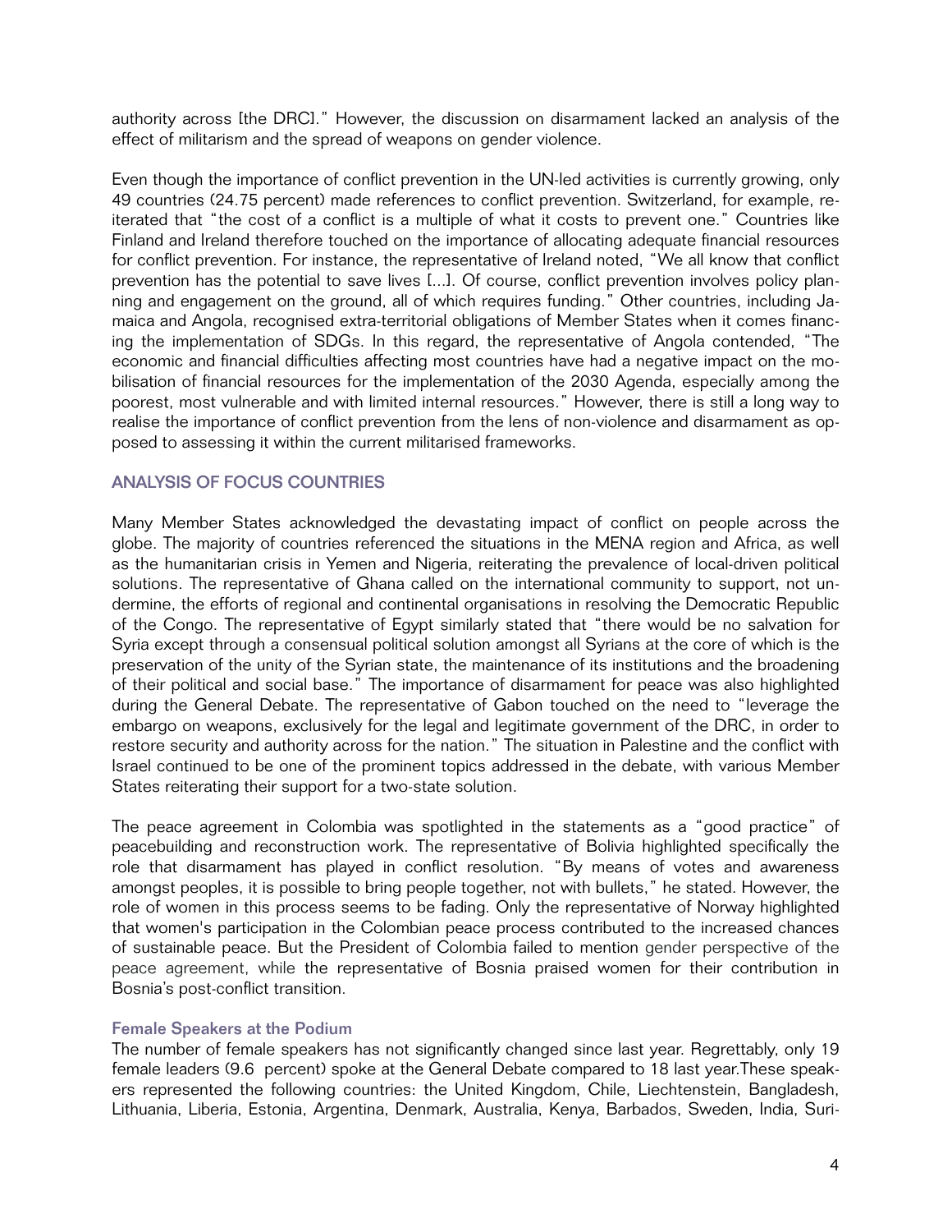authority across [the DRC]." However, the discussion on disarmament lacked an analysis of the effect of militarism and the spread of weapons on gender violence.

Even though the importance of conflict prevention in the UN-led activities is currently growing, only 49 countries (24.75 percent) made references to conflict prevention. Switzerland, for example, reiterated that "the cost of a conflict is a multiple of what it costs to prevent one." Countries like Finland and Ireland therefore touched on the importance of allocating adequate financial resources for conflict prevention. For instance, the representative of Ireland noted, "We all know that conflict prevention has the potential to save lives [...]. Of course, conflict prevention involves policy planning and engagement on the ground, all of which requires funding." Other countries, including Jamaica and Angola, recognised extra-territorial obligations of Member States when it comes financing the implementation of SDGs. In this regard, the representative of Angola contended, "The economic and financial difficulties affecting most countries have had a negative impact on the mobilisation of financial resources for the implementation of the 2030 Agenda, especially among the poorest, most vulnerable and with limited internal resources." However, there is still a long way to realise the importance of conflict prevention from the lens of non-violence and disarmament as opposed to assessing it within the current militarised frameworks.

## ANALYSIS OF FOCUS COUNTRIES

Many Member States acknowledged the devastating impact of conflict on people across the globe. The majority of countries referenced the situations in the MENA region and Africa, as well as the humanitarian crisis in Yemen and Nigeria, reiterating the prevalence of local-driven political solutions. The representative of Ghana called on the international community to support, not undermine, the efforts of regional and continental organisations in resolving the Democratic Republic of the Congo. The representative of Egypt similarly stated that "there would be no salvation for Syria except through a consensual political solution amongst all Syrians at the core of which is the preservation of the unity of the Syrian state, the maintenance of its institutions and the broadening of their political and social base." The importance of disarmament for peace was also highlighted during the General Debate. The representative of Gabon touched on the need to "leverage the embargo on weapons, exclusively for the legal and legitimate government of the DRC, in order to restore security and authority across for the nation." The situation in Palestine and the conflict with Israel continued to be one of the prominent topics addressed in the debate, with various Member States reiterating their support for a two-state solution.

The peace agreement in Colombia was spotlighted in the statements as a "good practice" of peacebuilding and reconstruction work. The representative of Bolivia highlighted specifically the role that disarmament has played in conflict resolution. "By means of votes and awareness amongst peoples, it is possible to bring people together, not with bullets," he stated. However, the role of women in this process seems to be fading. Only the representative of Norway highlighted that women's participation in the Colombian peace process contributed to the increased chances of sustainable peace. But the President of Colombia failed to mention gender perspective of the peace agreement, while the representative of Bosnia praised women for their contribution in Bosnia's post-conflict transition.

### Female Speakers at the Podium

The number of female speakers has not significantly changed since last year. Regrettably, only 19 female leaders (9.6 percent) spoke at the General Debate compared to 18 last year.These speakers represented the following countries: the United Kingdom, Chile, Liechtenstein, Bangladesh, Lithuania, Liberia, Estonia, Argentina, Denmark, Australia, Kenya, Barbados, Sweden, India, Suri-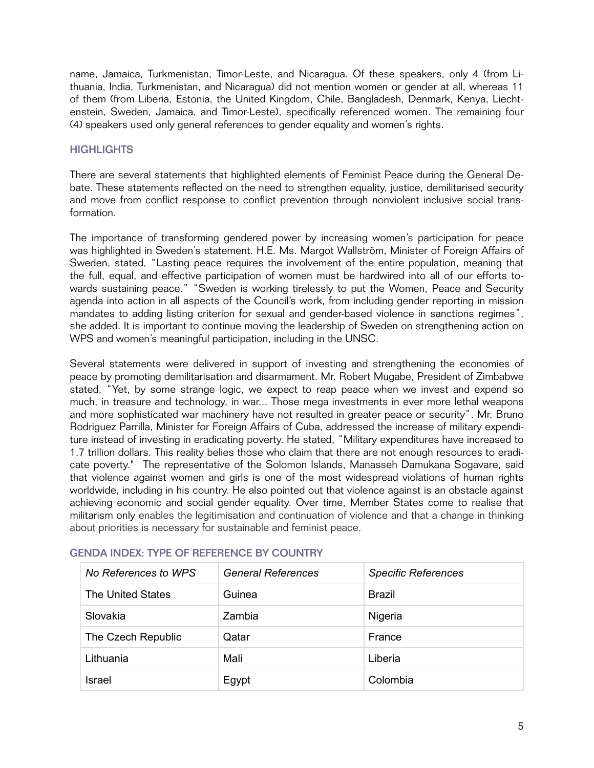name, Jamaica, Turkmenistan, Timor-Leste, and Nicaragua. Of these speakers, only 4 (from Lithuania, India, Turkmenistan, and Nicaragua) did not mention women or gender at all, whereas 11 of them (from Liberia, Estonia, the United Kingdom, Chile, Bangladesh, Denmark, Kenya, Liechtenstein, Sweden, Jamaica, and Timor-Leste), specifically referenced women. The remaining four (4) speakers used only general references to gender equality and women's rights.

## HIGHLIGHTS

There are several statements that highlighted elements of Feminist Peace during the General Debate. These statements reflected on the need to strengthen equality, justice, demilitarised security and move from conflict response to conflict prevention through nonviolent inclusive social transformation.

The importance of transforming gendered power by increasing women's participation for peace was highlighted in Sweden's statement. H.E. Ms. Margot Wallström, Minister of Foreign Affairs of Sweden, stated, "Lasting peace requires the involvement of the entire population, meaning that the full, equal, and effective participation of women must be hardwired into all of our efforts towards sustaining peace." "Sweden is working tirelessly to put the Women, Peace and Security agenda into action in all aspects of the Council's work, from including gender reporting in mission mandates to adding listing criterion for sexual and gender-based violence in sanctions regimes", she added. It is important to continue moving the leadership of Sweden on strengthening action on WPS and women's meaningful participation, including in the UNSC.

Several statements were delivered in support of investing and strengthening the economies of peace by promoting demilitarisation and disarmament. Mr. Robert Mugabe, President of Zimbabwe stated, "Yet, by some strange logic, we expect to reap peace when we invest and expend so much, in treasure and technology, in war... Those mega investments in ever more lethal weapons and more sophisticated war machinery have not resulted in greater peace or security". Mr. Bruno Rodriguez Parrilla, Minister for Foreign Affairs of Cuba, addressed the increase of military expenditure instead of investing in eradicating poverty. He stated, "Military expenditures have increased to 1.7 trillion dollars. This reality belies those who claim that there are not enough resources to eradicate poverty." The representative of the Solomon Islands, Manasseh Damukana Sogavare, said that violence against women and girls is one of the most widespread violations of human rights worldwide, including in his country. He also pointed out that violence against is an obstacle against achieving economic and social gender equality. Over time, Member States come to realise that militarism only enables the legitimisation and continuation of violence and that a change in thinking about priorities is necessary for sustainable and feminist peace.

## GENDA INDEX: TYPE OF REFERENCE BY COUNTRY

| *No References to WPS* | *General References* | *Specific References* |
|---|---|---|
| The United States | Guinea | Brazil |
| Slovakia | Zambia | Nigeria |
| The Czech Republic | Qatar | France |
| Lithuania | Mali | Liberia |
| Israel | Egypt | Colombia |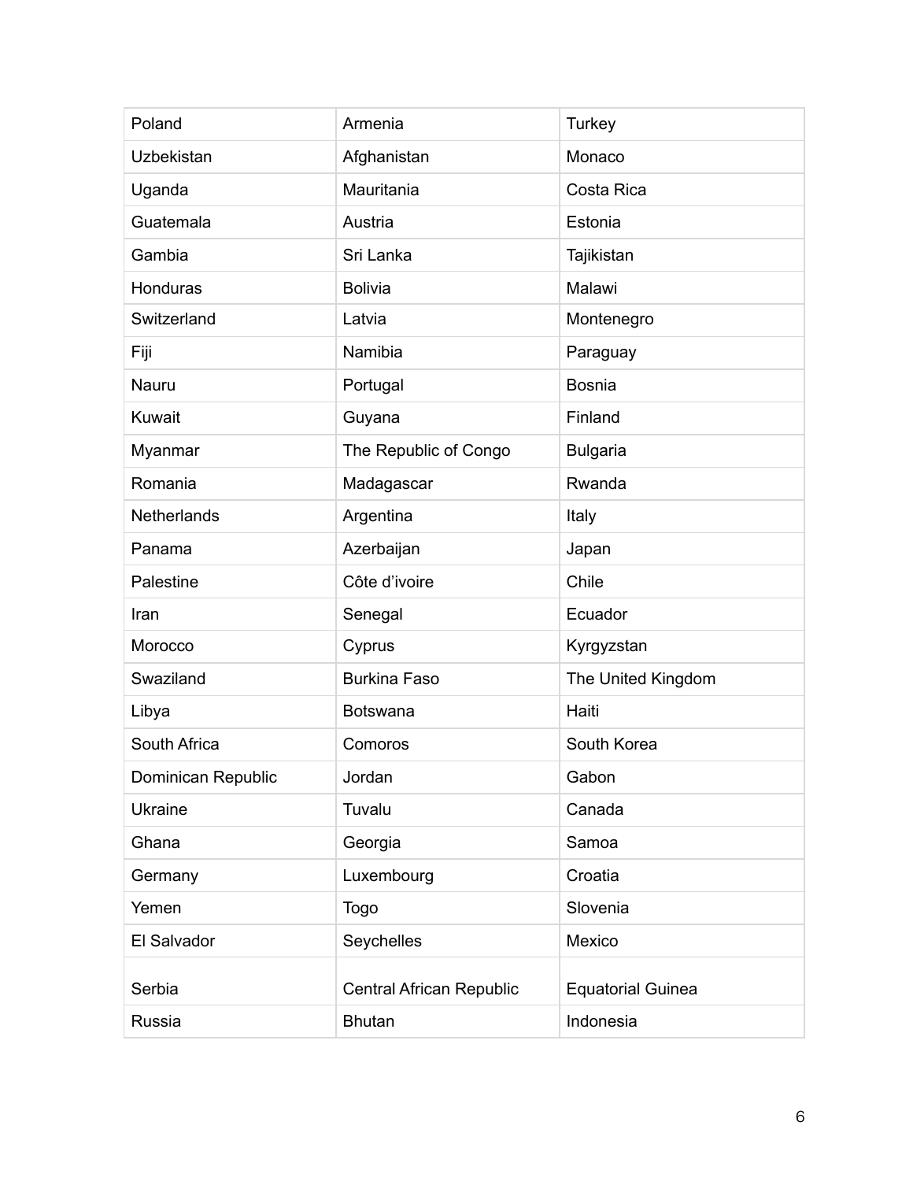| Poland | Armenia | Turkey |
|---|---|---|
| Uzbekistan | Afghanistan | Monaco |
| Uganda | Mauritania | Costa Rica |
| Guatemala | Austria | Estonia |
| Gambia | Sri Lanka | Tajikistan |
| Honduras | Bolivia | Malawi |
| Switzerland | Latvia | Montenegro |
| Fiji | Namibia | Paraguay |
| Nauru | Portugal | Bosnia |
| Kuwait | Guyana | Finland |
| Myanmar | The Republic of Congo | Bulgaria |
| Romania | Madagascar | Rwanda |
| Netherlands | Argentina | Italy |
| Panama | Azerbaijan | Japan |
| Palestine | Côte d'ivoire | Chile |
| Iran | Senegal | Ecuador |
| Morocco | Cyprus | Kyrgyzstan |
| Swaziland | Burkina Faso | The United Kingdom |
| Libya | Botswana | Haiti |
| South Africa | Comoros | South Korea |
| Dominican Republic | Jordan | Gabon |
| Ukraine | Tuvalu | Canada |
| Ghana | Georgia | Samoa |
| Germany | Luxembourg | Croatia |
| Yemen | Togo | Slovenia |
| El Salvador | Seychelles | Mexico |
| Serbia | Central African Republic | Equatorial Guinea |
| Russia | Bhutan | Indonesia |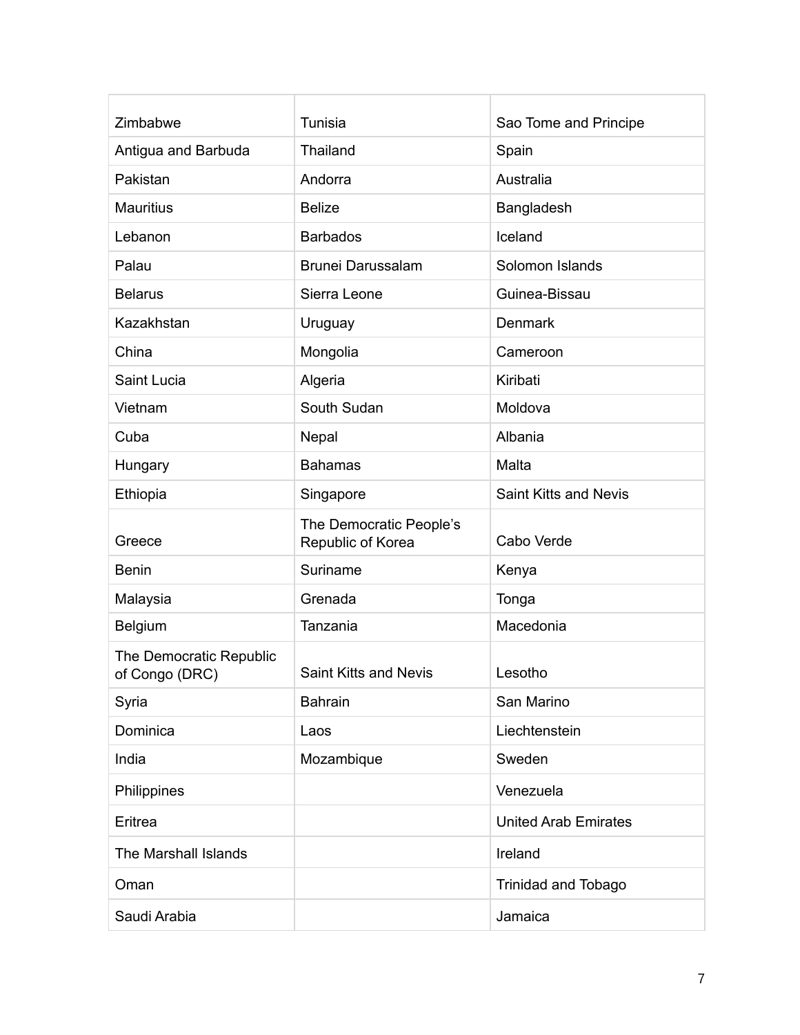| Zimbabwe | Tunisia | Sao Tome and Principe |
|---|---|---|
| Antigua and Barbuda | Thailand | Spain |
| Pakistan | Andorra | Australia |
| Mauritius | Belize | Bangladesh |
| Lebanon | Barbados | Iceland |
| Palau | Brunei Darussalam | Solomon Islands |
| Belarus | Sierra Leone | Guinea-Bissau |
| Kazakhstan | Uruguay | Denmark |
| China | Mongolia | Cameroon |
| Saint Lucia | Algeria | Kiribati |
| Vietnam | South Sudan | Moldova |
| Cuba | Nepal | Albania |
| Hungary | Bahamas | Malta |
| Ethiopia | Singapore | Saint Kitts and Nevis |
| Greece | The Democratic People's Republic of Korea | Cabo Verde |
| Benin | Suriname | Kenya |
| Malaysia | Grenada | Tonga |
| Belgium | Tanzania | Macedonia |
| The Democratic Republic of Congo (DRC) | Saint Kitts and Nevis | Lesotho |
| Syria | Bahrain | San Marino |
| Dominica | Laos | Liechtenstein |
| India | Mozambique | Sweden |
| Philippines | | Venezuela |
| Eritrea | | United Arab Emirates |
| The Marshall Islands | | Ireland |
| Oman | | Trinidad and Tobago |
| Saudi Arabia | | Jamaica |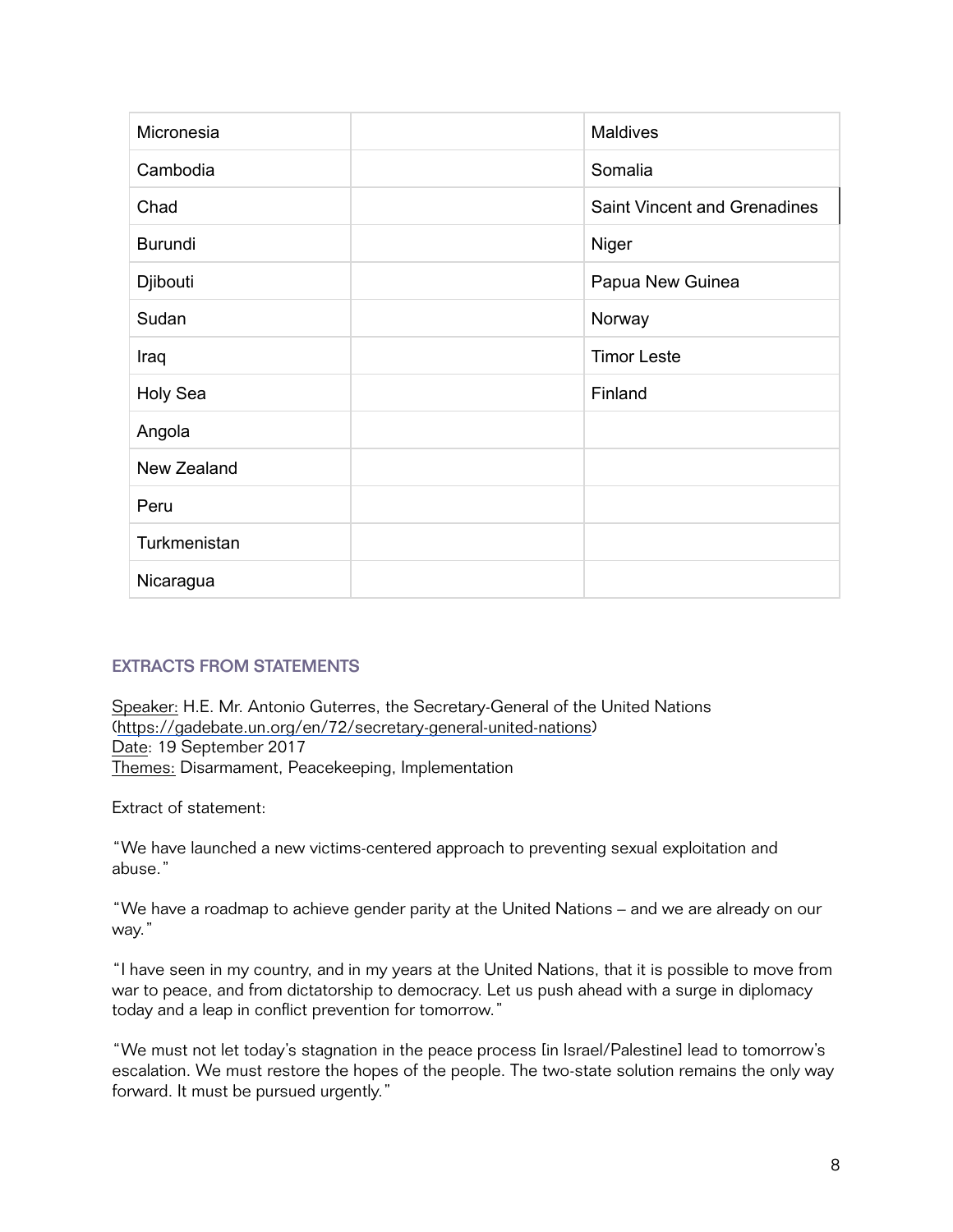| Micronesia | | Maldives |
| --- | --- | --- |
| Cambodia | | Somalia |
| Chad | | Saint Vincent and Grenadines |
| Burundi | | Niger |
| Djibouti | | Papua New Guinea |
| Sudan | | Norway |
| Iraq | | Timor Leste |
| Holy Sea | | Finland |
| Angola | | |
| New Zealand | | |
| Peru | | |
| Turkmenistan | | |
| Nicaragua | | |

## EXTRACTS FROM STATEMENTS

Speaker: H.E. Mr. Antonio Guterres, the Secretary-General of the United Nations (https://gadebate.un.org/en/72/secretary-general-united-nations)
Date: 19 September 2017
Themes: Disarmament, Peacekeeping, Implementation

Extract of statement:

"We have launched a new victims-centered approach to preventing sexual exploitation and abuse."

"We have a roadmap to achieve gender parity at the United Nations – and we are already on our way."

"I have seen in my country, and in my years at the United Nations, that it is possible to move from war to peace, and from dictatorship to democracy. Let us push ahead with a surge in diplomacy today and a leap in conflict prevention for tomorrow."

"We must not let today's stagnation in the peace process [in Israel/Palestine] lead to tomorrow's escalation. We must restore the hopes of the people. The two-state solution remains the only way forward. It must be pursued urgently."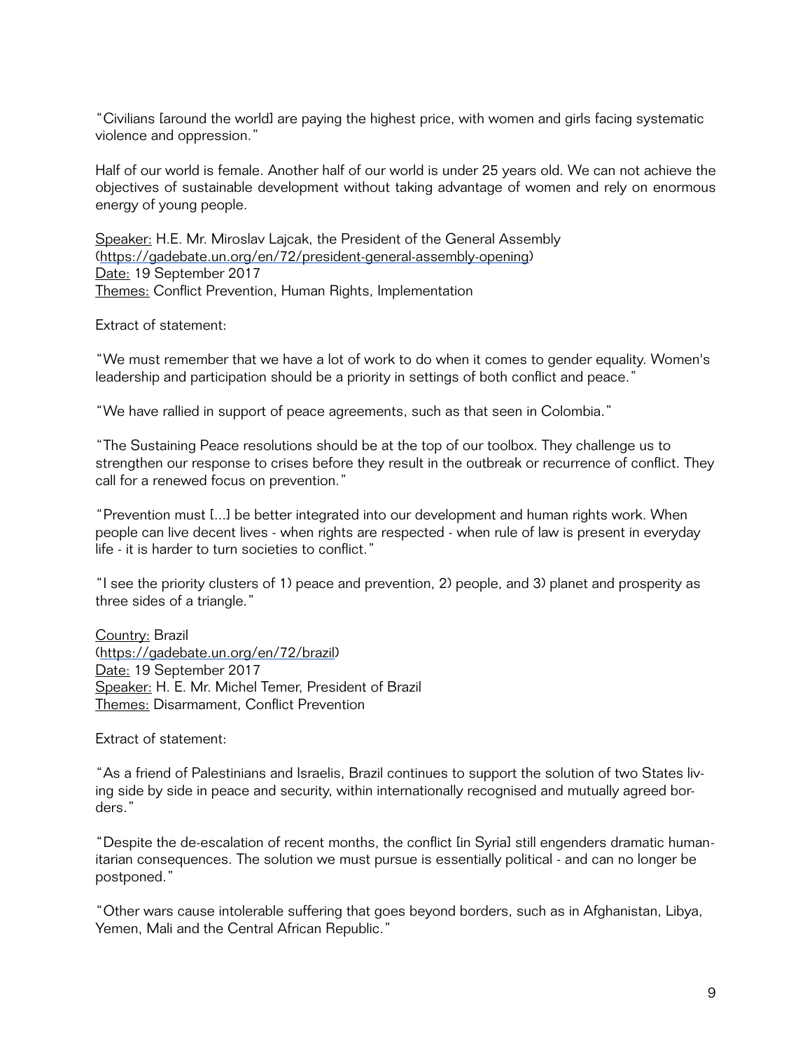"Civilians [around the world] are paying the highest price, with women and girls facing systematic violence and oppression."

Half of our world is female. Another half of our world is under 25 years old. We can not achieve the objectives of sustainable development without taking advantage of women and rely on enormous energy of young people.

Speaker: H.E. Mr. Miroslav Lajcak, the President of the General Assembly (https://gadebate.un.org/en/72/president-general-assembly-opening)
Date: 19 September 2017
Themes: Conflict Prevention, Human Rights, Implementation

Extract of statement:

"We must remember that we have a lot of work to do when it comes to gender equality. Women's leadership and participation should be a priority in settings of both conflict and peace."

"We have rallied in support of peace agreements, such as that seen in Colombia."

"The Sustaining Peace resolutions should be at the top of our toolbox. They challenge us to strengthen our response to crises before they result in the outbreak or recurrence of conflict. They call for a renewed focus on prevention."

"Prevention must [...] be better integrated into our development and human rights work. When people can live decent lives - when rights are respected - when rule of law is present in everyday life - it is harder to turn societies to conflict."

"I see the priority clusters of 1) peace and prevention, 2) people, and 3) planet and prosperity as three sides of a triangle."

Country: Brazil (https://gadebate.un.org/en/72/brazil)
Date: 19 September 2017
Speaker: H. E. Mr. Michel Temer, President of Brazil
Themes: Disarmament, Conflict Prevention

Extract of statement:

"As a friend of Palestinians and Israelis, Brazil continues to support the solution of two States living side by side in peace and security, within internationally recognised and mutually agreed borders."

"Despite the de-escalation of recent months, the conflict [in Syria] still engenders dramatic humanitarian consequences. The solution we must pursue is essentially political - and can no longer be postponed."

"Other wars cause intolerable suffering that goes beyond borders, such as in Afghanistan, Libya, Yemen, Mali and the Central African Republic."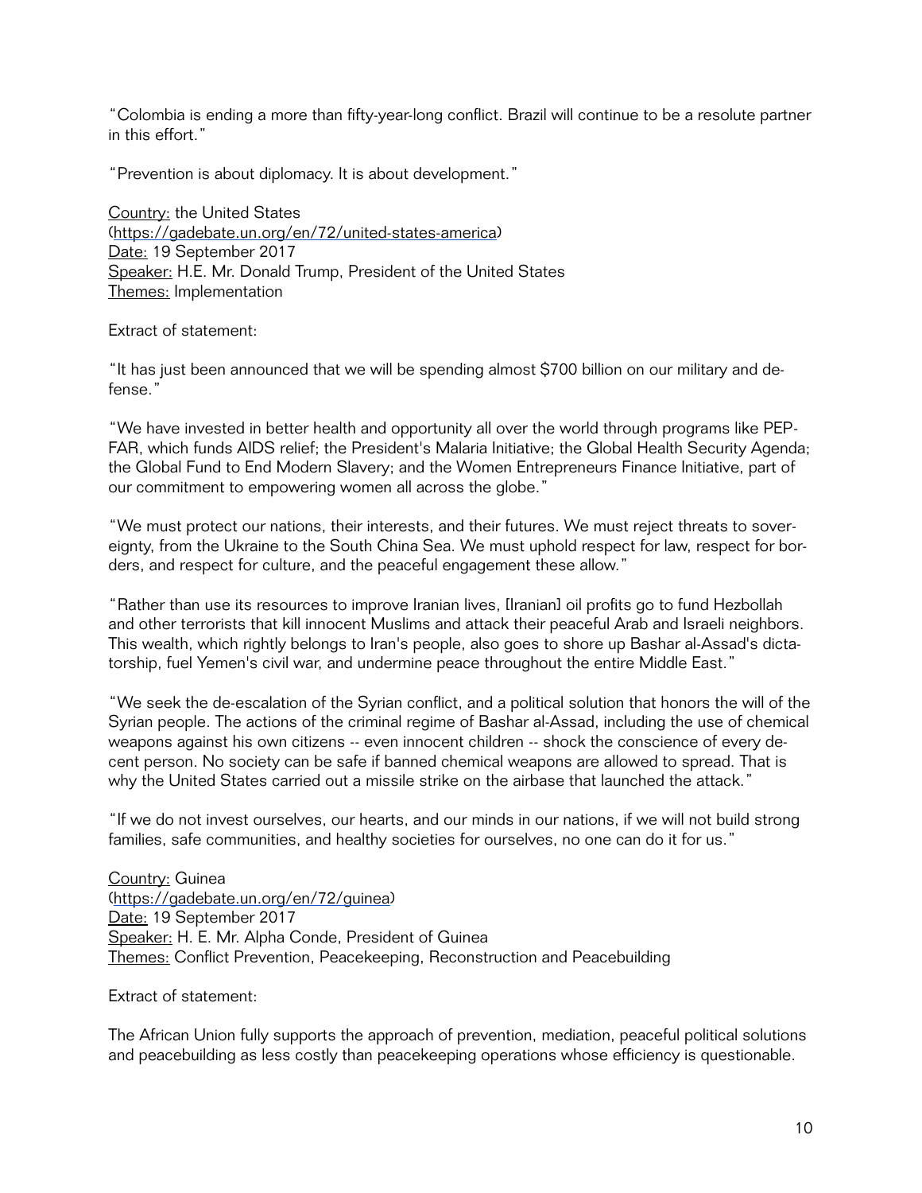"Colombia is ending a more than fifty-year-long conflict. Brazil will continue to be a resolute partner in this effort."

"Prevention is about diplomacy. It is about development."

Country: the United States
(https://gadebate.un.org/en/72/united-states-america)
Date: 19 September 2017
Speaker: H.E. Mr. Donald Trump, President of the United States
Themes: Implementation

Extract of statement:

"It has just been announced that we will be spending almost $700 billion on our military and defense."

"We have invested in better health and opportunity all over the world through programs like PEPFAR, which funds AIDS relief; the President's Malaria Initiative; the Global Health Security Agenda; the Global Fund to End Modern Slavery; and the Women Entrepreneurs Finance Initiative, part of our commitment to empowering women all across the globe."

"We must protect our nations, their interests, and their futures. We must reject threats to sovereignty, from the Ukraine to the South China Sea. We must uphold respect for law, respect for borders, and respect for culture, and the peaceful engagement these allow."

"Rather than use its resources to improve Iranian lives, [Iranian] oil profits go to fund Hezbollah and other terrorists that kill innocent Muslims and attack their peaceful Arab and Israeli neighbors. This wealth, which rightly belongs to Iran's people, also goes to shore up Bashar al-Assad's dictatorship, fuel Yemen's civil war, and undermine peace throughout the entire Middle East."

"We seek the de-escalation of the Syrian conflict, and a political solution that honors the will of the Syrian people. The actions of the criminal regime of Bashar al-Assad, including the use of chemical weapons against his own citizens -- even innocent children -- shock the conscience of every decent person. No society can be safe if banned chemical weapons are allowed to spread. That is why the United States carried out a missile strike on the airbase that launched the attack."

"If we do not invest ourselves, our hearts, and our minds in our nations, if we will not build strong families, safe communities, and healthy societies for ourselves, no one can do it for us."

Country: Guinea
(https://gadebate.un.org/en/72/guinea)
Date: 19 September 2017
Speaker: H. E. Mr. Alpha Conde, President of Guinea
Themes: Conflict Prevention, Peacekeeping, Reconstruction and Peacebuilding

Extract of statement:

The African Union fully supports the approach of prevention, mediation, peaceful political solutions and peacebuilding as less costly than peacekeeping operations whose efficiency is questionable.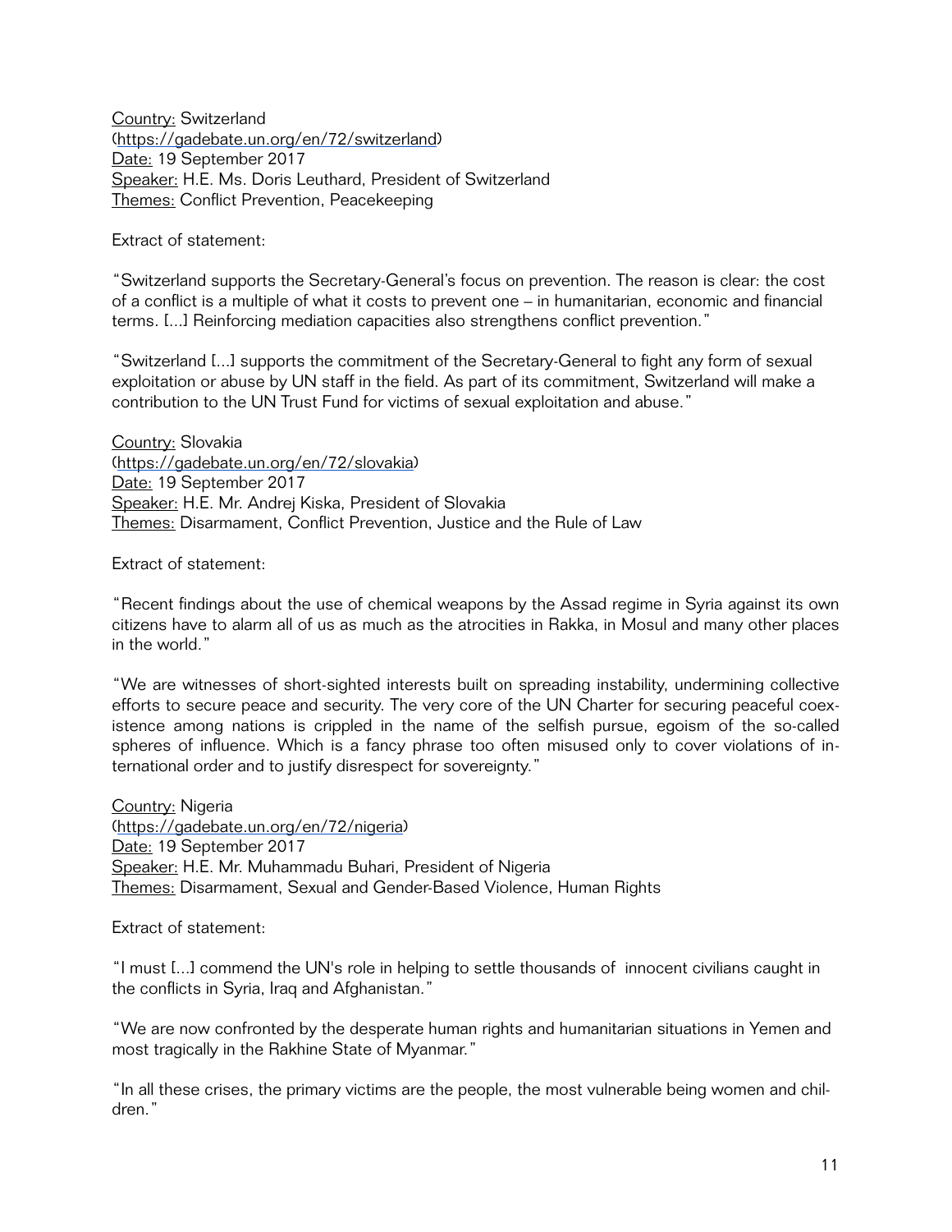Country: Switzerland
(https://gadebate.un.org/en/72/switzerland)
Date: 19 September 2017
Speaker: H.E. Ms. Doris Leuthard, President of Switzerland
Themes: Conflict Prevention, Peacekeeping

Extract of statement:

"Switzerland supports the Secretary-General's focus on prevention. The reason is clear: the cost of a conflict is a multiple of what it costs to prevent one – in humanitarian, economic and financial terms. [...] Reinforcing mediation capacities also strengthens conflict prevention."

"Switzerland [...] supports the commitment of the Secretary-General to fight any form of sexual exploitation or abuse by UN staff in the field. As part of its commitment, Switzerland will make a contribution to the UN Trust Fund for victims of sexual exploitation and abuse."

Country: Slovakia
(https://gadebate.un.org/en/72/slovakia)
Date: 19 September 2017
Speaker: H.E. Mr. Andrej Kiska, President of Slovakia
Themes: Disarmament, Conflict Prevention, Justice and the Rule of Law

Extract of statement:

"Recent findings about the use of chemical weapons by the Assad regime in Syria against its own citizens have to alarm all of us as much as the atrocities in Rakka, in Mosul and many other places in the world."

"We are witnesses of short-sighted interests built on spreading instability, undermining collective efforts to secure peace and security. The very core of the UN Charter for securing peaceful coexistence among nations is crippled in the name of the selfish pursue, egoism of the so-called spheres of influence. Which is a fancy phrase too often misused only to cover violations of international order and to justify disrespect for sovereignty."

Country: Nigeria
(https://gadebate.un.org/en/72/nigeria)
Date: 19 September 2017
Speaker: H.E. Mr. Muhammadu Buhari, President of Nigeria
Themes: Disarmament, Sexual and Gender-Based Violence, Human Rights

Extract of statement:

"I must [...] commend the UN's role in helping to settle thousands of innocent civilians caught in the conflicts in Syria, Iraq and Afghanistan."

"We are now confronted by the desperate human rights and humanitarian situations in Yemen and most tragically in the Rakhine State of Myanmar."

"In all these crises, the primary victims are the people, the most vulnerable being women and children."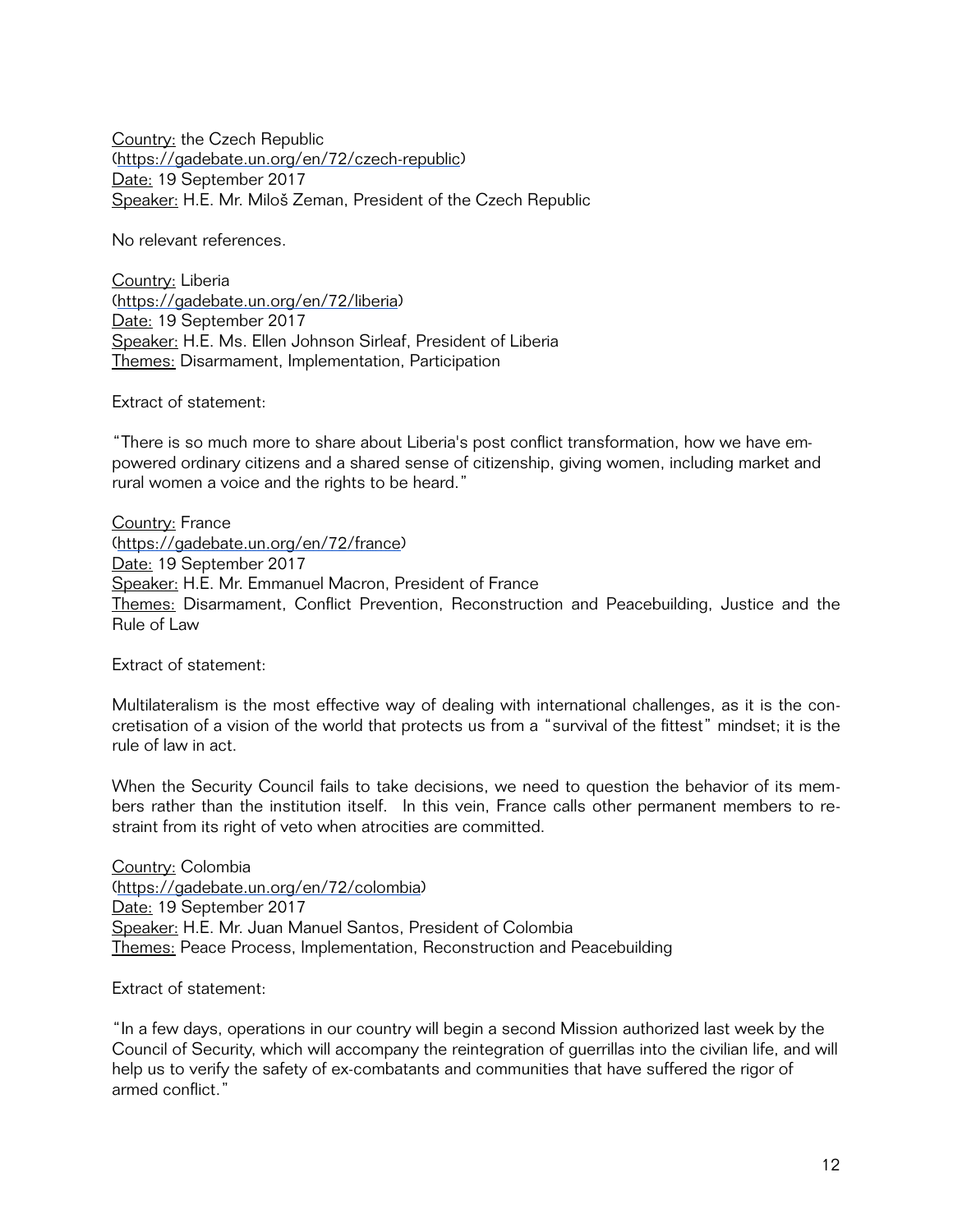Country: the Czech Republic
(https://gadebate.un.org/en/72/czech-republic)
Date: 19 September 2017
Speaker: H.E. Mr. Miloš Zeman, President of the Czech Republic

No relevant references.

Country: Liberia
(https://gadebate.un.org/en/72/liberia)
Date: 19 September 2017
Speaker: H.E. Ms. Ellen Johnson Sirleaf, President of Liberia
Themes: Disarmament, Implementation, Participation

Extract of statement:

"There is so much more to share about Liberia's post conflict transformation, how we have empowered ordinary citizens and a shared sense of citizenship, giving women, including market and rural women a voice and the rights to be heard."

Country: France
(https://gadebate.un.org/en/72/france)
Date: 19 September 2017
Speaker: H.E. Mr. Emmanuel Macron, President of France
Themes: Disarmament, Conflict Prevention, Reconstruction and Peacebuilding, Justice and the Rule of Law

Extract of statement:

Multilateralism is the most effective way of dealing with international challenges, as it is the concretisation of a vision of the world that protects us from a "survival of the fittest" mindset; it is the rule of law in act.

When the Security Council fails to take decisions, we need to question the behavior of its members rather than the institution itself. In this vein, France calls other permanent members to restraint from its right of veto when atrocities are committed.

Country: Colombia
(https://gadebate.un.org/en/72/colombia)
Date: 19 September 2017
Speaker: H.E. Mr. Juan Manuel Santos, President of Colombia
Themes: Peace Process, Implementation, Reconstruction and Peacebuilding

Extract of statement:

"In a few days, operations in our country will begin a second Mission authorized last week by the Council of Security, which will accompany the reintegration of guerrillas into the civilian life, and will help us to verify the safety of ex-combatants and communities that have suffered the rigor of armed conflict."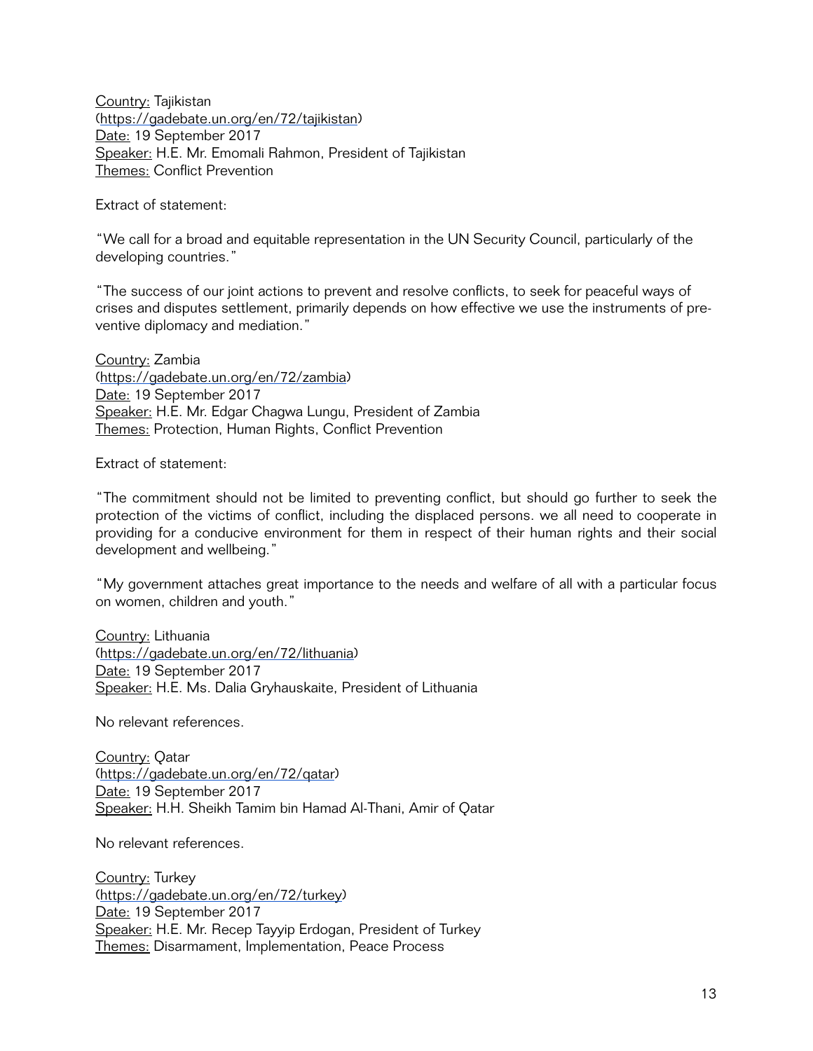Country: Tajikistan
(https://gadebate.un.org/en/72/tajikistan)
Date: 19 September 2017
Speaker: H.E. Mr. Emomali Rahmon, President of Tajikistan
Themes: Conflict Prevention

Extract of statement:

"We call for a broad and equitable representation in the UN Security Council, particularly of the developing countries."

"The success of our joint actions to prevent and resolve conflicts, to seek for peaceful ways of crises and disputes settlement, primarily depends on how effective we use the instruments of preventive diplomacy and mediation."

Country: Zambia
(https://gadebate.un.org/en/72/zambia)
Date: 19 September 2017
Speaker: H.E. Mr. Edgar Chagwa Lungu, President of Zambia
Themes: Protection, Human Rights, Conflict Prevention

Extract of statement:

"The commitment should not be limited to preventing conflict, but should go further to seek the protection of the victims of conflict, including the displaced persons. we all need to cooperate in providing for a conducive environment for them in respect of their human rights and their social development and wellbeing."

"My government attaches great importance to the needs and welfare of all with a particular focus on women, children and youth."

Country: Lithuania
(https://gadebate.un.org/en/72/lithuania)
Date: 19 September 2017
Speaker: H.E. Ms. Dalia Gryhauskaite, President of Lithuania

No relevant references.

Country: Qatar
(https://gadebate.un.org/en/72/qatar)
Date: 19 September 2017
Speaker: H.H. Sheikh Tamim bin Hamad Al-Thani, Amir of Qatar

No relevant references.

Country: Turkey
(https://gadebate.un.org/en/72/turkey)
Date: 19 September 2017
Speaker: H.E. Mr. Recep Tayyip Erdogan, President of Turkey
Themes: Disarmament, Implementation, Peace Process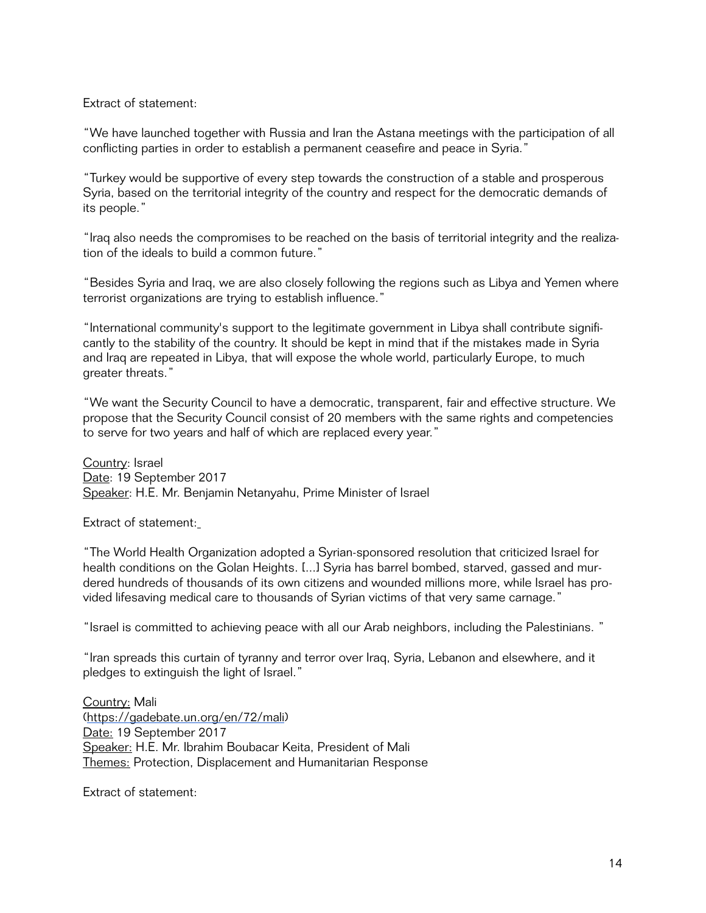Extract of statement:

"We have launched together with Russia and Iran the Astana meetings with the participation of all conflicting parties in order to establish a permanent ceasefire and peace in Syria."

"Turkey would be supportive of every step towards the construction of a stable and prosperous Syria, based on the territorial integrity of the country and respect for the democratic demands of its people."

"Iraq also needs the compromises to be reached on the basis of territorial integrity and the realization of the ideals to build a common future."

"Besides Syria and Iraq, we are also closely following the regions such as Libya and Yemen where terrorist organizations are trying to establish influence."

"International community's support to the legitimate government in Libya shall contribute significantly to the stability of the country. It should be kept in mind that if the mistakes made in Syria and Iraq are repeated in Libya, that will expose the whole world, particularly Europe, to much greater threats."

"We want the Security Council to have a democratic, transparent, fair and effective structure. We propose that the Security Council consist of 20 members with the same rights and competencies to serve for two years and half of which are replaced every year."

Country: Israel
Date: 19 September 2017
Speaker: H.E. Mr. Benjamin Netanyahu, Prime Minister of Israel

Extract of statement:

"The World Health Organization adopted a Syrian-sponsored resolution that criticized Israel for health conditions on the Golan Heights. [...] Syria has barrel bombed, starved, gassed and murdered hundreds of thousands of its own citizens and wounded millions more, while Israel has provided lifesaving medical care to thousands of Syrian victims of that very same carnage."

"Israel is committed to achieving peace with all our Arab neighbors, including the Palestinians."

"Iran spreads this curtain of tyranny and terror over Iraq, Syria, Lebanon and elsewhere, and it pledges to extinguish the light of Israel."

Country: Mali
(https://gadebate.un.org/en/72/mali)
Date: 19 September 2017
Speaker: H.E. Mr. Ibrahim Boubacar Keita, President of Mali
Themes: Protection, Displacement and Humanitarian Response

Extract of statement: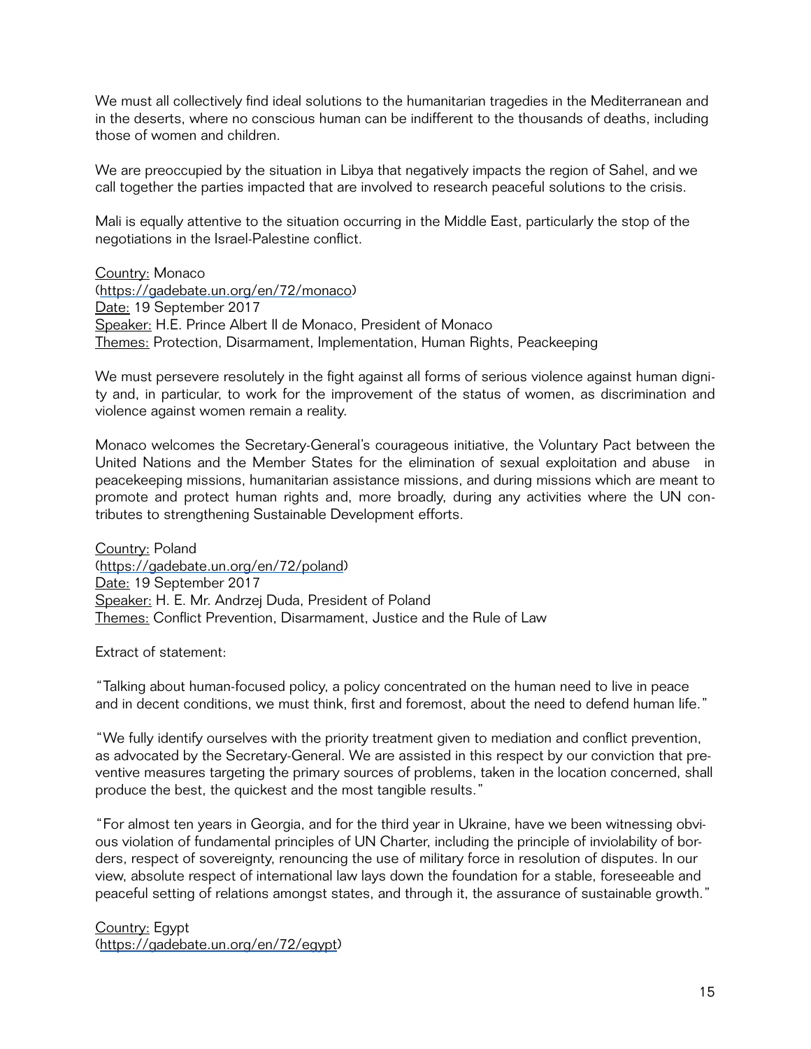We must all collectively find ideal solutions to the humanitarian tragedies in the Mediterranean and in the deserts, where no conscious human can be indifferent to the thousands of deaths, including those of women and children.

We are preoccupied by the situation in Libya that negatively impacts the region of Sahel, and we call together the parties impacted that are involved to research peaceful solutions to the crisis.

Mali is equally attentive to the situation occurring in the Middle East, particularly the stop of the negotiations in the Israel-Palestine conflict.

Country: Monaco
(https://gadebate.un.org/en/72/monaco)
Date: 19 September 2017
Speaker: H.E. Prince Albert II de Monaco, President of Monaco
Themes: Protection, Disarmament, Implementation, Human Rights, Peacekeeping

We must persevere resolutely in the fight against all forms of serious violence against human dignity and, in particular, to work for the improvement of the status of women, as discrimination and violence against women remain a reality.

Monaco welcomes the Secretary-General's courageous initiative, the Voluntary Pact between the United Nations and the Member States for the elimination of sexual exploitation and abuse in peacekeeping missions, humanitarian assistance missions, and during missions which are meant to promote and protect human rights and, more broadly, during any activities where the UN contributes to strengthening Sustainable Development efforts.

Country: Poland
(https://gadebate.un.org/en/72/poland)
Date: 19 September 2017
Speaker: H. E. Mr. Andrzej Duda, President of Poland
Themes: Conflict Prevention, Disarmament, Justice and the Rule of Law

Extract of statement:

"Talking about human-focused policy, a policy concentrated on the human need to live in peace and in decent conditions, we must think, first and foremost, about the need to defend human life."

"We fully identify ourselves with the priority treatment given to mediation and conflict prevention, as advocated by the Secretary-General. We are assisted in this respect by our conviction that preventive measures targeting the primary sources of problems, taken in the location concerned, shall produce the best, the quickest and the most tangible results."

"For almost ten years in Georgia, and for the third year in Ukraine, have we been witnessing obvious violation of fundamental principles of UN Charter, including the principle of inviolability of borders, respect of sovereignty, renouncing the use of military force in resolution of disputes. In our view, absolute respect of international law lays down the foundation for a stable, foreseeable and peaceful setting of relations amongst states, and through it, the assurance of sustainable growth."

Country: Egypt
(https://gadebate.un.org/en/72/egypt)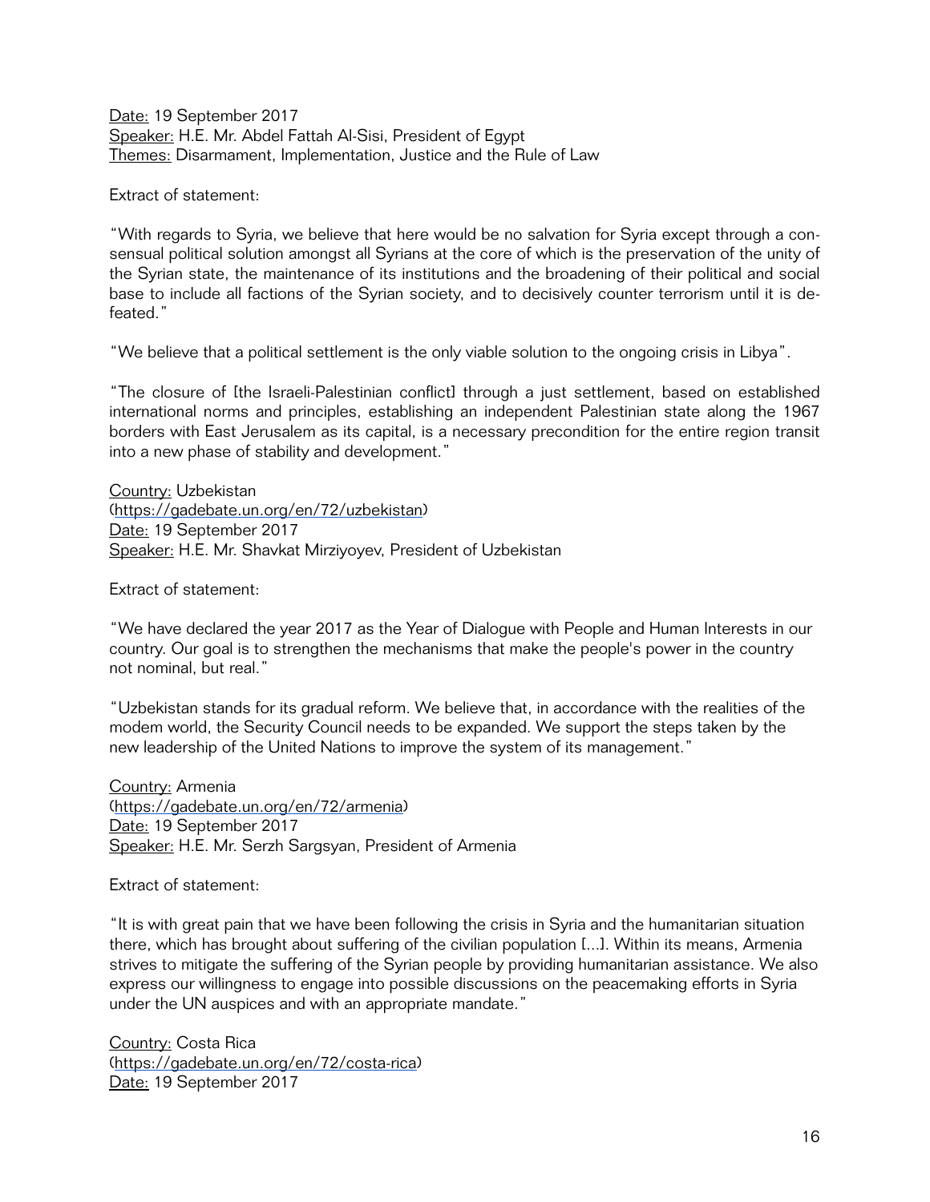Date: 19 September 2017
Speaker: H.E. Mr. Abdel Fattah Al-Sisi, President of Egypt
Themes: Disarmament, Implementation, Justice and the Rule of Law

Extract of statement:

"With regards to Syria, we believe that here would be no salvation for Syria except through a consensual political solution amongst all Syrians at the core of which is the preservation of the unity of the Syrian state, the maintenance of its institutions and the broadening of their political and social base to include all factions of the Syrian society, and to decisively counter terrorism until it is defeated."

"We believe that a political settlement is the only viable solution to the ongoing crisis in Libya".

"The closure of [the Israeli-Palestinian conflict] through a just settlement, based on established international norms and principles, establishing an independent Palestinian state along the 1967 borders with East Jerusalem as its capital, is a necessary precondition for the entire region transit into a new phase of stability and development."

Country: Uzbekistan
(https://gadebate.un.org/en/72/uzbekistan)
Date: 19 September 2017
Speaker: H.E. Mr. Shavkat Mirziyoyev, President of Uzbekistan

Extract of statement:

"We have declared the year 2017 as the Year of Dialogue with People and Human Interests in our country. Our goal is to strengthen the mechanisms that make the people's power in the country not nominal, but real."

"Uzbekistan stands for its gradual reform. We believe that, in accordance with the realities of the modem world, the Security Council needs to be expanded. We support the steps taken by the new leadership of the United Nations to improve the system of its management."

Country: Armenia
(https://gadebate.un.org/en/72/armenia)
Date: 19 September 2017
Speaker: H.E. Mr. Serzh Sargsyan, President of Armenia

Extract of statement:

"It is with great pain that we have been following the crisis in Syria and the humanitarian situation there, which has brought about suffering of the civilian population [...]. Within its means, Armenia strives to mitigate the suffering of the Syrian people by providing humanitarian assistance. We also express our willingness to engage into possible discussions on the peacemaking efforts in Syria under the UN auspices and with an appropriate mandate."

Country: Costa Rica
(https://gadebate.un.org/en/72/costa-rica)
Date: 19 September 2017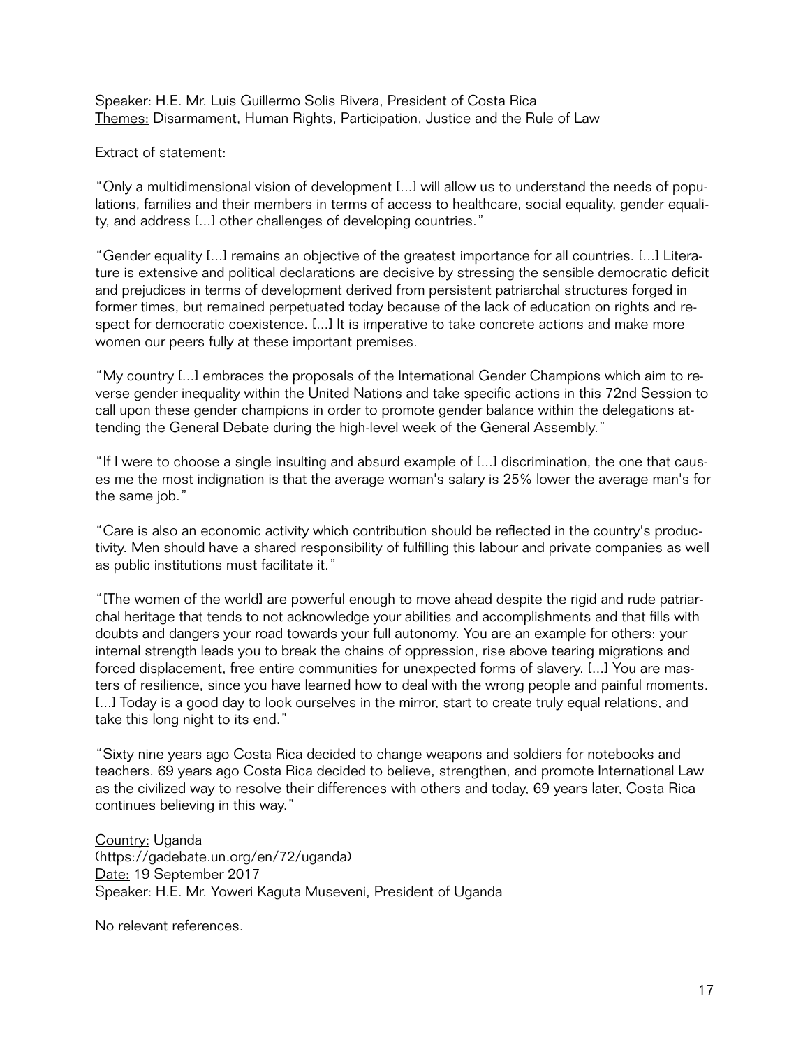Speaker: H.E. Mr. Luis Guillermo Solis Rivera, President of Costa Rica
Themes: Disarmament, Human Rights, Participation, Justice and the Rule of Law

Extract of statement:

"Only a multidimensional vision of development [...] will allow us to understand the needs of populations, families and their members in terms of access to healthcare, social equality, gender equality, and address [...] other challenges of developing countries."

"Gender equality [...] remains an objective of the greatest importance for all countries. [...] Literature is extensive and political declarations are decisive by stressing the sensible democratic deficit and prejudices in terms of development derived from persistent patriarchal structures forged in former times, but remained perpetuated today because of the lack of education on rights and respect for democratic coexistence. [...] It is imperative to take concrete actions and make more women our peers fully at these important premises.

"My country [...] embraces the proposals of the International Gender Champions which aim to reverse gender inequality within the United Nations and take specific actions in this 72nd Session to call upon these gender champions in order to promote gender balance within the delegations attending the General Debate during the high-level week of the General Assembly."

"If I were to choose a single insulting and absurd example of [...] discrimination, the one that causes me the most indignation is that the average woman's salary is 25% lower the average man's for the same job."

"Care is also an economic activity which contribution should be reflected in the country's productivity. Men should have a shared responsibility of fulfilling this labour and private companies as well as public institutions must facilitate it."

"[The women of the world] are powerful enough to move ahead despite the rigid and rude patriarchal heritage that tends to not acknowledge your abilities and accomplishments and that fills with doubts and dangers your road towards your full autonomy. You are an example for others: your internal strength leads you to break the chains of oppression, rise above tearing migrations and forced displacement, free entire communities for unexpected forms of slavery. [...] You are masters of resilience, since you have learned how to deal with the wrong people and painful moments. [...] Today is a good day to look ourselves in the mirror, start to create truly equal relations, and take this long night to its end."

"Sixty nine years ago Costa Rica decided to change weapons and soldiers for notebooks and teachers. 69 years ago Costa Rica decided to believe, strengthen, and promote International Law as the civilized way to resolve their differences with others and today, 69 years later, Costa Rica continues believing in this way."

Country: Uganda
(https://gadebate.un.org/en/72/uganda)
Date: 19 September 2017
Speaker: H.E. Mr. Yoweri Kaguta Museveni, President of Uganda

No relevant references.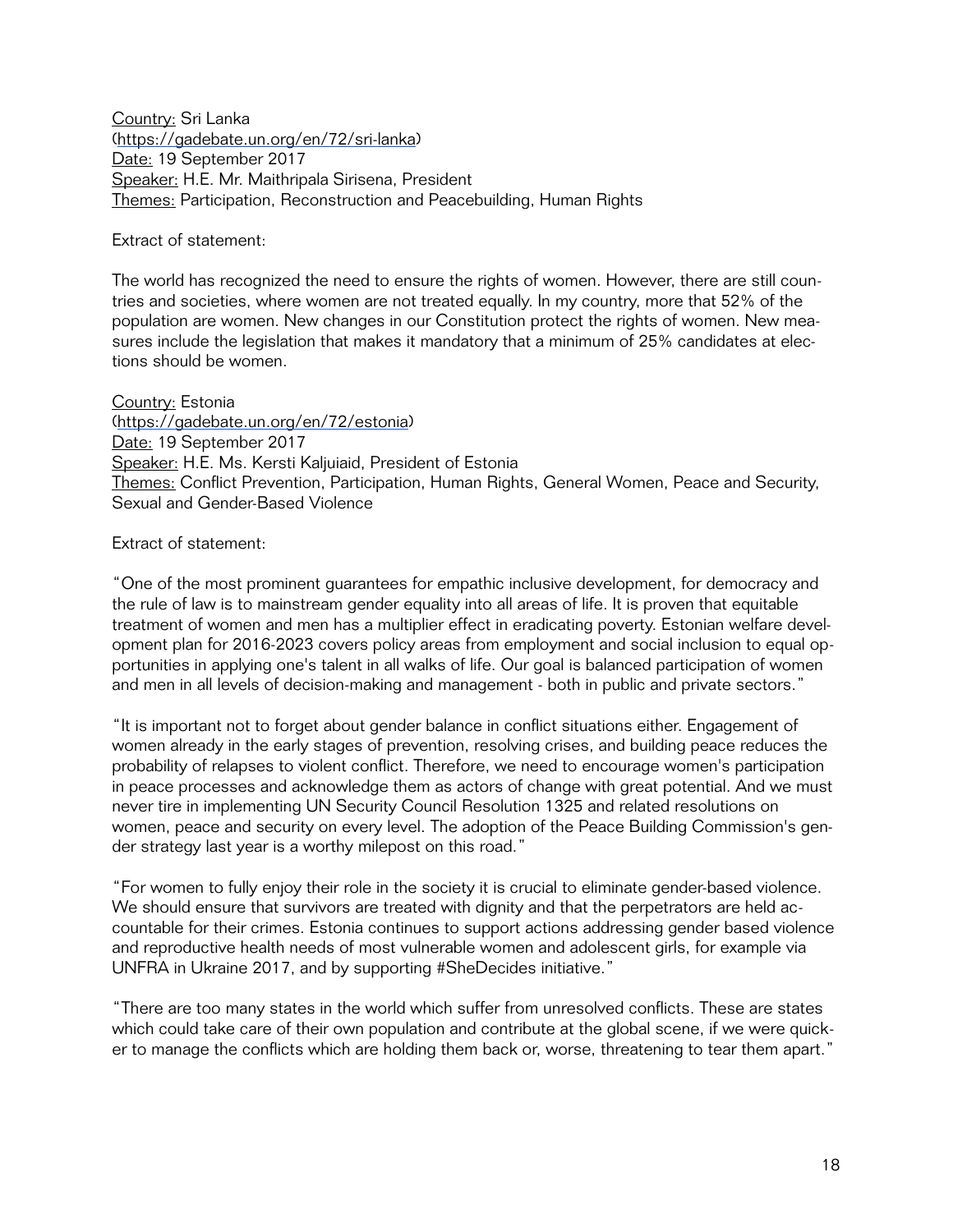Country: Sri Lanka
(https://gadebate.un.org/en/72/sri-lanka)
Date: 19 September 2017
Speaker: H.E. Mr. Maithripala Sirisena, President
Themes: Participation, Reconstruction and Peacebuilding, Human Rights

Extract of statement:

The world has recognized the need to ensure the rights of women. However, there are still countries and societies, where women are not treated equally. In my country, more that 52% of the population are women. New changes in our Constitution protect the rights of women. New measures include the legislation that makes it mandatory that a minimum of 25% candidates at elections should be women.

Country: Estonia
(https://gadebate.un.org/en/72/estonia)
Date: 19 September 2017
Speaker: H.E. Ms. Kersti Kaljuiaid, President of Estonia
Themes: Conflict Prevention, Participation, Human Rights, General Women, Peace and Security, Sexual and Gender-Based Violence

Extract of statement:

"One of the most prominent guarantees for empathic inclusive development, for democracy and the rule of law is to mainstream gender equality into all areas of life. It is proven that equitable treatment of women and men has a multiplier effect in eradicating poverty. Estonian welfare development plan for 2016-2023 covers policy areas from employment and social inclusion to equal opportunities in applying one's talent in all walks of life. Our goal is balanced participation of women and men in all levels of decision-making and management - both in public and private sectors."

"It is important not to forget about gender balance in conflict situations either. Engagement of women already in the early stages of prevention, resolving crises, and building peace reduces the probability of relapses to violent conflict. Therefore, we need to encourage women's participation in peace processes and acknowledge them as actors of change with great potential. And we must never tire in implementing UN Security Council Resolution 1325 and related resolutions on women, peace and security on every level. The adoption of the Peace Building Commission's gender strategy last year is a worthy milepost on this road."

"For women to fully enjoy their role in the society it is crucial to eliminate gender-based violence. We should ensure that survivors are treated with dignity and that the perpetrators are held accountable for their crimes. Estonia continues to support actions addressing gender based violence and reproductive health needs of most vulnerable women and adolescent girls, for example via UNFRA in Ukraine 2017, and by supporting #SheDecides initiative."

"There are too many states in the world which suffer from unresolved conflicts. These are states which could take care of their own population and contribute at the global scene, if we were quicker to manage the conflicts which are holding them back or, worse, threatening to tear them apart."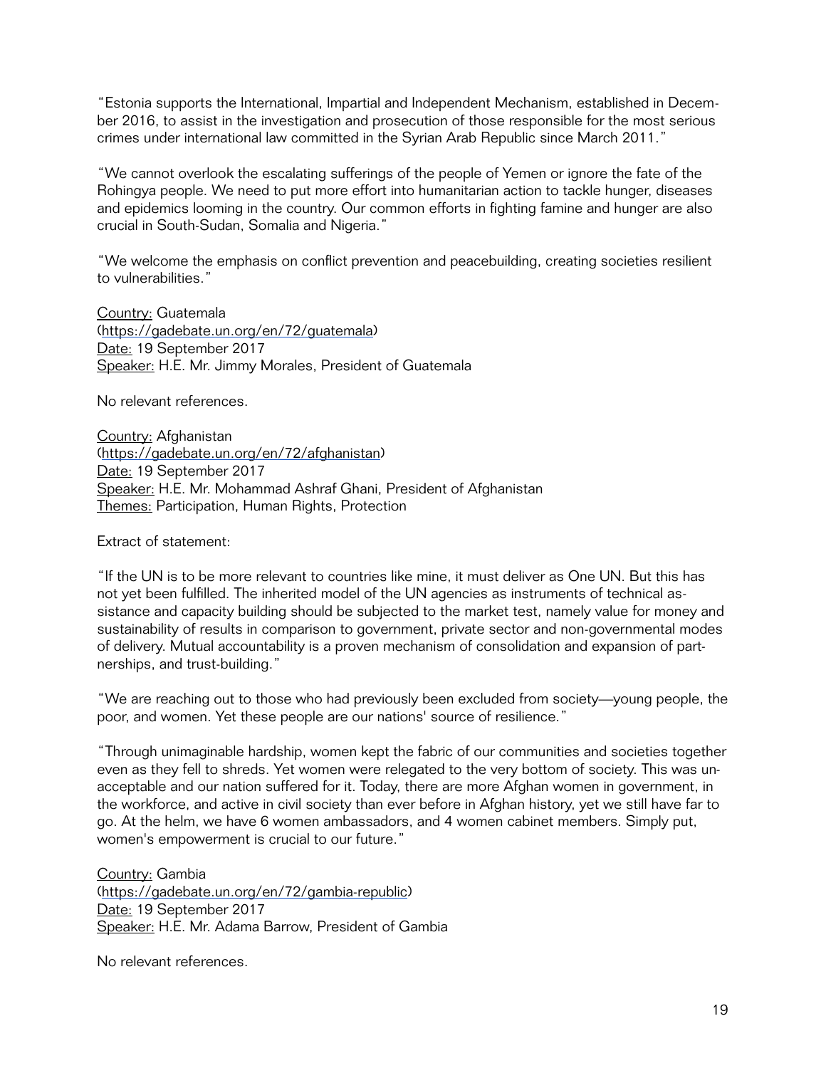"Estonia supports the International, Impartial and Independent Mechanism, established in December 2016, to assist in the investigation and prosecution of those responsible for the most serious crimes under international law committed in the Syrian Arab Republic since March 2011."

"We cannot overlook the escalating sufferings of the people of Yemen or ignore the fate of the Rohingya people. We need to put more effort into humanitarian action to tackle hunger, diseases and epidemics looming in the country. Our common efforts in fighting famine and hunger are also crucial in South-Sudan, Somalia and Nigeria."

"We welcome the emphasis on conflict prevention and peacebuilding, creating societies resilient to vulnerabilities."

Country: Guatemala
(https://gadebate.un.org/en/72/guatemala)
Date: 19 September 2017
Speaker: H.E. Mr. Jimmy Morales, President of Guatemala

No relevant references.

Country: Afghanistan
(https://gadebate.un.org/en/72/afghanistan)
Date: 19 September 2017
Speaker: H.E. Mr. Mohammad Ashraf Ghani, President of Afghanistan
Themes: Participation, Human Rights, Protection

Extract of statement:

"If the UN is to be more relevant to countries like mine, it must deliver as One UN. But this has not yet been fulfilled. The inherited model of the UN agencies as instruments of technical assistance and capacity building should be subjected to the market test, namely value for money and sustainability of results in comparison to government, private sector and non-governmental modes of delivery. Mutual accountability is a proven mechanism of consolidation and expansion of partnerships, and trust-building."

"We are reaching out to those who had previously been excluded from society—young people, the poor, and women. Yet these people are our nations' source of resilience."

"Through unimaginable hardship, women kept the fabric of our communities and societies together even as they fell to shreds. Yet women were relegated to the very bottom of society. This was unacceptable and our nation suffered for it. Today, there are more Afghan women in government, in the workforce, and active in civil society than ever before in Afghan history, yet we still have far to go. At the helm, we have 6 women ambassadors, and 4 women cabinet members. Simply put, women's empowerment is crucial to our future."

Country: Gambia
(https://gadebate.un.org/en/72/gambia-republic)
Date: 19 September 2017
Speaker: H.E. Mr. Adama Barrow, President of Gambia

No relevant references.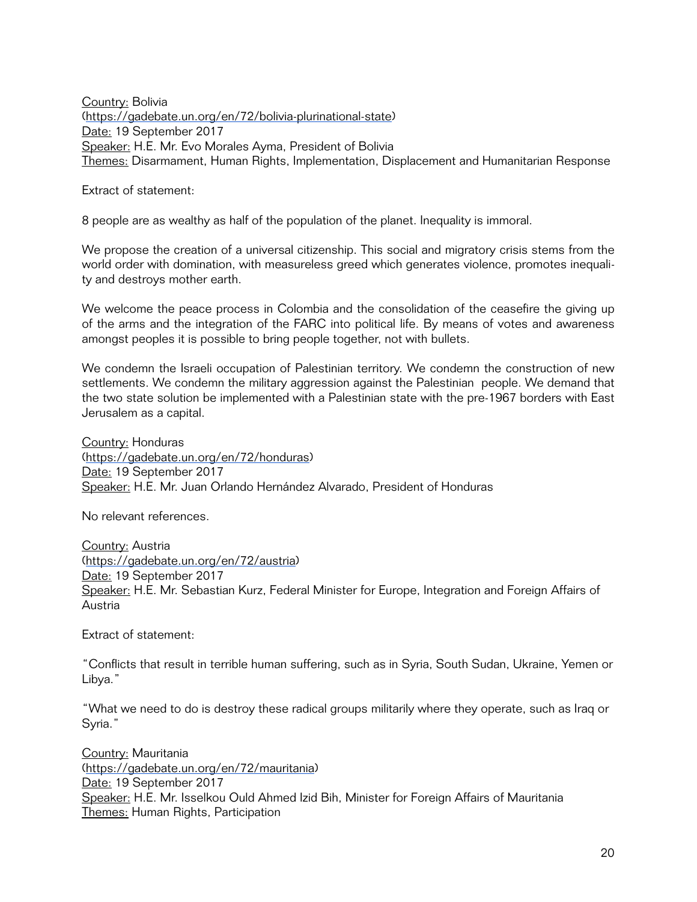Country: Bolivia
(https://gadebate.un.org/en/72/bolivia-plurinational-state)
Date: 19 September 2017
Speaker: H.E. Mr. Evo Morales Ayma, President of Bolivia
Themes: Disarmament, Human Rights, Implementation, Displacement and Humanitarian Response

Extract of statement:

8 people are as wealthy as half of the population of the planet. Inequality is immoral.

We propose the creation of a universal citizenship. This social and migratory crisis stems from the world order with domination, with measureless greed which generates violence, promotes inequality and destroys mother earth.

We welcome the peace process in Colombia and the consolidation of the ceasefire the giving up of the arms and the integration of the FARC into political life. By means of votes and awareness amongst peoples it is possible to bring people together, not with bullets.

We condemn the Israeli occupation of Palestinian territory. We condemn the construction of new settlements. We condemn the military aggression against the Palestinian people. We demand that the two state solution be implemented with a Palestinian state with the pre-1967 borders with East Jerusalem as a capital.

Country: Honduras
(https://gadebate.un.org/en/72/honduras)
Date: 19 September 2017
Speaker: H.E. Mr. Juan Orlando Hernández Alvarado, President of Honduras

No relevant references.

Country: Austria
(https://gadebate.un.org/en/72/austria)
Date: 19 September 2017
Speaker: H.E. Mr. Sebastian Kurz, Federal Minister for Europe, Integration and Foreign Affairs of Austria

Extract of statement:

"Conflicts that result in terrible human suffering, such as in Syria, South Sudan, Ukraine, Yemen or Libya."

"What we need to do is destroy these radical groups militarily where they operate, such as Iraq or Syria."

Country: Mauritania
(https://gadebate.un.org/en/72/mauritania)
Date: 19 September 2017
Speaker: H.E. Mr. Isselkou Ould Ahmed Izid Bih, Minister for Foreign Affairs of Mauritania
Themes: Human Rights, Participation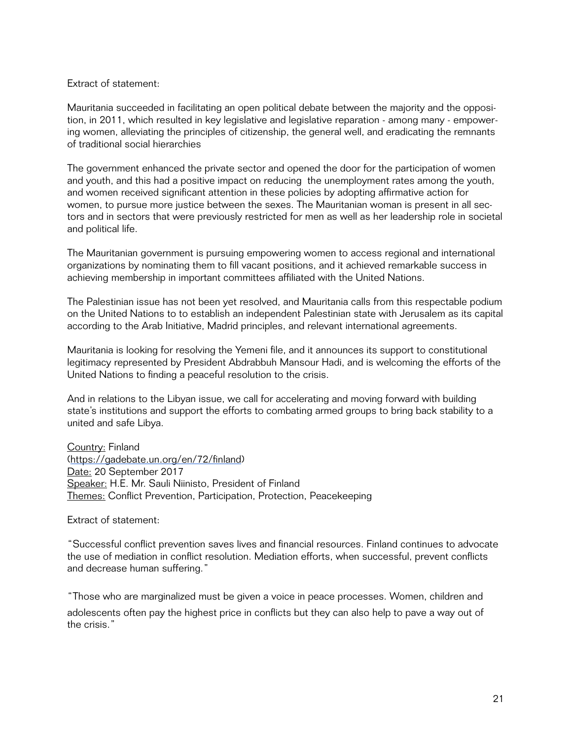Extract of statement:

Mauritania succeeded in facilitating an open political debate between the majority and the opposition, in 2011, which resulted in key legislative and legislative reparation - among many - empowering women, alleviating the principles of citizenship, the general well, and eradicating the remnants of traditional social hierarchies

The government enhanced the private sector and opened the door for the participation of women and youth, and this had a positive impact on reducing the unemployment rates among the youth, and women received significant attention in these policies by adopting affirmative action for women, to pursue more justice between the sexes. The Mauritanian woman is present in all sectors and in sectors that were previously restricted for men as well as her leadership role in societal and political life.

The Mauritanian government is pursuing empowering women to access regional and international organizations by nominating them to fill vacant positions, and it achieved remarkable success in achieving membership in important committees affiliated with the United Nations.

The Palestinian issue has not been yet resolved, and Mauritania calls from this respectable podium on the United Nations to to establish an independent Palestinian state with Jerusalem as its capital according to the Arab Initiative, Madrid principles, and relevant international agreements.

Mauritania is looking for resolving the Yemeni file, and it announces its support to constitutional legitimacy represented by President Abdrabbuh Mansour Hadi, and is welcoming the efforts of the United Nations to finding a peaceful resolution to the crisis.

And in relations to the Libyan issue, we call for accelerating and moving forward with building state's institutions and support the efforts to combating armed groups to bring back stability to a united and safe Libya.

Country: Finland
(https://gadebate.un.org/en/72/finland)
Date: 20 September 2017
Speaker: H.E. Mr. Sauli Niinisto, President of Finland
Themes: Conflict Prevention, Participation, Protection, Peacekeeping

Extract of statement:

"Successful conflict prevention saves lives and financial resources. Finland continues to advocate the use of mediation in conflict resolution. Mediation efforts, when successful, prevent conflicts and decrease human suffering."

"Those who are marginalized must be given a voice in peace processes. Women, children and adolescents often pay the highest price in conflicts but they can also help to pave a way out of the crisis."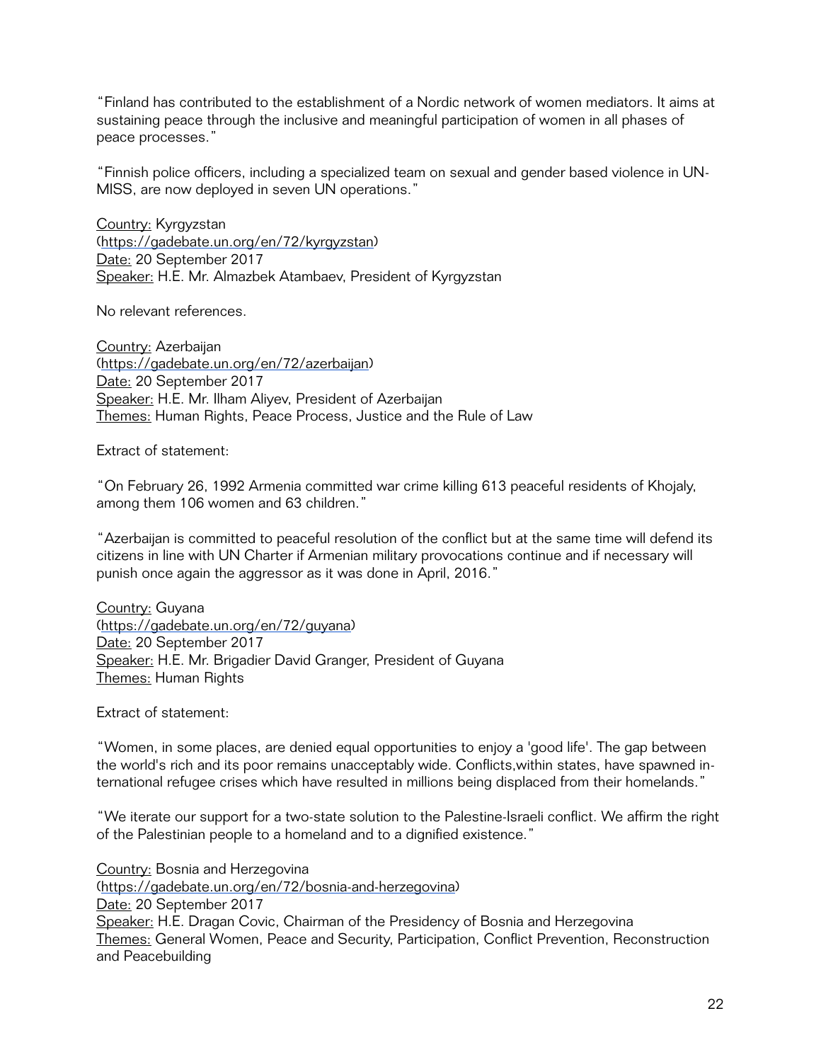"Finland has contributed to the establishment of a Nordic network of women mediators. It aims at sustaining peace through the inclusive and meaningful participation of women in all phases of peace processes."

"Finnish police officers, including a specialized team on sexual and gender based violence in UNMISS, are now deployed in seven UN operations."

Country: Kyrgyzstan
(https://gadebate.un.org/en/72/kyrgyzstan)
Date: 20 September 2017
Speaker: H.E. Mr. Almazbek Atambaev, President of Kyrgyzstan

No relevant references.

Country: Azerbaijan
(https://gadebate.un.org/en/72/azerbaijan)
Date: 20 September 2017
Speaker: H.E. Mr. Ilham Aliyev, President of Azerbaijan
Themes: Human Rights, Peace Process, Justice and the Rule of Law

Extract of statement:

"On February 26, 1992 Armenia committed war crime killing 613 peaceful residents of Khojaly, among them 106 women and 63 children."

"Azerbaijan is committed to peaceful resolution of the conflict but at the same time will defend its citizens in line with UN Charter if Armenian military provocations continue and if necessary will punish once again the aggressor as it was done in April, 2016."

Country: Guyana
(https://gadebate.un.org/en/72/guyana)
Date: 20 September 2017
Speaker: H.E. Mr. Brigadier David Granger, President of Guyana
Themes: Human Rights

Extract of statement:

"Women, in some places, are denied equal opportunities to enjoy a 'good life'. The gap between the world's rich and its poor remains unacceptably wide. Conflicts,within states, have spawned international refugee crises which have resulted in millions being displaced from their homelands."

"We iterate our support for a two-state solution to the Palestine-Israeli conflict. We affirm the right of the Palestinian people to a homeland and to a dignified existence."

Country: Bosnia and Herzegovina
(https://gadebate.un.org/en/72/bosnia-and-herzegovina)
Date: 20 September 2017
Speaker: H.E. Dragan Covic, Chairman of the Presidency of Bosnia and Herzegovina
Themes: General Women, Peace and Security, Participation, Conflict Prevention, Reconstruction and Peacebuilding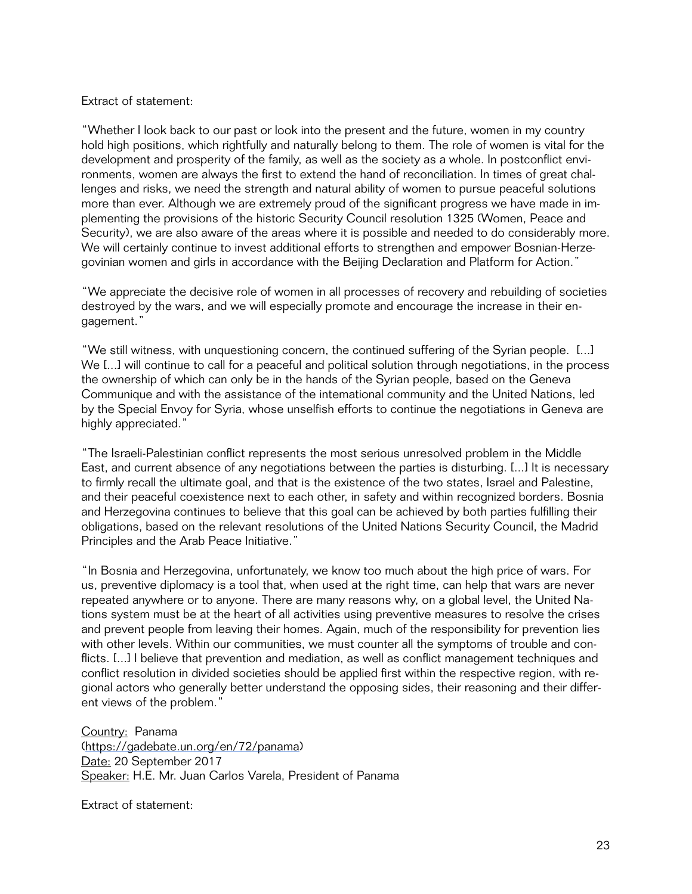Extract of statement:

“Whether I look back to our past or look into the present and the future, women in my country hold high positions, which rightfully and naturally belong to them. The role of women is vital for the development and prosperity of the family, as well as the society as a whole. In postconflict environments, women are always the first to extend the hand of reconciliation. In times of great challenges and risks, we need the strength and natural ability of women to pursue peaceful solutions more than ever. Although we are extremely proud of the significant progress we have made in implementing the provisions of the historic Security Council resolution 1325 (Women, Peace and Security), we are also aware of the areas where it is possible and needed to do considerably more. We will certainly continue to invest additional efforts to strengthen and empower Bosnian-Herzegovinian women and girls in accordance with the Beijing Declaration and Platform for Action.”

“We appreciate the decisive role of women in all processes of recovery and rebuilding of societies destroyed by the wars, and we will especially promote and encourage the increase in their engagement.”

“We still witness, with unquestioning concern, the continued suffering of the Syrian people. [...] We [...] will continue to call for a peaceful and political solution through negotiations, in the process the ownership of which can only be in the hands of the Syrian people, based on the Geneva Communique and with the assistance of the international community and the United Nations, led by the Special Envoy for Syria, whose unselfish efforts to continue the negotiations in Geneva are highly appreciated.”

“The Israeli-Palestinian conflict represents the most serious unresolved problem in the Middle East, and current absence of any negotiations between the parties is disturbing. [...] It is necessary to firmly recall the ultimate goal, and that is the existence of the two states, Israel and Palestine, and their peaceful coexistence next to each other, in safety and within recognized borders. Bosnia and Herzegovina continues to believe that this goal can be achieved by both parties fulfilling their obligations, based on the relevant resolutions of the United Nations Security Council, the Madrid Principles and the Arab Peace Initiative.”

“In Bosnia and Herzegovina, unfortunately, we know too much about the high price of wars. For us, preventive diplomacy is a tool that, when used at the right time, can help that wars are never repeated anywhere or to anyone. There are many reasons why, on a global level, the United Nations system must be at the heart of all activities using preventive measures to resolve the crises and prevent people from leaving their homes. Again, much of the responsibility for prevention lies with other levels. Within our communities, we must counter all the symptoms of trouble and conflicts. [...] I believe that prevention and mediation, as well as conflict management techniques and conflict resolution in divided societies should be applied first within the respective region, with regional actors who generally better understand the opposing sides, their reasoning and their different views of the problem.”

Country: Panama
(https://gadebate.un.org/en/72/panama)
Date: 20 September 2017
Speaker: H.E. Mr. Juan Carlos Varela, President of Panama

Extract of statement: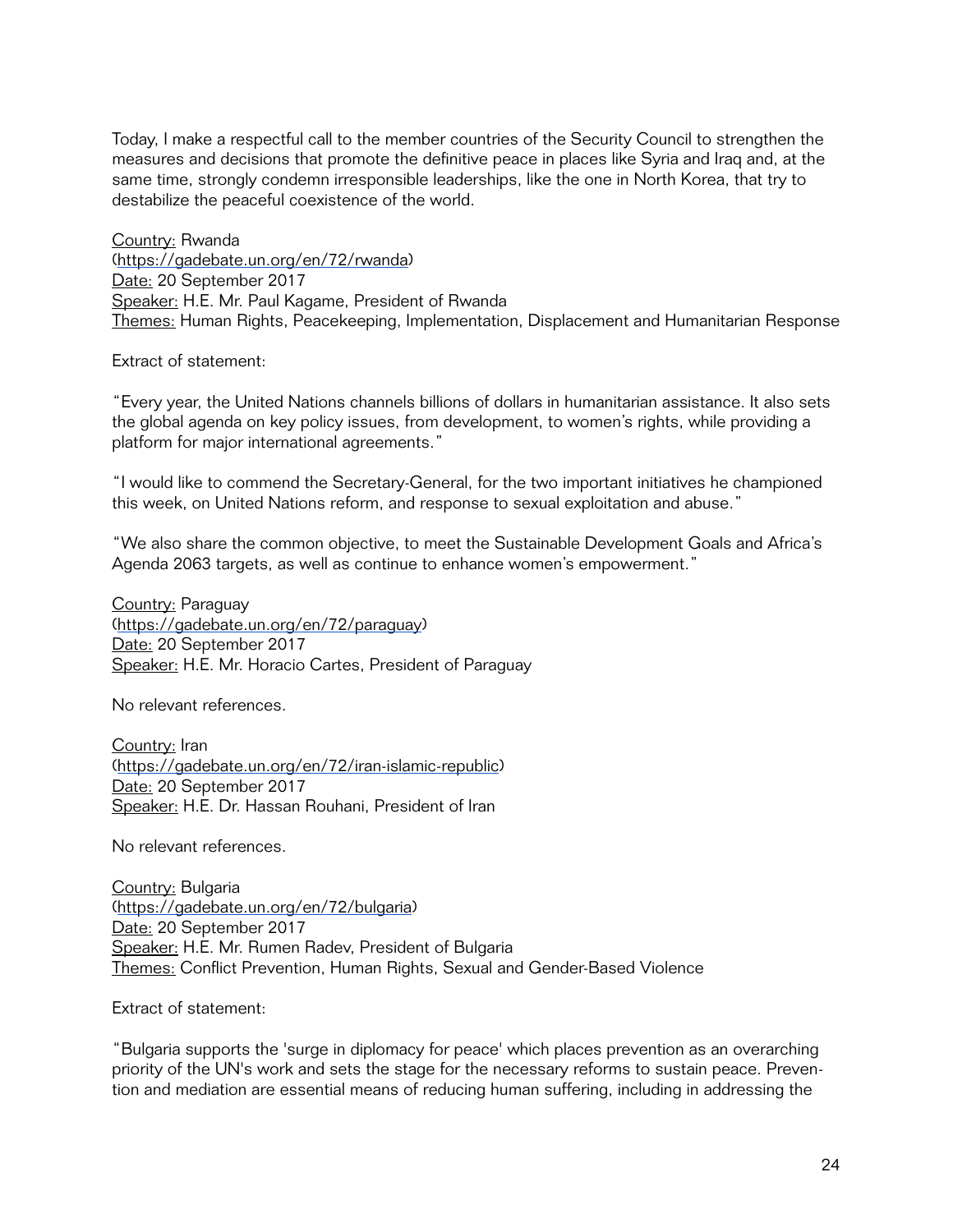Today, I make a respectful call to the member countries of the Security Council to strengthen the measures and decisions that promote the definitive peace in places like Syria and Iraq and, at the same time, strongly condemn irresponsible leaderships, like the one in North Korea, that try to destabilize the peaceful coexistence of the world.

Country: Rwanda
(https://gadebate.un.org/en/72/rwanda)
Date: 20 September 2017
Speaker: H.E. Mr. Paul Kagame, President of Rwanda
Themes: Human Rights, Peacekeeping, Implementation, Displacement and Humanitarian Response

Extract of statement:

"Every year, the United Nations channels billions of dollars in humanitarian assistance. It also sets the global agenda on key policy issues, from development, to women's rights, while providing a platform for major international agreements."

"I would like to commend the Secretary-General, for the two important initiatives he championed this week, on United Nations reform, and response to sexual exploitation and abuse."

"We also share the common objective, to meet the Sustainable Development Goals and Africa's Agenda 2063 targets, as well as continue to enhance women's empowerment."

Country: Paraguay
(https://gadebate.un.org/en/72/paraguay)
Date: 20 September 2017
Speaker: H.E. Mr. Horacio Cartes, President of Paraguay

No relevant references.

Country: Iran
(https://gadebate.un.org/en/72/iran-islamic-republic)
Date: 20 September 2017
Speaker: H.E. Dr. Hassan Rouhani, President of Iran

No relevant references.

Country: Bulgaria
(https://gadebate.un.org/en/72/bulgaria)
Date: 20 September 2017
Speaker: H.E. Mr. Rumen Radev, President of Bulgaria
Themes: Conflict Prevention, Human Rights, Sexual and Gender-Based Violence

Extract of statement:

"Bulgaria supports the 'surge in diplomacy for peace' which places prevention as an overarching priority of the UN's work and sets the stage for the necessary reforms to sustain peace. Prevention and mediation are essential means of reducing human suffering, including in addressing the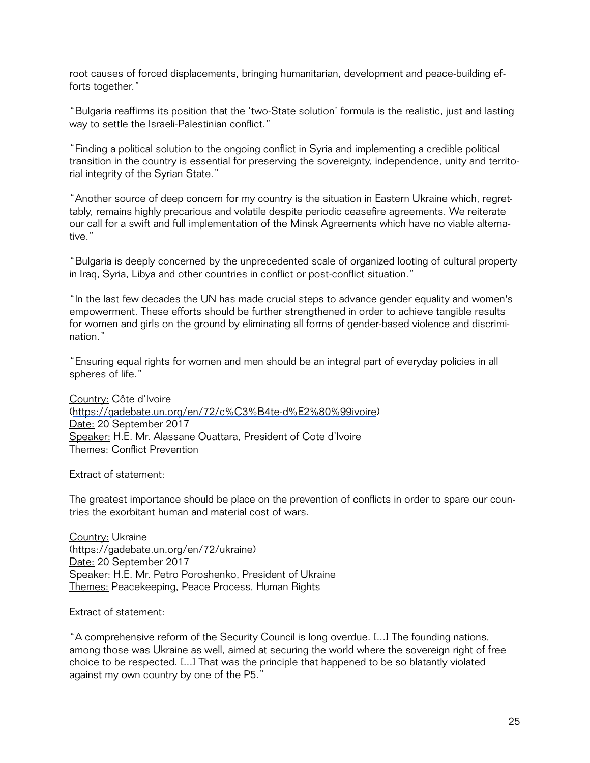root causes of forced displacements, bringing humanitarian, development and peace-building efforts together."

"Bulgaria reaffirms its position that the 'two-State solution' formula is the realistic, just and lasting way to settle the Israeli-Palestinian conflict."

"Finding a political solution to the ongoing conflict in Syria and implementing a credible political transition in the country is essential for preserving the sovereignty, independence, unity and territorial integrity of the Syrian State."

"Another source of deep concern for my country is the situation in Eastern Ukraine which, regrettably, remains highly precarious and volatile despite periodic ceasefire agreements. We reiterate our call for a swift and full implementation of the Minsk Agreements which have no viable alternative."

"Bulgaria is deeply concerned by the unprecedented scale of organized looting of cultural property in Iraq, Syria, Libya and other countries in conflict or post-conflict situation."

"In the last few decades the UN has made crucial steps to advance gender equality and women's empowerment. These efforts should be further strengthened in order to achieve tangible results for women and girls on the ground by eliminating all forms of gender-based violence and discrimination."

"Ensuring equal rights for women and men should be an integral part of everyday policies in all spheres of life."

Country: Côte d'Ivoire
(https://gadebate.un.org/en/72/c%C3%B4te-d%E2%80%99ivoire)
Date: 20 September 2017
Speaker: H.E. Mr. Alassane Ouattara, President of Cote d'Ivoire
Themes: Conflict Prevention

Extract of statement:

The greatest importance should be place on the prevention of conflicts in order to spare our countries the exorbitant human and material cost of wars.

Country: Ukraine
(https://gadebate.un.org/en/72/ukraine)
Date: 20 September 2017
Speaker: H.E. Mr. Petro Poroshenko, President of Ukraine
Themes: Peacekeeping, Peace Process, Human Rights

Extract of statement:

"A comprehensive reform of the Security Council is long overdue. [...] The founding nations, among those was Ukraine as well, aimed at securing the world where the sovereign right of free choice to be respected. [...] That was the principle that happened to be so blatantly violated against my own country by one of the P5."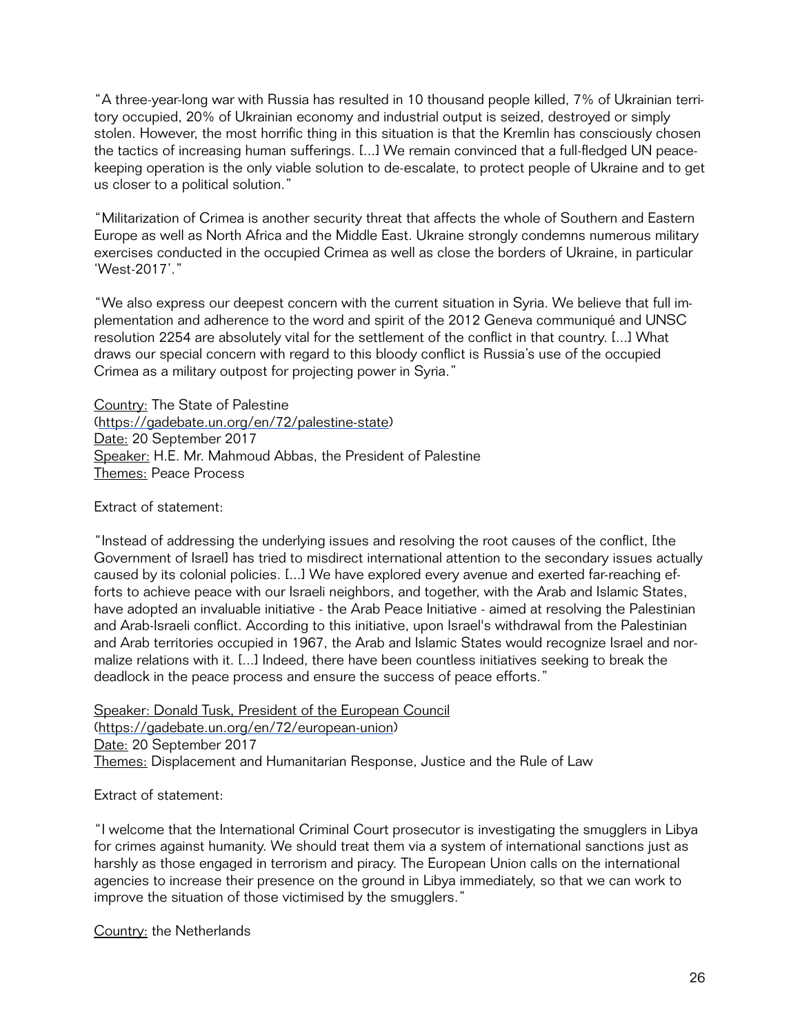"A three-year-long war with Russia has resulted in 10 thousand people killed, 7% of Ukrainian territory occupied, 20% of Ukrainian economy and industrial output is seized, destroyed or simply stolen. However, the most horrific thing in this situation is that the Kremlin has consciously chosen the tactics of increasing human sufferings. [...] We remain convinced that a full-fledged UN peacekeeping operation is the only viable solution to de-escalate, to protect people of Ukraine and to get us closer to a political solution."

"Militarization of Crimea is another security threat that affects the whole of Southern and Eastern Europe as well as North Africa and the Middle East. Ukraine strongly condemns numerous military exercises conducted in the occupied Crimea as well as close the borders of Ukraine, in particular 'West-2017'."

"We also express our deepest concern with the current situation in Syria. We believe that full implementation and adherence to the word and spirit of the 2012 Geneva communiqué and UNSC resolution 2254 are absolutely vital for the settlement of the conflict in that country. [...] What draws our special concern with regard to this bloody conflict is Russia's use of the occupied Crimea as a military outpost for projecting power in Syria."

Country: The State of Palestine
(https://gadebate.un.org/en/72/palestine-state)
Date: 20 September 2017
Speaker: H.E. Mr. Mahmoud Abbas, the President of Palestine
Themes: Peace Process

Extract of statement:

"Instead of addressing the underlying issues and resolving the root causes of the conflict, [the Government of Israel] has tried to misdirect international attention to the secondary issues actually caused by its colonial policies. [...] We have explored every avenue and exerted far-reaching efforts to achieve peace with our Israeli neighbors, and together, with the Arab and Islamic States, have adopted an invaluable initiative - the Arab Peace Initiative - aimed at resolving the Palestinian and Arab-Israeli conflict. According to this initiative, upon Israel's withdrawal from the Palestinian and Arab territories occupied in 1967, the Arab and Islamic States would recognize Israel and normalize relations with it. [...] Indeed, there have been countless initiatives seeking to break the deadlock in the peace process and ensure the success of peace efforts."

Speaker: Donald Tusk, President of the European Council
(https://gadebate.un.org/en/72/european-union)
Date: 20 September 2017
Themes: Displacement and Humanitarian Response, Justice and the Rule of Law

Extract of statement:

"I welcome that the International Criminal Court prosecutor is investigating the smugglers in Libya for crimes against humanity. We should treat them via a system of international sanctions just as harshly as those engaged in terrorism and piracy. The European Union calls on the international agencies to increase their presence on the ground in Libya immediately, so that we can work to improve the situation of those victimised by the smugglers."

Country: the Netherlands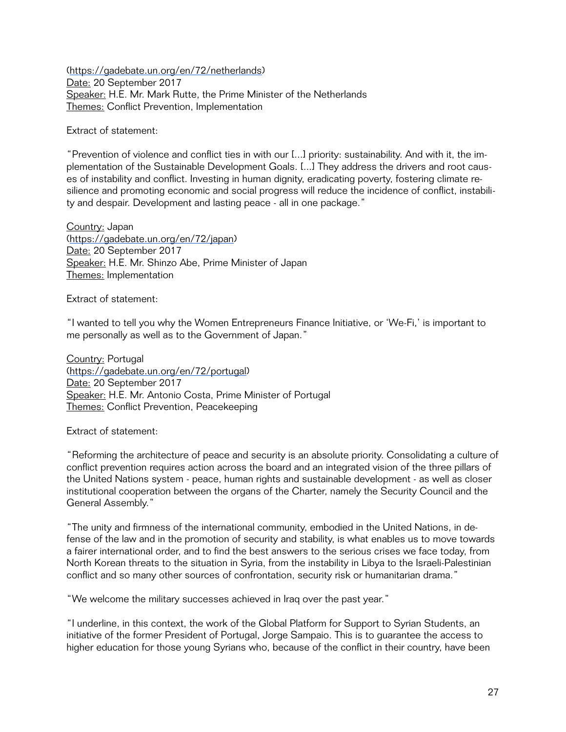(https://gadebate.un.org/en/72/netherlands)
Date: 20 September 2017
Speaker: H.E. Mr. Mark Rutte, the Prime Minister of the Netherlands
Themes: Conflict Prevention, Implementation

Extract of statement:

"Prevention of violence and conflict ties in with our [...] priority: sustainability. And with it, the implementation of the Sustainable Development Goals. [...] They address the drivers and root causes of instability and conflict. Investing in human dignity, eradicating poverty, fostering climate resilience and promoting economic and social progress will reduce the incidence of conflict, instability and despair. Development and lasting peace - all in one package."

Country: Japan
(https://gadebate.un.org/en/72/japan)
Date: 20 September 2017
Speaker: H.E. Mr. Shinzo Abe, Prime Minister of Japan
Themes: Implementation

Extract of statement:

"I wanted to tell you why the Women Entrepreneurs Finance Initiative, or 'We-Fi,' is important to me personally as well as to the Government of Japan."

Country: Portugal
(https://gadebate.un.org/en/72/portugal)
Date: 20 September 2017
Speaker: H.E. Mr. Antonio Costa, Prime Minister of Portugal
Themes: Conflict Prevention, Peacekeeping

Extract of statement:

"Reforming the architecture of peace and security is an absolute priority. Consolidating a culture of conflict prevention requires action across the board and an integrated vision of the three pillars of the United Nations system - peace, human rights and sustainable development - as well as closer institutional cooperation between the organs of the Charter, namely the Security Council and the General Assembly."

"The unity and firmness of the international community, embodied in the United Nations, in defense of the law and in the promotion of security and stability, is what enables us to move towards a fairer international order, and to find the best answers to the serious crises we face today, from North Korean threats to the situation in Syria, from the instability in Libya to the Israeli-Palestinian conflict and so many other sources of confrontation, security risk or humanitarian drama."

"We welcome the military successes achieved in Iraq over the past year."

"I underline, in this context, the work of the Global Platform for Support to Syrian Students, an initiative of the former President of Portugal, Jorge Sampaio. This is to guarantee the access to higher education for those young Syrians who, because of the conflict in their country, have been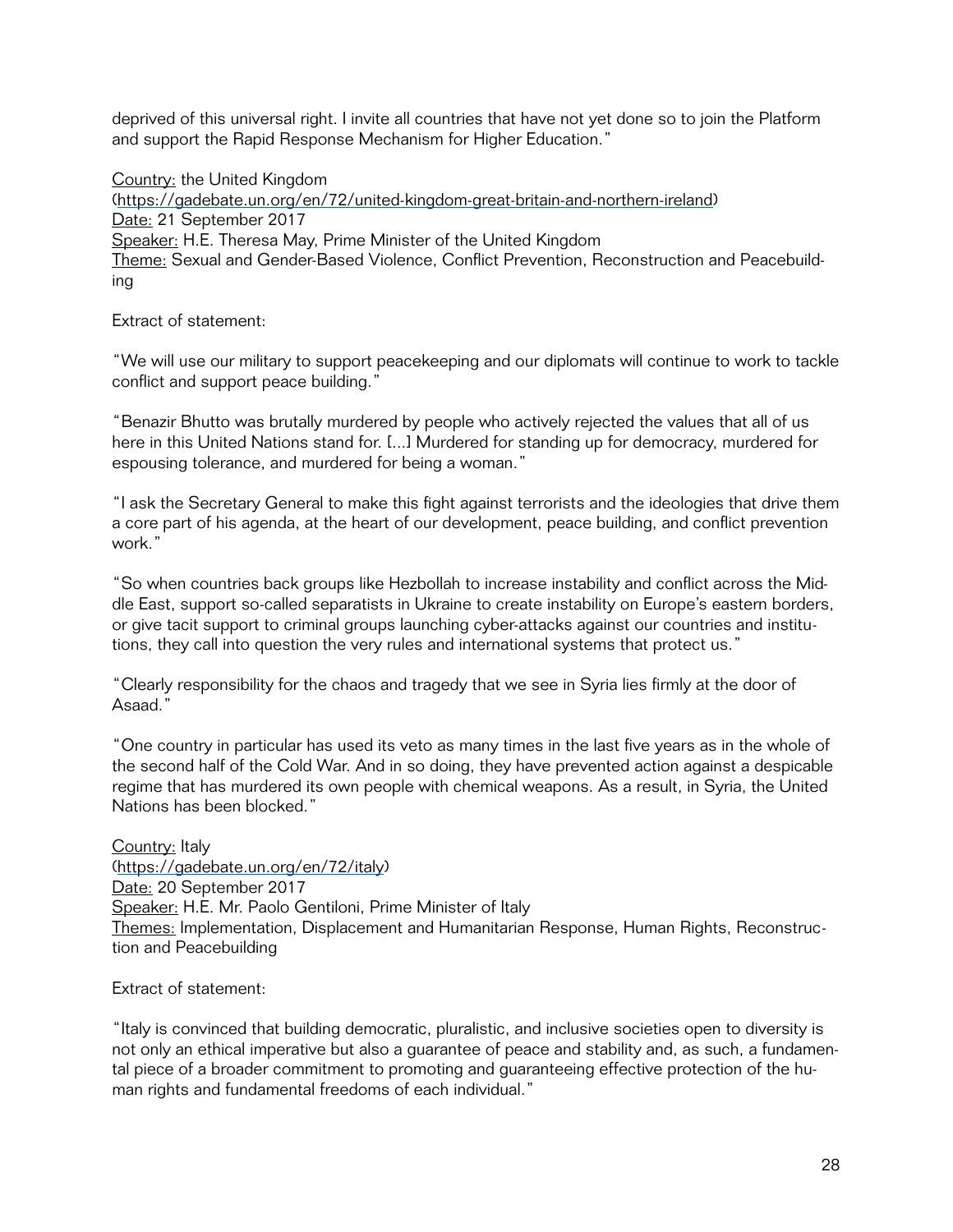deprived of this universal right. I invite all countries that have not yet done so to join the Platform and support the Rapid Response Mechanism for Higher Education."

Country: the United Kingdom
(https://gadebate.un.org/en/72/united-kingdom-great-britain-and-northern-ireland)
Date: 21 September 2017
Speaker: H.E. Theresa May, Prime Minister of the United Kingdom
Theme: Sexual and Gender-Based Violence, Conflict Prevention, Reconstruction and Peacebuilding

Extract of statement:

"We will use our military to support peacekeeping and our diplomats will continue to work to tackle conflict and support peace building."

"Benazir Bhutto was brutally murdered by people who actively rejected the values that all of us here in this United Nations stand for. [...] Murdered for standing up for democracy, murdered for espousing tolerance, and murdered for being a woman."

"I ask the Secretary General to make this fight against terrorists and the ideologies that drive them a core part of his agenda, at the heart of our development, peace building, and conflict prevention work."

"So when countries back groups like Hezbollah to increase instability and conflict across the Middle East, support so-called separatists in Ukraine to create instability on Europe's eastern borders, or give tacit support to criminal groups launching cyber-attacks against our countries and institutions, they call into question the very rules and international systems that protect us."

"Clearly responsibility for the chaos and tragedy that we see in Syria lies firmly at the door of Asaad."

"One country in particular has used its veto as many times in the last five years as in the whole of the second half of the Cold War. And in so doing, they have prevented action against a despicable regime that has murdered its own people with chemical weapons. As a result, in Syria, the United Nations has been blocked."

Country: Italy
(https://gadebate.un.org/en/72/italy)
Date: 20 September 2017
Speaker: H.E. Mr. Paolo Gentiloni, Prime Minister of Italy
Themes: Implementation, Displacement and Humanitarian Response, Human Rights, Reconstruction and Peacebuilding

Extract of statement:

"Italy is convinced that building democratic, pluralistic, and inclusive societies open to diversity is not only an ethical imperative but also a guarantee of peace and stability and, as such, a fundamental piece of a broader commitment to promoting and guaranteeing effective protection of the human rights and fundamental freedoms of each individual."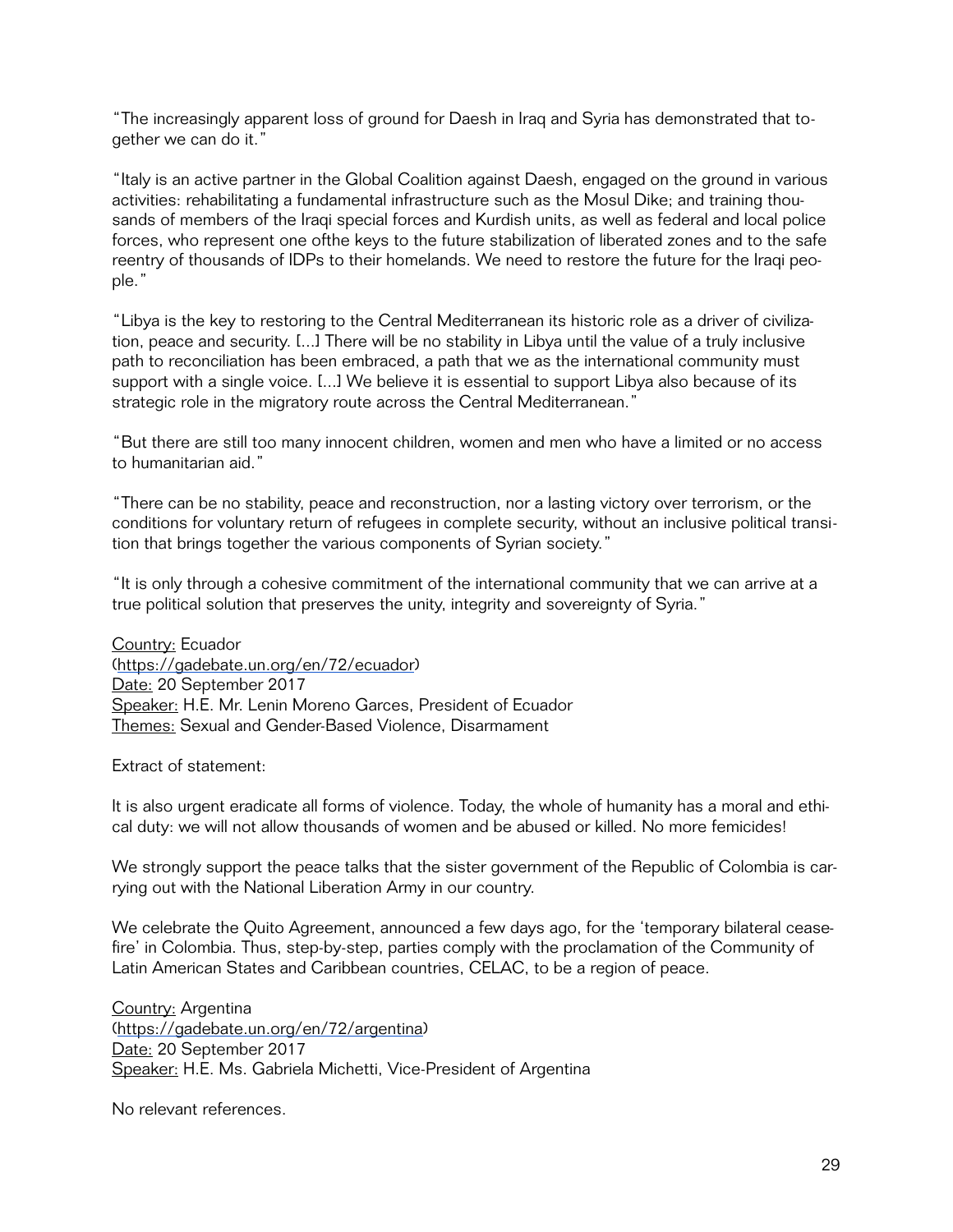"The increasingly apparent loss of ground for Daesh in Iraq and Syria has demonstrated that together we can do it."

"Italy is an active partner in the Global Coalition against Daesh, engaged on the ground in various activities: rehabilitating a fundamental infrastructure such as the Mosul Dike; and training thousands of members of the Iraqi special forces and Kurdish units, as well as federal and local police forces, who represent one ofthe keys to the future stabilization of liberated zones and to the safe reentry of thousands of IDPs to their homelands. We need to restore the future for the Iraqi people."

"Libya is the key to restoring to the Central Mediterranean its historic role as a driver of civilization, peace and security. [...] There will be no stability in Libya until the value of a truly inclusive path to reconciliation has been embraced, a path that we as the international community must support with a single voice. [...] We believe it is essential to support Libya also because of its strategic role in the migratory route across the Central Mediterranean."

"But there are still too many innocent children, women and men who have a limited or no access to humanitarian aid."

"There can be no stability, peace and reconstruction, nor a lasting victory over terrorism, or the conditions for voluntary return of refugees in complete security, without an inclusive political transition that brings together the various components of Syrian society."

"It is only through a cohesive commitment of the international community that we can arrive at a true political solution that preserves the unity, integrity and sovereignty of Syria."

Country: Ecuador
(https://gadebate.un.org/en/72/ecuador)
Date: 20 September 2017
Speaker: H.E. Mr. Lenin Moreno Garces, President of Ecuador
Themes: Sexual and Gender-Based Violence, Disarmament

Extract of statement:

It is also urgent eradicate all forms of violence. Today, the whole of humanity has a moral and ethical duty: we will not allow thousands of women and be abused or killed. No more femicides!

We strongly support the peace talks that the sister government of the Republic of Colombia is carrying out with the National Liberation Army in our country.

We celebrate the Quito Agreement, announced a few days ago, for the 'temporary bilateral ceasefire' in Colombia. Thus, step-by-step, parties comply with the proclamation of the Community of Latin American States and Caribbean countries, CELAC, to be a region of peace.

Country: Argentina
(https://gadebate.un.org/en/72/argentina)
Date: 20 September 2017
Speaker: H.E. Ms. Gabriela Michetti, Vice-President of Argentina

No relevant references.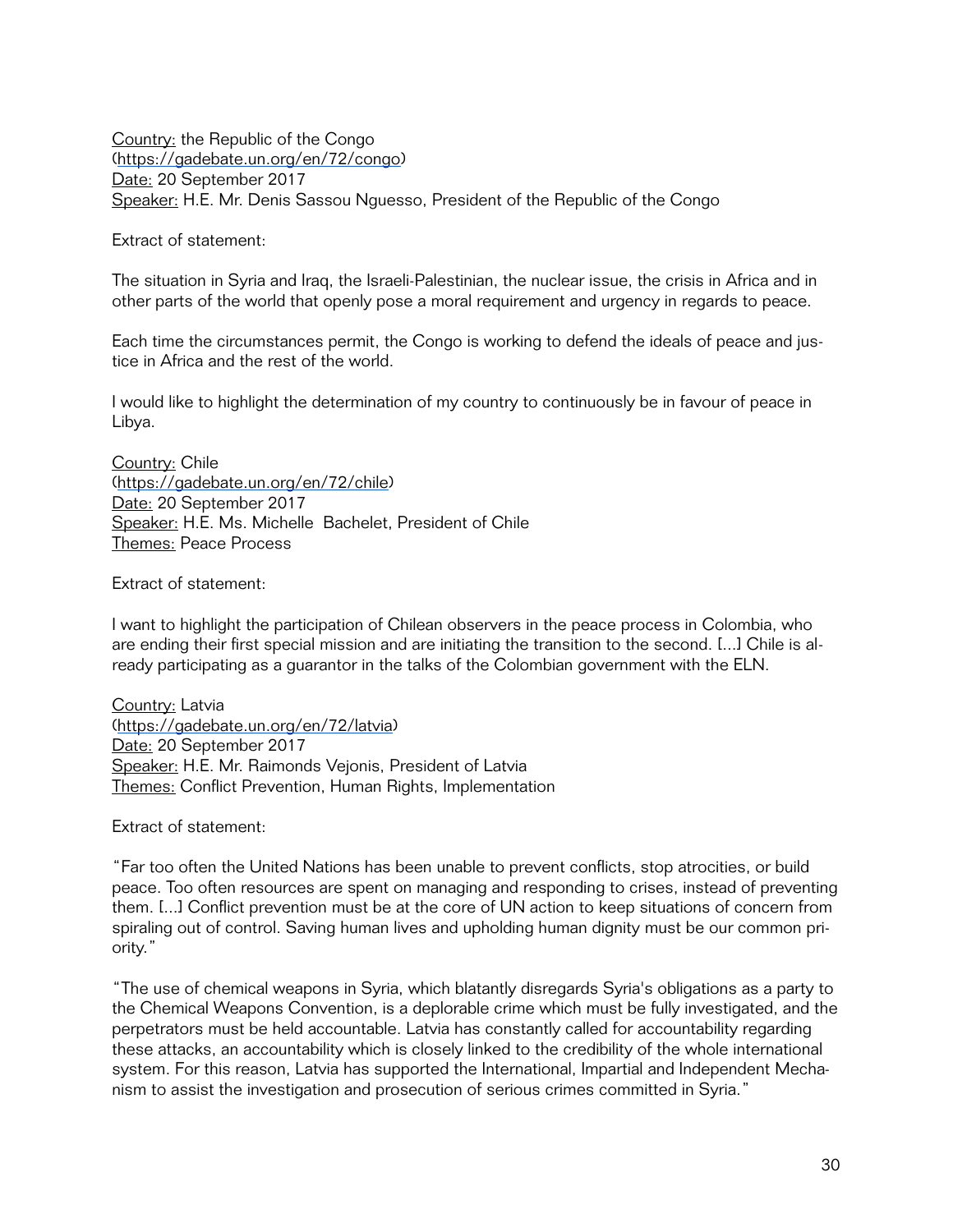Country: the Republic of the Congo
(https://gadebate.un.org/en/72/congo)
Date: 20 September 2017
Speaker: H.E. Mr. Denis Sassou Nguesso, President of the Republic of the Congo

Extract of statement:

The situation in Syria and Iraq, the Israeli-Palestinian, the nuclear issue, the crisis in Africa and in other parts of the world that openly pose a moral requirement and urgency in regards to peace.

Each time the circumstances permit, the Congo is working to defend the ideals of peace and justice in Africa and the rest of the world.

I would like to highlight the determination of my country to continuously be in favour of peace in Libya.

Country: Chile
(https://gadebate.un.org/en/72/chile)
Date: 20 September 2017
Speaker: H.E. Ms. Michelle Bachelet, President of Chile
Themes: Peace Process

Extract of statement:

I want to highlight the participation of Chilean observers in the peace process in Colombia, who are ending their first special mission and are initiating the transition to the second. [...] Chile is already participating as a guarantor in the talks of the Colombian government with the ELN.

Country: Latvia
(https://gadebate.un.org/en/72/latvia)
Date: 20 September 2017
Speaker: H.E. Mr. Raimonds Vejonis, President of Latvia
Themes: Conflict Prevention, Human Rights, Implementation

Extract of statement:

"Far too often the United Nations has been unable to prevent conflicts, stop atrocities, or build peace. Too often resources are spent on managing and responding to crises, instead of preventing them. [...] Conflict prevention must be at the core of UN action to keep situations of concern from spiraling out of control. Saving human lives and upholding human dignity must be our common priority."

"The use of chemical weapons in Syria, which blatantly disregards Syria's obligations as a party to the Chemical Weapons Convention, is a deplorable crime which must be fully investigated, and the perpetrators must be held accountable. Latvia has constantly called for accountability regarding these attacks, an accountability which is closely linked to the credibility of the whole international system. For this reason, Latvia has supported the International, Impartial and Independent Mechanism to assist the investigation and prosecution of serious crimes committed in Syria."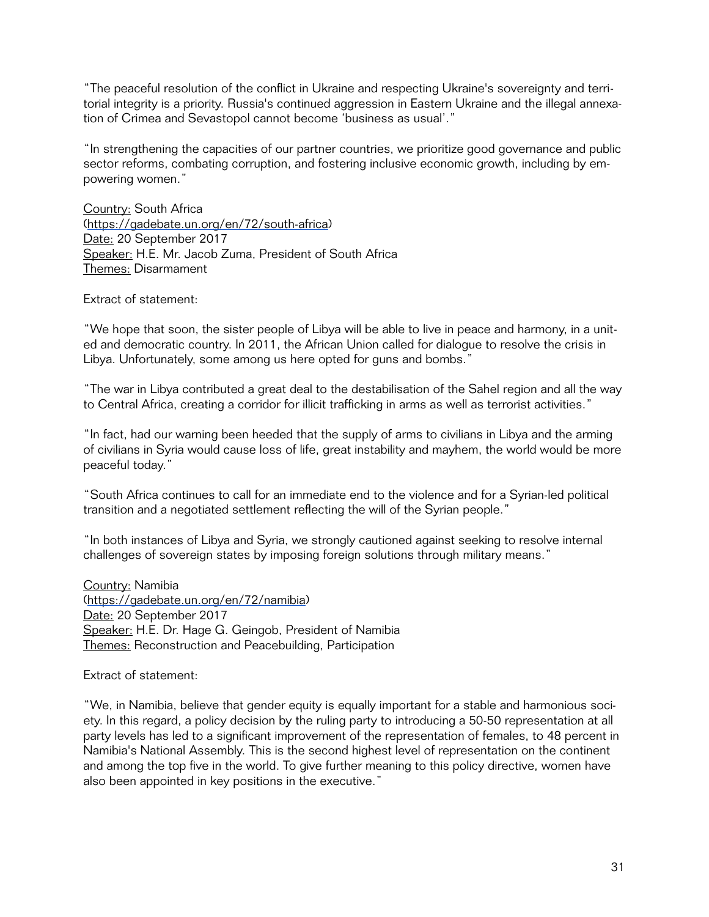"The peaceful resolution of the conflict in Ukraine and respecting Ukraine's sovereignty and territorial integrity is a priority. Russia's continued aggression in Eastern Ukraine and the illegal annexation of Crimea and Sevastopol cannot become 'business as usual'."

"In strengthening the capacities of our partner countries, we prioritize good governance and public sector reforms, combating corruption, and fostering inclusive economic growth, including by empowering women."

Country: South Africa
(https://gadebate.un.org/en/72/south-africa)
Date: 20 September 2017
Speaker: H.E. Mr. Jacob Zuma, President of South Africa
Themes: Disarmament

Extract of statement:

"We hope that soon, the sister people of Libya will be able to live in peace and harmony, in a united and democratic country. In 2011, the African Union called for dialogue to resolve the crisis in Libya. Unfortunately, some among us here opted for guns and bombs."

"The war in Libya contributed a great deal to the destabilisation of the Sahel region and all the way to Central Africa, creating a corridor for illicit trafficking in arms as well as terrorist activities."

"In fact, had our warning been heeded that the supply of arms to civilians in Libya and the arming of civilians in Syria would cause loss of life, great instability and mayhem, the world would be more peaceful today."

"South Africa continues to call for an immediate end to the violence and for a Syrian-led political transition and a negotiated settlement reflecting the will of the Syrian people."

"In both instances of Libya and Syria, we strongly cautioned against seeking to resolve internal challenges of sovereign states by imposing foreign solutions through military means."

Country: Namibia
(https://gadebate.un.org/en/72/namibia)
Date: 20 September 2017
Speaker: H.E. Dr. Hage G. Geingob, President of Namibia
Themes: Reconstruction and Peacebuilding, Participation

Extract of statement:

"We, in Namibia, believe that gender equity is equally important for a stable and harmonious society. In this regard, a policy decision by the ruling party to introducing a 50-50 representation at all party levels has led to a significant improvement of the representation of females, to 48 percent in Namibia's National Assembly. This is the second highest level of representation on the continent and among the top five in the world. To give further meaning to this policy directive, women have also been appointed in key positions in the executive."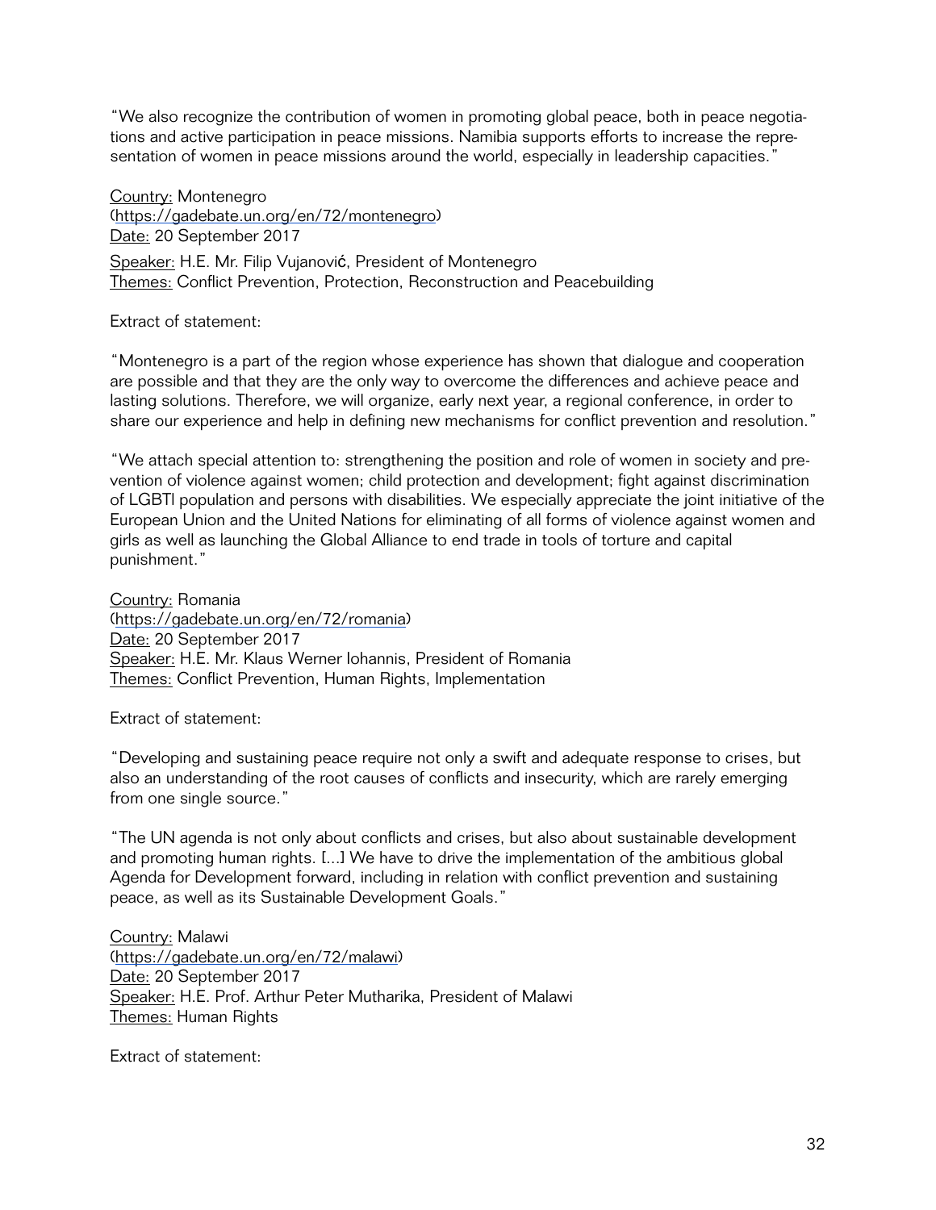"We also recognize the contribution of women in promoting global peace, both in peace negotiations and active participation in peace missions. Namibia supports efforts to increase the representation of women in peace missions around the world, especially in leadership capacities."

Country: Montenegro
(https://gadebate.un.org/en/72/montenegro)
Date: 20 September 2017
Speaker: H.E. Mr. Filip Vujanović, President of Montenegro
Themes: Conflict Prevention, Protection, Reconstruction and Peacebuilding

Extract of statement:

"Montenegro is a part of the region whose experience has shown that dialogue and cooperation are possible and that they are the only way to overcome the differences and achieve peace and lasting solutions. Therefore, we will organize, early next year, a regional conference, in order to share our experience and help in defining new mechanisms for conflict prevention and resolution."

"We attach special attention to: strengthening the position and role of women in society and prevention of violence against women; child protection and development; fight against discrimination of LGBTI population and persons with disabilities. We especially appreciate the joint initiative of the European Union and the United Nations for eliminating of all forms of violence against women and girls as well as launching the Global Alliance to end trade in tools of torture and capital punishment."

Country: Romania
(https://gadebate.un.org/en/72/romania)
Date: 20 September 2017
Speaker: H.E. Mr. Klaus Werner Iohannis, President of Romania
Themes: Conflict Prevention, Human Rights, Implementation

Extract of statement:

"Developing and sustaining peace require not only a swift and adequate response to crises, but also an understanding of the root causes of conflicts and insecurity, which are rarely emerging from one single source."

"The UN agenda is not only about conflicts and crises, but also about sustainable development and promoting human rights. [...] We have to drive the implementation of the ambitious global Agenda for Development forward, including in relation with conflict prevention and sustaining peace, as well as its Sustainable Development Goals."

Country: Malawi
(https://gadebate.un.org/en/72/malawi)
Date: 20 September 2017
Speaker: H.E. Prof. Arthur Peter Mutharika, President of Malawi
Themes: Human Rights

Extract of statement: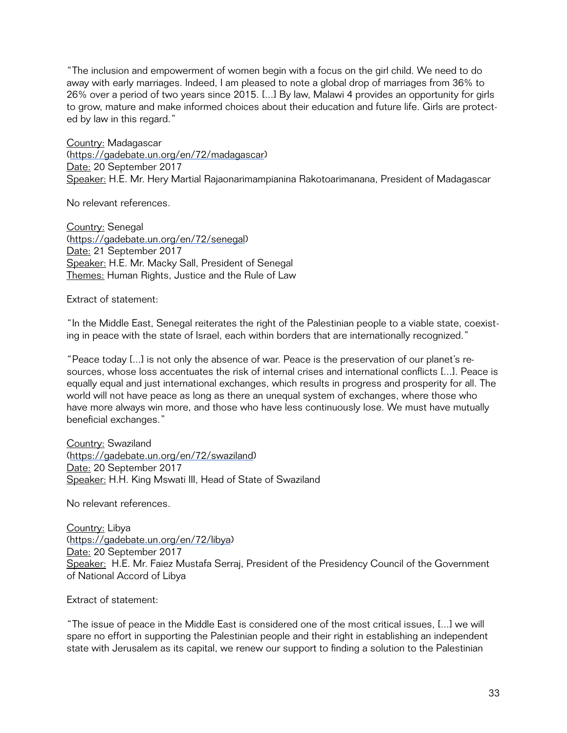"The inclusion and empowerment of women begin with a focus on the girl child. We need to do away with early marriages. Indeed, I am pleased to note a global drop of marriages from 36% to 26% over a period of two years since 2015. [...] By law, Malawi 4 provides an opportunity for girls to grow, mature and make informed choices about their education and future life. Girls are protected by law in this regard."

Country: Madagascar
(https://gadebate.un.org/en/72/madagascar)
Date: 20 September 2017
Speaker: H.E. Mr. Hery Martial Rajaonarimampianina Rakotoarimanana, President of Madagascar

No relevant references.

Country: Senegal
(https://gadebate.un.org/en/72/senegal)
Date: 21 September 2017
Speaker: H.E. Mr. Macky Sall, President of Senegal
Themes: Human Rights, Justice and the Rule of Law

Extract of statement:

"In the Middle East, Senegal reiterates the right of the Palestinian people to a viable state, coexisting in peace with the state of Israel, each within borders that are internationally recognized."

"Peace today [...] is not only the absence of war. Peace is the preservation of our planet's resources, whose loss accentuates the risk of internal crises and international conflicts [...]. Peace is equally equal and just international exchanges, which results in progress and prosperity for all. The world will not have peace as long as there an unequal system of exchanges, where those who have more always win more, and those who have less continuously lose. We must have mutually beneficial exchanges."

Country: Swaziland
(https://gadebate.un.org/en/72/swaziland)
Date: 20 September 2017
Speaker: H.H. King Mswati III, Head of State of Swaziland

No relevant references.

Country: Libya
(https://gadebate.un.org/en/72/libya)
Date: 20 September 2017
Speaker: H.E. Mr. Faiez Mustafa Serraj, President of the Presidency Council of the Government of National Accord of Libya

Extract of statement:

"The issue of peace in the Middle East is considered one of the most critical issues, [...] we will spare no effort in supporting the Palestinian people and their right in establishing an independent state with Jerusalem as its capital, we renew our support to finding a solution to the Palestinian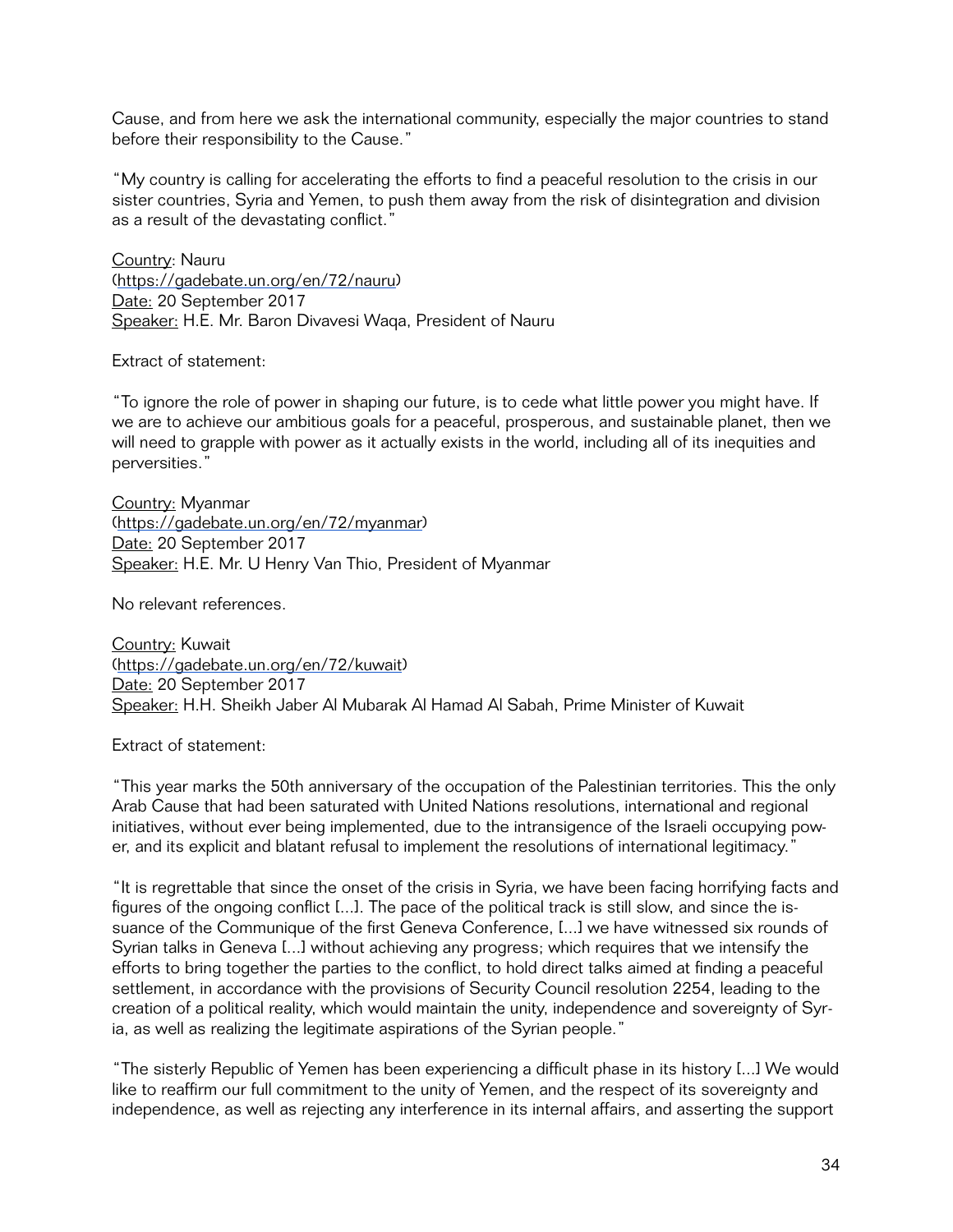Cause, and from here we ask the international community, especially the major countries to stand before their responsibility to the Cause."

"My country is calling for accelerating the efforts to find a peaceful resolution to the crisis in our sister countries, Syria and Yemen, to push them away from the risk of disintegration and division as a result of the devastating conflict."

Country: Nauru
(https://gadebate.un.org/en/72/nauru)
Date: 20 September 2017
Speaker: H.E. Mr. Baron Divavesi Waqa, President of Nauru

Extract of statement:

"To ignore the role of power in shaping our future, is to cede what little power you might have. If we are to achieve our ambitious goals for a peaceful, prosperous, and sustainable planet, then we will need to grapple with power as it actually exists in the world, including all of its inequities and perversities."

Country: Myanmar
(https://gadebate.un.org/en/72/myanmar)
Date: 20 September 2017
Speaker: H.E. Mr. U Henry Van Thio, President of Myanmar

No relevant references.

Country: Kuwait
(https://gadebate.un.org/en/72/kuwait)
Date: 20 September 2017
Speaker: H.H. Sheikh Jaber Al Mubarak Al Hamad Al Sabah, Prime Minister of Kuwait

Extract of statement:

"This year marks the 50th anniversary of the occupation of the Palestinian territories. This the only Arab Cause that had been saturated with United Nations resolutions, international and regional initiatives, without ever being implemented, due to the intransigence of the Israeli occupying power, and its explicit and blatant refusal to implement the resolutions of international legitimacy."

"It is regrettable that since the onset of the crisis in Syria, we have been facing horrifying facts and figures of the ongoing conflict [...]. The pace of the political track is still slow, and since the issuance of the Communique of the first Geneva Conference, [...] we have witnessed six rounds of Syrian talks in Geneva [...] without achieving any progress; which requires that we intensify the efforts to bring together the parties to the conflict, to hold direct talks aimed at finding a peaceful settlement, in accordance with the provisions of Security Council resolution 2254, leading to the creation of a political reality, which would maintain the unity, independence and sovereignty of Syria, as well as realizing the legitimate aspirations of the Syrian people."

"The sisterly Republic of Yemen has been experiencing a difficult phase in its history [...] We would like to reaffirm our full commitment to the unity of Yemen, and the respect of its sovereignty and independence, as well as rejecting any interference in its internal affairs, and asserting the support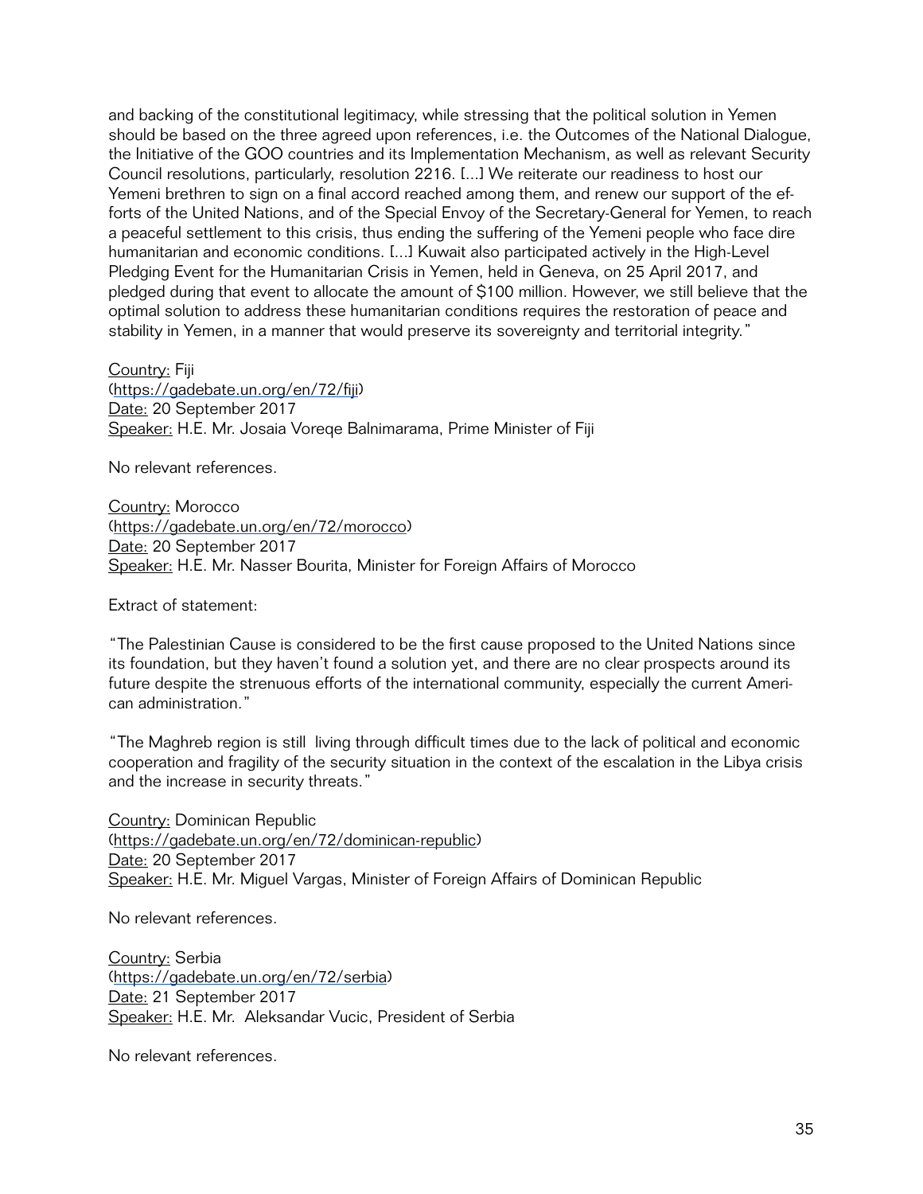and backing of the constitutional legitimacy, while stressing that the political solution in Yemen should be based on the three agreed upon references, i.e. the Outcomes of the National Dialogue, the Initiative of the GOO countries and its Implementation Mechanism, as well as relevant Security Council resolutions, particularly, resolution 2216. [...] We reiterate our readiness to host our Yemeni brethren to sign on a final accord reached among them, and renew our support of the efforts of the United Nations, and of the Special Envoy of the Secretary-General for Yemen, to reach a peaceful settlement to this crisis, thus ending the suffering of the Yemeni people who face dire humanitarian and economic conditions. [...] Kuwait also participated actively in the High-Level Pledging Event for the Humanitarian Crisis in Yemen, held in Geneva, on 25 April 2017, and pledged during that event to allocate the amount of $100 million. However, we still believe that the optimal solution to address these humanitarian conditions requires the restoration of peace and stability in Yemen, in a manner that would preserve its sovereignty and territorial integrity."

Country: Fiji
(https://gadebate.un.org/en/72/fiji)
Date: 20 September 2017
Speaker: H.E. Mr. Josaia Voreqe Balnimarama, Prime Minister of Fiji

No relevant references.

Country: Morocco
(https://gadebate.un.org/en/72/morocco)
Date: 20 September 2017
Speaker: H.E. Mr. Nasser Bourita, Minister for Foreign Affairs of Morocco

Extract of statement:

"The Palestinian Cause is considered to be the first cause proposed to the United Nations since its foundation, but they haven't found a solution yet, and there are no clear prospects around its future despite the strenuous efforts of the international community, especially the current American administration."

"The Maghreb region is still living through difficult times due to the lack of political and economic cooperation and fragility of the security situation in the context of the escalation in the Libya crisis and the increase in security threats."

Country: Dominican Republic
(https://gadebate.un.org/en/72/dominican-republic)
Date: 20 September 2017
Speaker: H.E. Mr. Miguel Vargas, Minister of Foreign Affairs of Dominican Republic

No relevant references.

Country: Serbia
(https://gadebate.un.org/en/72/serbia)
Date: 21 September 2017
Speaker: H.E. Mr. Aleksandar Vucic, President of Serbia

No relevant references.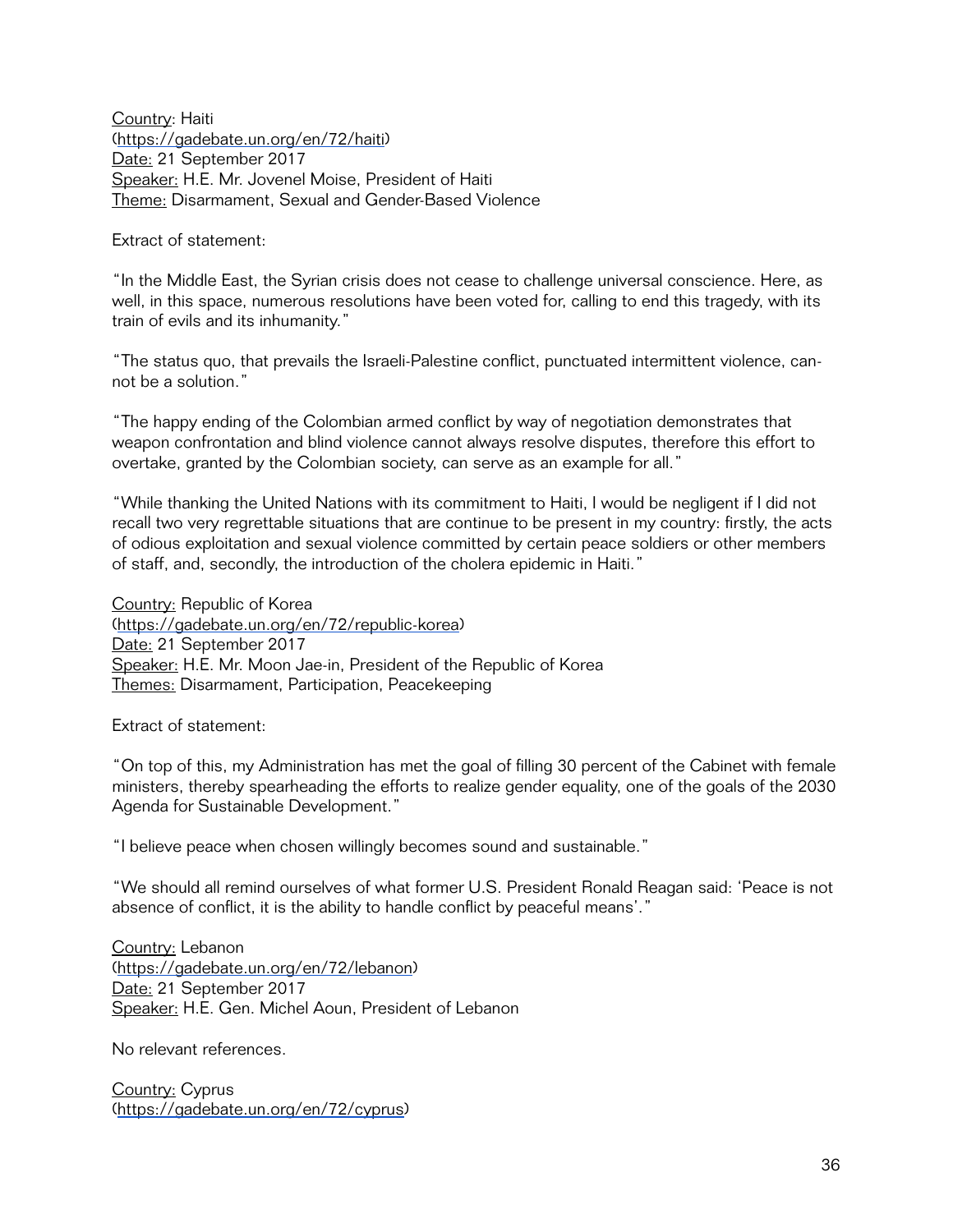Country: Haiti
(https://gadebate.un.org/en/72/haiti)
Date: 21 September 2017
Speaker: H.E. Mr. Jovenel Moise, President of Haiti
Theme: Disarmament, Sexual and Gender-Based Violence

Extract of statement:

"In the Middle East, the Syrian crisis does not cease to challenge universal conscience. Here, as well, in this space, numerous resolutions have been voted for, calling to end this tragedy, with its train of evils and its inhumanity."

"The status quo, that prevails the Israeli-Palestine conflict, punctuated intermittent violence, cannot be a solution."

"The happy ending of the Colombian armed conflict by way of negotiation demonstrates that weapon confrontation and blind violence cannot always resolve disputes, therefore this effort to overtake, granted by the Colombian society, can serve as an example for all."

"While thanking the United Nations with its commitment to Haiti, I would be negligent if I did not recall two very regrettable situations that are continue to be present in my country: firstly, the acts of odious exploitation and sexual violence committed by certain peace soldiers or other members of staff, and, secondly, the introduction of the cholera epidemic in Haiti."

Country: Republic of Korea
(https://gadebate.un.org/en/72/republic-korea)
Date: 21 September 2017
Speaker: H.E. Mr. Moon Jae-in, President of the Republic of Korea
Themes: Disarmament, Participation, Peacekeeping

Extract of statement:

"On top of this, my Administration has met the goal of filling 30 percent of the Cabinet with female ministers, thereby spearheading the efforts to realize gender equality, one of the goals of the 2030 Agenda for Sustainable Development."

"I believe peace when chosen willingly becomes sound and sustainable."

"We should all remind ourselves of what former U.S. President Ronald Reagan said: 'Peace is not absence of conflict, it is the ability to handle conflict by peaceful means'."

Country: Lebanon
(https://gadebate.un.org/en/72/lebanon)
Date: 21 September 2017
Speaker: H.E. Gen. Michel Aoun, President of Lebanon

No relevant references.

Country: Cyprus
(https://gadebate.un.org/en/72/cyprus)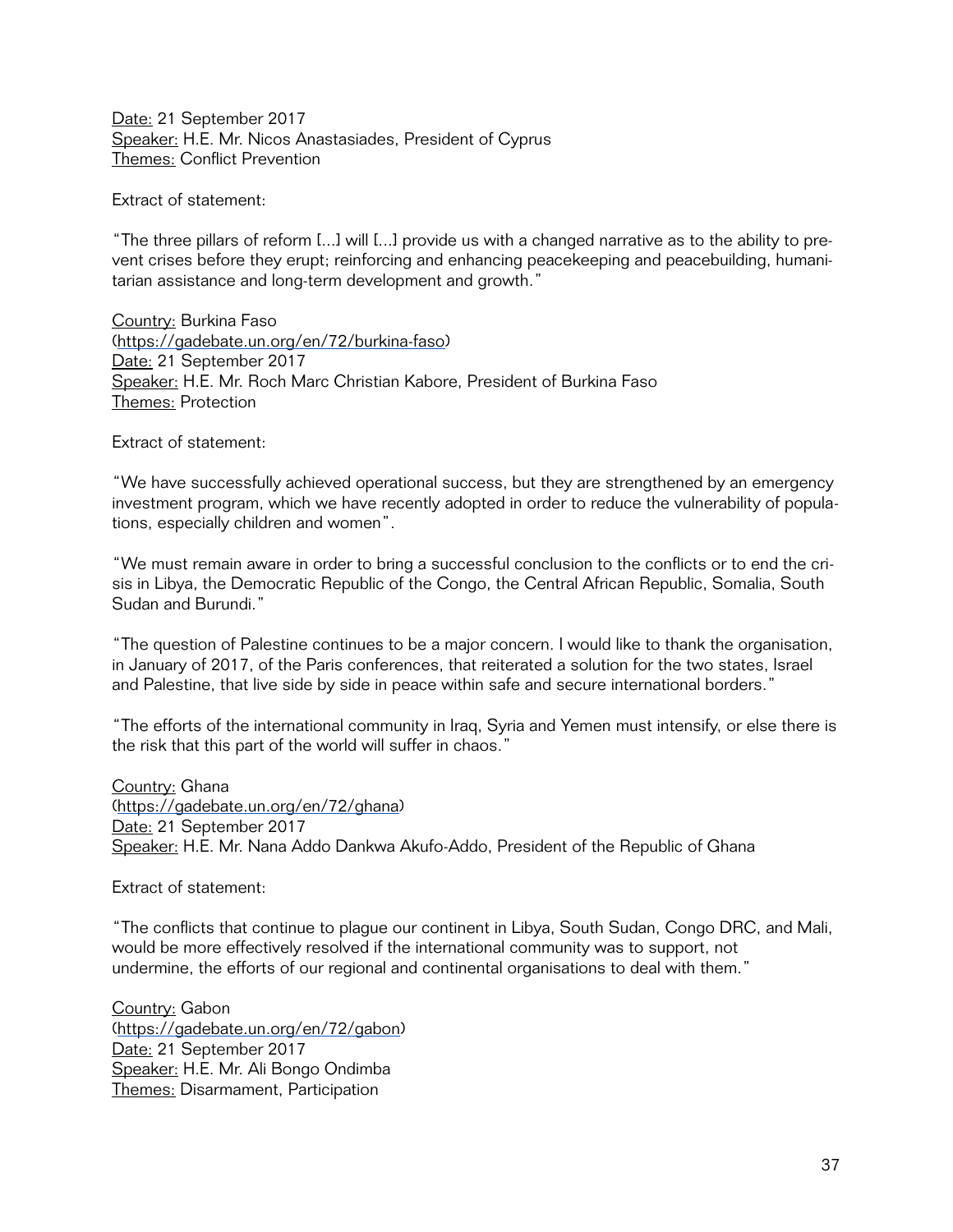Date: 21 September 2017
Speaker: H.E. Mr. Nicos Anastasiades, President of Cyprus
Themes: Conflict Prevention

Extract of statement:

“The three pillars of reform [...] will [...] provide us with a changed narrative as to the ability to prevent crises before they erupt; reinforcing and enhancing peacekeeping and peacebuilding, humanitarian assistance and long-term development and growth.”

Country: Burkina Faso
(https://gadebate.un.org/en/72/burkina-faso)
Date: 21 September 2017
Speaker: H.E. Mr. Roch Marc Christian Kabore, President of Burkina Faso
Themes: Protection

Extract of statement:

“We have successfully achieved operational success, but they are strengthened by an emergency investment program, which we have recently adopted in order to reduce the vulnerability of populations, especially children and women”.

“We must remain aware in order to bring a successful conclusion to the conflicts or to end the crisis in Libya, the Democratic Republic of the Congo, the Central African Republic, Somalia, South Sudan and Burundi.”

“The question of Palestine continues to be a major concern. I would like to thank the organisation, in January of 2017, of the Paris conferences, that reiterated a solution for the two states, Israel and Palestine, that live side by side in peace within safe and secure international borders.”

“The efforts of the international community in Iraq, Syria and Yemen must intensify, or else there is the risk that this part of the world will suffer in chaos.”

Country: Ghana
(https://gadebate.un.org/en/72/ghana)
Date: 21 September 2017
Speaker: H.E. Mr. Nana Addo Dankwa Akufo-Addo, President of the Republic of Ghana

Extract of statement:

“The conflicts that continue to plague our continent in Libya, South Sudan, Congo DRC, and Mali, would be more effectively resolved if the international community was to support, not undermine, the efforts of our regional and continental organisations to deal with them.”

Country: Gabon
(https://gadebate.un.org/en/72/gabon)
Date: 21 September 2017
Speaker: H.E. Mr. Ali Bongo Ondimba
Themes: Disarmament, Participation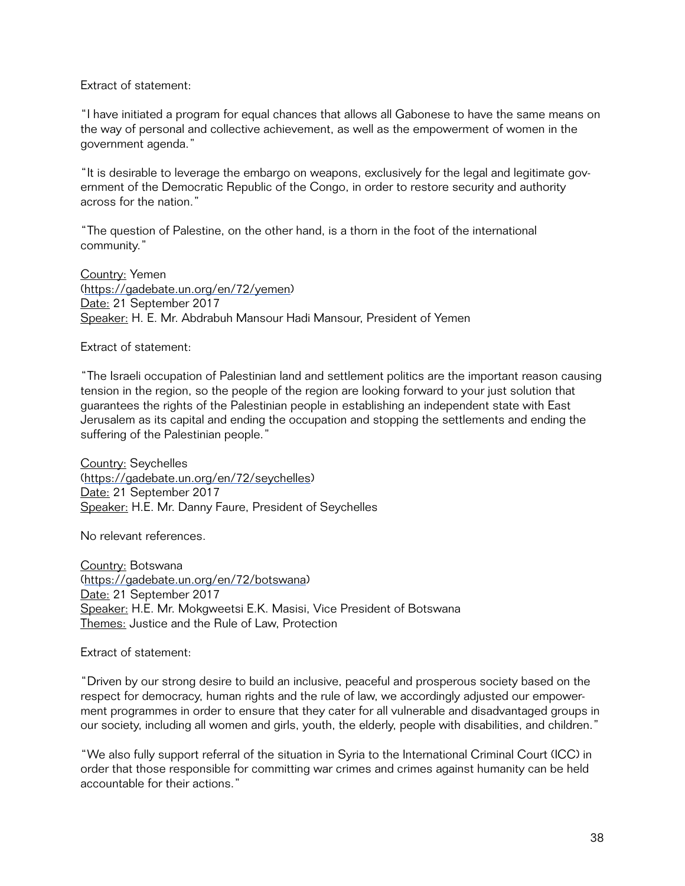Extract of statement:

"I have initiated a program for equal chances that allows all Gabonese to have the same means on the way of personal and collective achievement, as well as the empowerment of women in the government agenda."

"It is desirable to leverage the embargo on weapons, exclusively for the legal and legitimate government of the Democratic Republic of the Congo, in order to restore security and authority across for the nation."

"The question of Palestine, on the other hand, is a thorn in the foot of the international community."

Country: Yemen
(https://gadebate.un.org/en/72/yemen)
Date: 21 September 2017
Speaker: H. E. Mr. Abdrabuh Mansour Hadi Mansour, President of Yemen

Extract of statement:

"The Israeli occupation of Palestinian land and settlement politics are the important reason causing tension in the region, so the people of the region are looking forward to your just solution that guarantees the rights of the Palestinian people in establishing an independent state with East Jerusalem as its capital and ending the occupation and stopping the settlements and ending the suffering of the Palestinian people."

Country: Seychelles
(https://gadebate.un.org/en/72/seychelles)
Date: 21 September 2017
Speaker: H.E. Mr. Danny Faure, President of Seychelles

No relevant references.

Country: Botswana
(https://gadebate.un.org/en/72/botswana)
Date: 21 September 2017
Speaker: H.E. Mr. Mokgweetsi E.K. Masisi, Vice President of Botswana
Themes: Justice and the Rule of Law, Protection

Extract of statement:

"Driven by our strong desire to build an inclusive, peaceful and prosperous society based on the respect for democracy, human rights and the rule of law, we accordingly adjusted our empowerment programmes in order to ensure that they cater for all vulnerable and disadvantaged groups in our society, including all women and girls, youth, the elderly, people with disabilities, and children."

"We also fully support referral of the situation in Syria to the International Criminal Court (ICC) in order that those responsible for committing war crimes and crimes against humanity can be held accountable for their actions."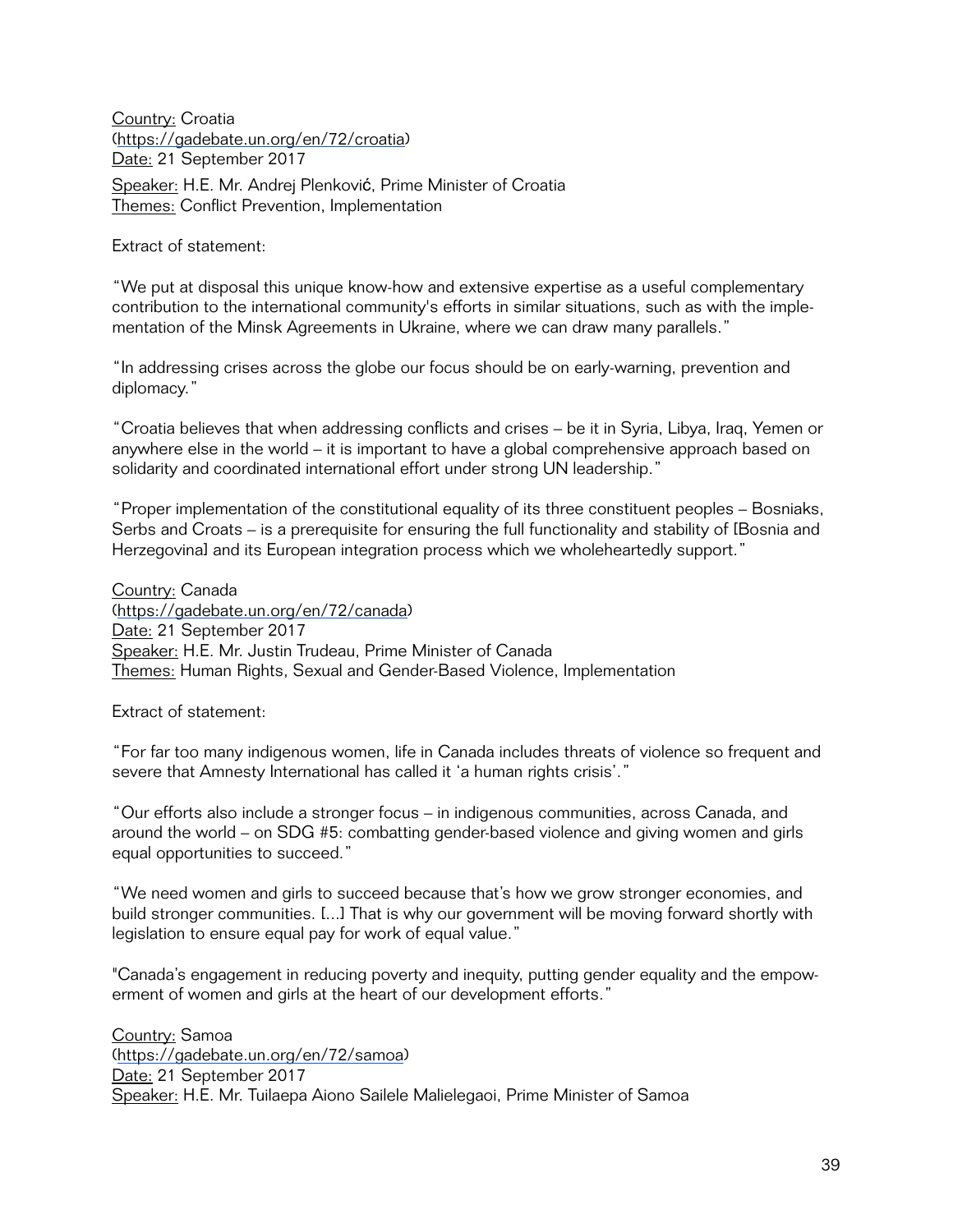Country: Croatia
(https://gadebate.un.org/en/72/croatia)
Date: 21 September 2017
Speaker: H.E. Mr. Andrej Plenković, Prime Minister of Croatia
Themes: Conflict Prevention, Implementation

Extract of statement:

"We put at disposal this unique know-how and extensive expertise as a useful complementary contribution to the international community's efforts in similar situations, such as with the implementation of the Minsk Agreements in Ukraine, where we can draw many parallels."

"In addressing crises across the globe our focus should be on early-warning, prevention and diplomacy."

"Croatia believes that when addressing conflicts and crises – be it in Syria, Libya, Iraq, Yemen or anywhere else in the world – it is important to have a global comprehensive approach based on solidarity and coordinated international effort under strong UN leadership."

"Proper implementation of the constitutional equality of its three constituent peoples – Bosniaks, Serbs and Croats – is a prerequisite for ensuring the full functionality and stability of [Bosnia and Herzegovina] and its European integration process which we wholeheartedly support."

Country: Canada
(https://gadebate.un.org/en/72/canada)
Date: 21 September 2017
Speaker: H.E. Mr. Justin Trudeau, Prime Minister of Canada
Themes: Human Rights, Sexual and Gender-Based Violence, Implementation

Extract of statement:

"For far too many indigenous women, life in Canada includes threats of violence so frequent and severe that Amnesty International has called it 'a human rights crisis'."

"Our efforts also include a stronger focus – in indigenous communities, across Canada, and around the world – on SDG #5: combatting gender-based violence and giving women and girls equal opportunities to succeed."

"We need women and girls to succeed because that's how we grow stronger economies, and build stronger communities. [...] That is why our government will be moving forward shortly with legislation to ensure equal pay for work of equal value."

"Canada's engagement in reducing poverty and inequity, putting gender equality and the empowerment of women and girls at the heart of our development efforts."

Country: Samoa
(https://gadebate.un.org/en/72/samoa)
Date: 21 September 2017
Speaker: H.E. Mr. Tuilaepa Aiono Sailele Malielegaoi, Prime Minister of Samoa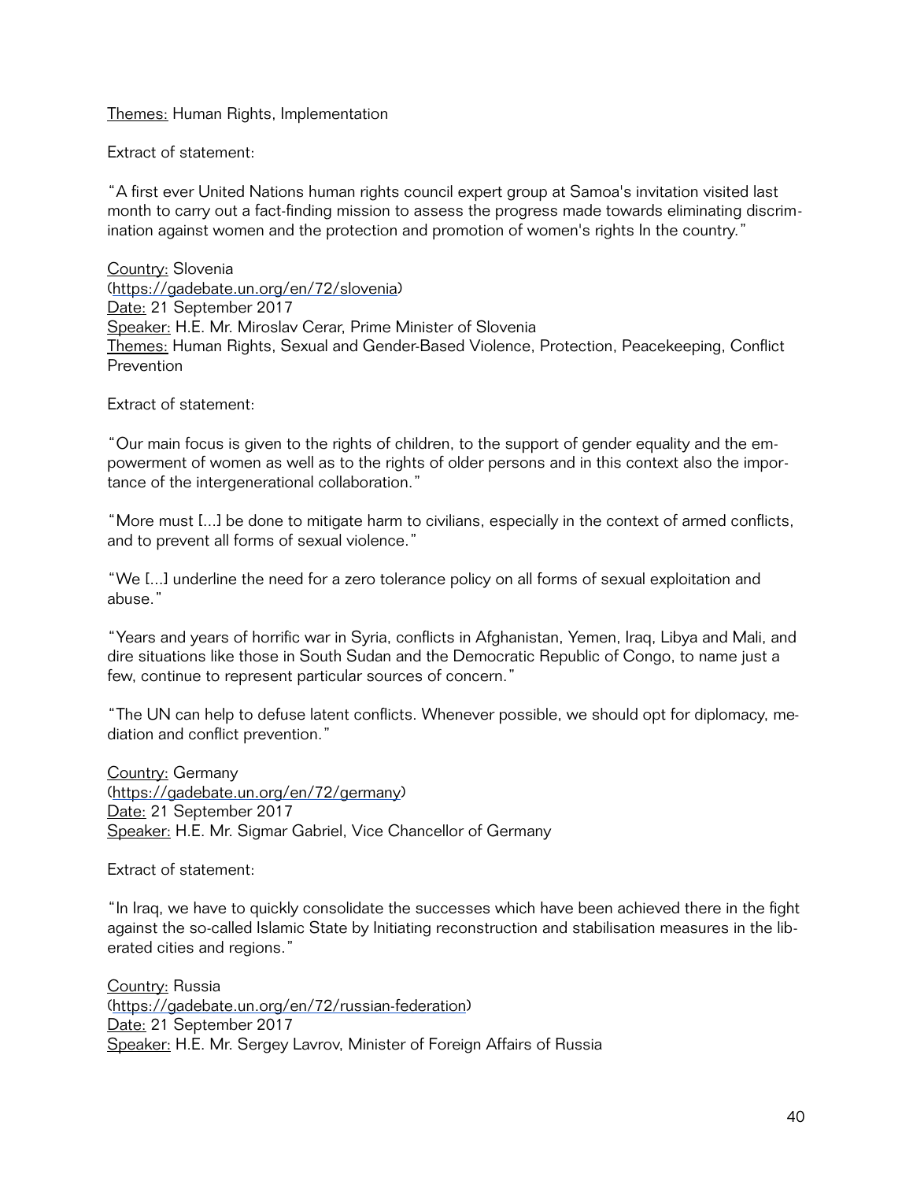Themes: Human Rights, Implementation

Extract of statement:

“A first ever United Nations human rights council expert group at Samoa's invitation visited last month to carry out a fact-finding mission to assess the progress made towards eliminating discrimination against women and the protection and promotion of women's rights In the country.”

Country: Slovenia
(https://gadebate.un.org/en/72/slovenia)
Date: 21 September 2017
Speaker: H.E. Mr. Miroslav Cerar, Prime Minister of Slovenia
Themes: Human Rights, Sexual and Gender-Based Violence, Protection, Peacekeeping, Conflict Prevention

Extract of statement:

“Our main focus is given to the rights of children, to the support of gender equality and the empowerment of women as well as to the rights of older persons and in this context also the importance of the intergenerational collaboration.”

“More must [...] be done to mitigate harm to civilians, especially in the context of armed conflicts, and to prevent all forms of sexual violence.”

“We [...] underline the need for a zero tolerance policy on all forms of sexual exploitation and abuse.”

“Years and years of horrific war in Syria, conflicts in Afghanistan, Yemen, Iraq, Libya and Mali, and dire situations like those in South Sudan and the Democratic Republic of Congo, to name just a few, continue to represent particular sources of concern.”

“The UN can help to defuse latent conflicts. Whenever possible, we should opt for diplomacy, mediation and conflict prevention.”

Country: Germany
(https://gadebate.un.org/en/72/germany)
Date: 21 September 2017
Speaker: H.E. Mr. Sigmar Gabriel, Vice Chancellor of Germany

Extract of statement:

“In Iraq, we have to quickly consolidate the successes which have been achieved there in the fight against the so-called Islamic State by Initiating reconstruction and stabilisation measures in the liberated cities and regions.”

Country: Russia
(https://gadebate.un.org/en/72/russian-federation)
Date: 21 September 2017
Speaker: H.E. Mr. Sergey Lavrov, Minister of Foreign Affairs of Russia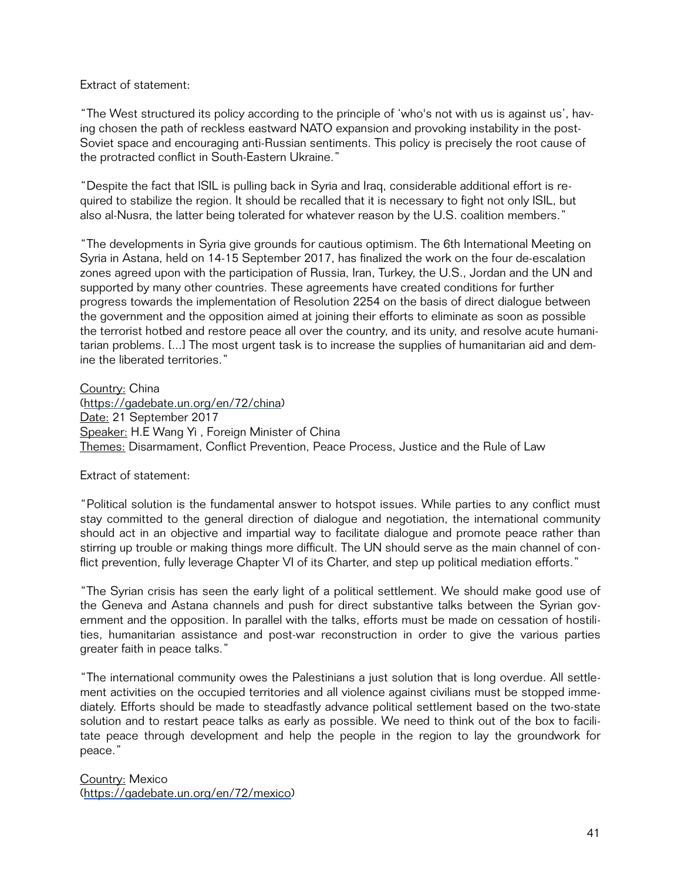Extract of statement:

“The West structured its policy according to the principle of ‘who's not with us is against us’, having chosen the path of reckless eastward NATO expansion and provoking instability in the post-Soviet space and encouraging anti-Russian sentiments. This policy is precisely the root cause of the protracted conflict in South-Eastern Ukraine.”

“Despite the fact that ISIL is pulling back in Syria and Iraq, considerable additional effort is required to stabilize the region. It should be recalled that it is necessary to fight not only ISIL, but also al-Nusra, the latter being tolerated for whatever reason by the U.S. coalition members.”

“The developments in Syria give grounds for cautious optimism. The 6th International Meeting on Syria in Astana, held on 14-15 September 2017, has finalized the work on the four de-escalation zones agreed upon with the participation of Russia, Iran, Turkey, the U.S., Jordan and the UN and supported by many other countries. These agreements have created conditions for further progress towards the implementation of Resolution 2254 on the basis of direct dialogue between the government and the opposition aimed at joining their efforts to eliminate as soon as possible the terrorist hotbed and restore peace all over the country, and its unity, and resolve acute humanitarian problems. [...] The most urgent task is to increase the supplies of humanitarian aid and demine the liberated territories.”

Country: China
(https://gadebate.un.org/en/72/china)
Date: 21 September 2017
Speaker: H.E Wang Yi , Foreign Minister of China
Themes: Disarmament, Conflict Prevention, Peace Process, Justice and the Rule of Law

Extract of statement:

“Political solution is the fundamental answer to hotspot issues. While parties to any conflict must stay committed to the general direction of dialogue and negotiation, the international community should act in an objective and impartial way to facilitate dialogue and promote peace rather than stirring up trouble or making things more difficult. The UN should serve as the main channel of conflict prevention, fully leverage Chapter VI of its Charter, and step up political mediation efforts.”

“The Syrian crisis has seen the early light of a political settlement. We should make good use of the Geneva and Astana channels and push for direct substantive talks between the Syrian government and the opposition. In parallel with the talks, efforts must be made on cessation of hostilities, humanitarian assistance and post-war reconstruction in order to give the various parties greater faith in peace talks.”

“The international community owes the Palestinians a just solution that is long overdue. All settlement activities on the occupied territories and all violence against civilians must be stopped immediately. Efforts should be made to steadfastly advance political settlement based on the two-state solution and to restart peace talks as early as possible. We need to think out of the box to facilitate peace through development and help the people in the region to lay the groundwork for peace.”

Country: Mexico
(https://gadebate.un.org/en/72/mexico)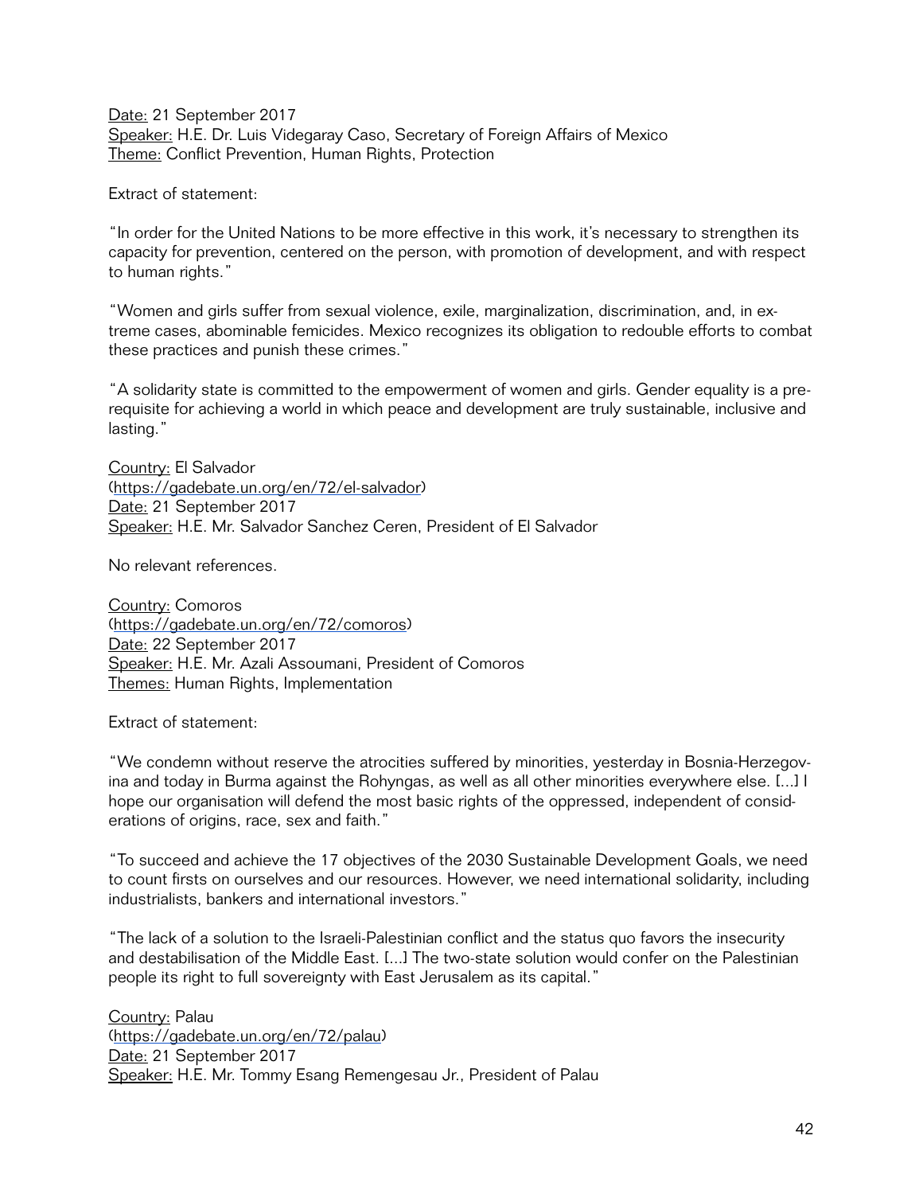Date: 21 September 2017
Speaker: H.E. Dr. Luis Videgaray Caso, Secretary of Foreign Affairs of Mexico
Theme: Conflict Prevention, Human Rights, Protection

Extract of statement:

"In order for the United Nations to be more effective in this work, it's necessary to strengthen its capacity for prevention, centered on the person, with promotion of development, and with respect to human rights."

"Women and girls suffer from sexual violence, exile, marginalization, discrimination, and, in extreme cases, abominable femicides. Mexico recognizes its obligation to redouble efforts to combat these practices and punish these crimes."

"A solidarity state is committed to the empowerment of women and girls. Gender equality is a prerequisite for achieving a world in which peace and development are truly sustainable, inclusive and lasting."

Country: El Salvador
(https://gadebate.un.org/en/72/el-salvador)
Date: 21 September 2017
Speaker: H.E. Mr. Salvador Sanchez Ceren, President of El Salvador

No relevant references.

Country: Comoros
(https://gadebate.un.org/en/72/comoros)
Date: 22 September 2017
Speaker: H.E. Mr. Azali Assoumani, President of Comoros
Themes: Human Rights, Implementation

Extract of statement:

"We condemn without reserve the atrocities suffered by minorities, yesterday in Bosnia-Herzegovina and today in Burma against the Rohyngas, as well as all other minorities everywhere else. [...] I hope our organisation will defend the most basic rights of the oppressed, independent of considerations of origins, race, sex and faith."

"To succeed and achieve the 17 objectives of the 2030 Sustainable Development Goals, we need to count firsts on ourselves and our resources. However, we need international solidarity, including industrialists, bankers and international investors."

"The lack of a solution to the Israeli-Palestinian conflict and the status quo favors the insecurity and destabilisation of the Middle East. [...] The two-state solution would confer on the Palestinian people its right to full sovereignty with East Jerusalem as its capital."

Country: Palau
(https://gadebate.un.org/en/72/palau)
Date: 21 September 2017
Speaker: H.E. Mr. Tommy Esang Remengesau Jr., President of Palau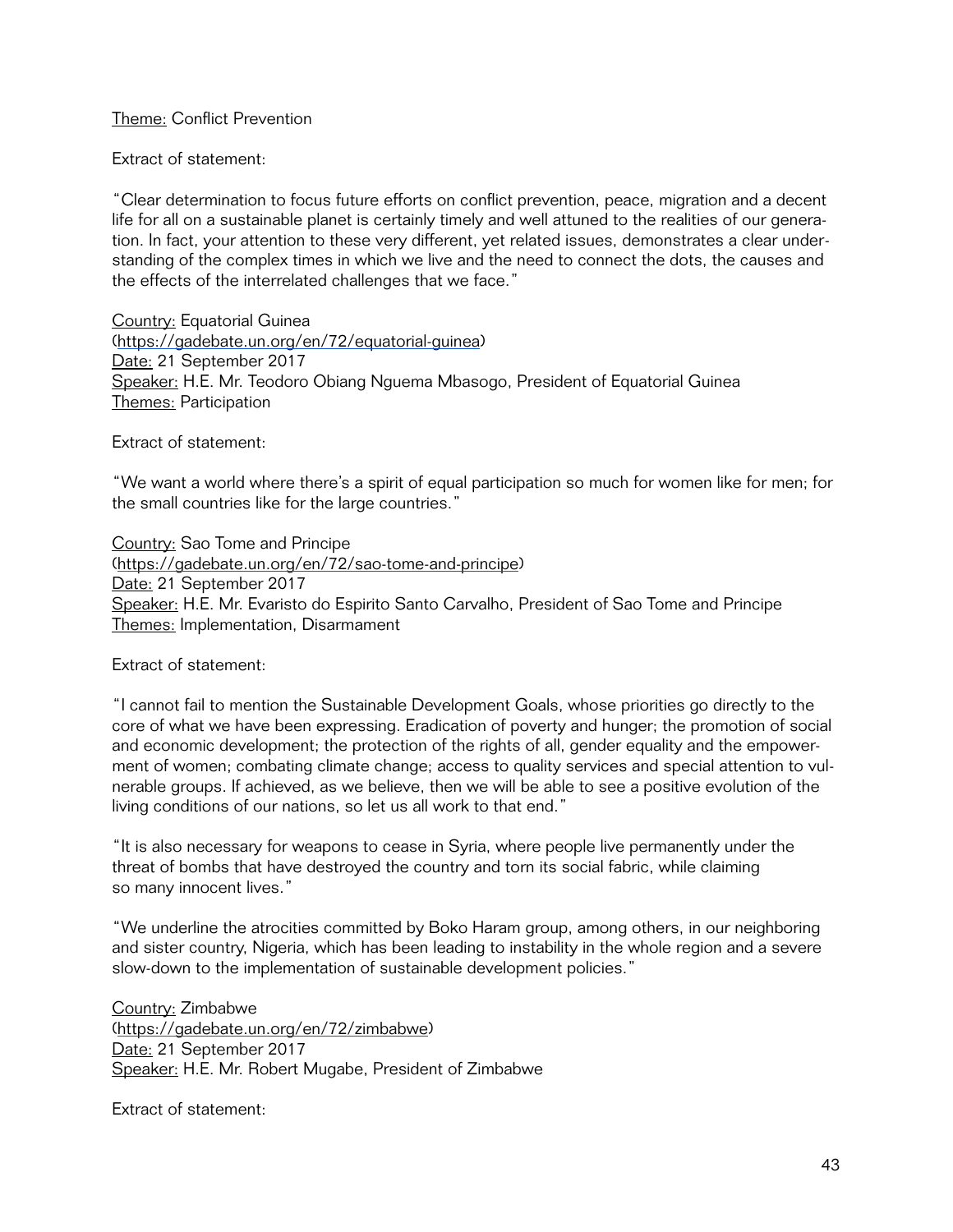Theme: Conflict Prevention

Extract of statement:

"Clear determination to focus future efforts on conflict prevention, peace, migration and a decent life for all on a sustainable planet is certainly timely and well attuned to the realities of our generation. In fact, your attention to these very different, yet related issues, demonstrates a clear understanding of the complex times in which we live and the need to connect the dots, the causes and the effects of the interrelated challenges that we face."

Country: Equatorial Guinea
(https://gadebate.un.org/en/72/equatorial-guinea)
Date: 21 September 2017
Speaker: H.E. Mr. Teodoro Obiang Nguema Mbasogo, President of Equatorial Guinea
Themes: Participation

Extract of statement:

"We want a world where there's a spirit of equal participation so much for women like for men; for the small countries like for the large countries."

Country: Sao Tome and Principe
(https://gadebate.un.org/en/72/sao-tome-and-principe)
Date: 21 September 2017
Speaker: H.E. Mr. Evaristo do Espirito Santo Carvalho, President of Sao Tome and Principe
Themes: Implementation, Disarmament

Extract of statement:

"I cannot fail to mention the Sustainable Development Goals, whose priorities go directly to the core of what we have been expressing. Eradication of poverty and hunger; the promotion of social and economic development; the protection of the rights of all, gender equality and the empowerment of women; combating climate change; access to quality services and special attention to vulnerable groups. If achieved, as we believe, then we will be able to see a positive evolution of the living conditions of our nations, so let us all work to that end."

"It is also necessary for weapons to cease in Syria, where people live permanently under the threat of bombs that have destroyed the country and torn its social fabric, while claiming so many innocent lives."

"We underline the atrocities committed by Boko Haram group, among others, in our neighboring and sister country, Nigeria, which has been leading to instability in the whole region and a severe slow-down to the implementation of sustainable development policies."

Country: Zimbabwe
(https://gadebate.un.org/en/72/zimbabwe)
Date: 21 September 2017
Speaker: H.E. Mr. Robert Mugabe, President of Zimbabwe

Extract of statement: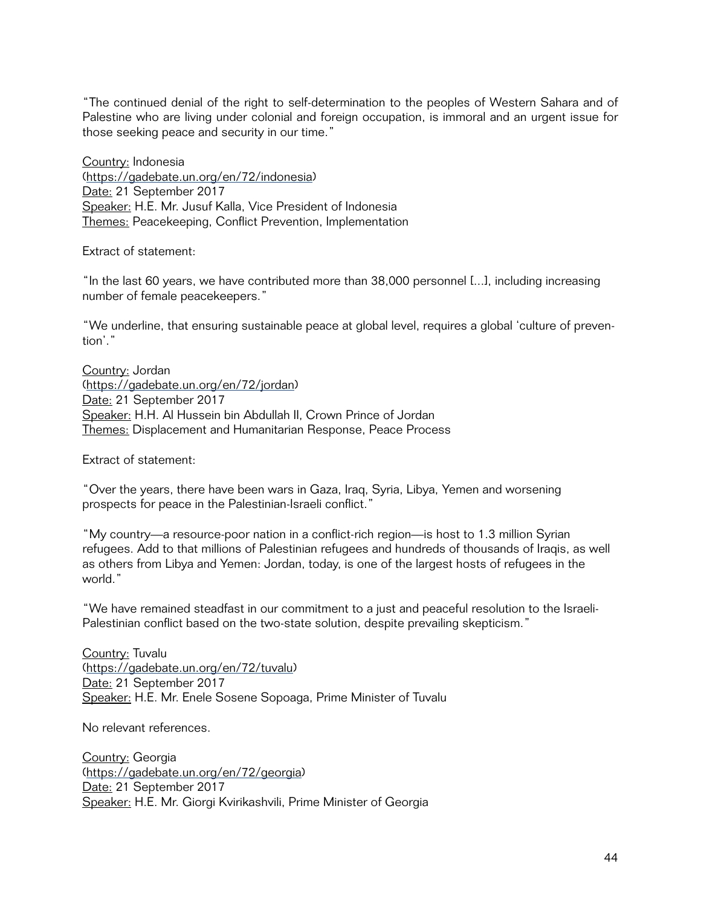"The continued denial of the right to self-determination to the peoples of Western Sahara and of Palestine who are living under colonial and foreign occupation, is immoral and an urgent issue for those seeking peace and security in our time."

Country: Indonesia
(https://gadebate.un.org/en/72/indonesia)
Date: 21 September 2017
Speaker: H.E. Mr. Jusuf Kalla, Vice President of Indonesia
Themes: Peacekeeping, Conflict Prevention, Implementation

Extract of statement:

"In the last 60 years, we have contributed more than 38,000 personnel [...], including increasing number of female peacekeepers."

"We underline, that ensuring sustainable peace at global level, requires a global 'culture of prevention'."

Country: Jordan
(https://gadebate.un.org/en/72/jordan)
Date: 21 September 2017
Speaker: H.H. Al Hussein bin Abdullah II, Crown Prince of Jordan
Themes: Displacement and Humanitarian Response, Peace Process

Extract of statement:

"Over the years, there have been wars in Gaza, Iraq, Syria, Libya, Yemen and worsening prospects for peace in the Palestinian-Israeli conflict."

"My country—a resource-poor nation in a conflict-rich region—is host to 1.3 million Syrian refugees. Add to that millions of Palestinian refugees and hundreds of thousands of Iraqis, as well as others from Libya and Yemen: Jordan, today, is one of the largest hosts of refugees in the world."

"We have remained steadfast in our commitment to a just and peaceful resolution to the Israeli-Palestinian conflict based on the two-state solution, despite prevailing skepticism."

Country: Tuvalu
(https://gadebate.un.org/en/72/tuvalu)
Date: 21 September 2017
Speaker: H.E. Mr. Enele Sosene Sopoaga, Prime Minister of Tuvalu

No relevant references.

Country: Georgia
(https://gadebate.un.org/en/72/georgia)
Date: 21 September 2017
Speaker: H.E. Mr. Giorgi Kvirikashvili, Prime Minister of Georgia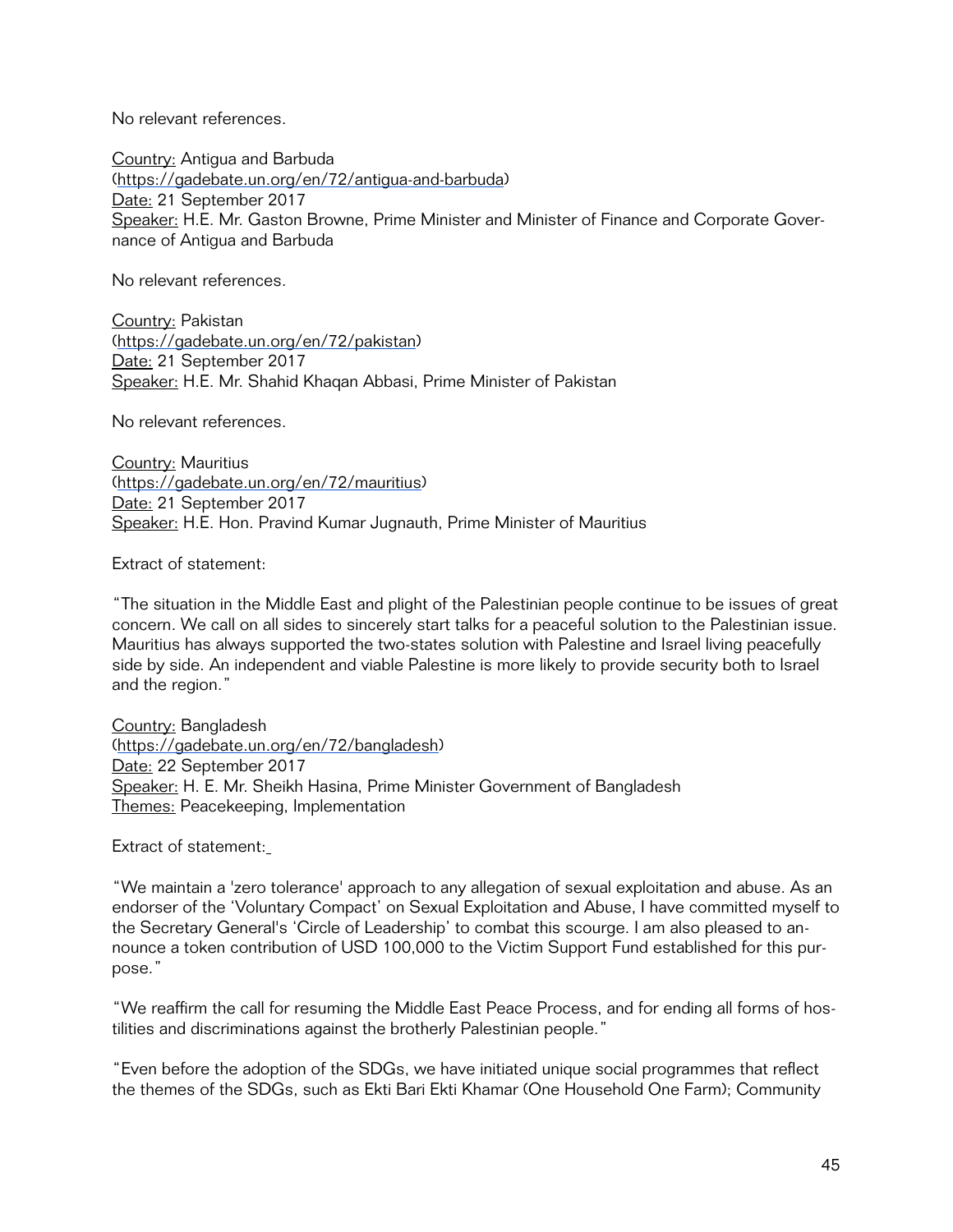No relevant references.

Country: Antigua and Barbuda
(https://gadebate.un.org/en/72/antigua-and-barbuda)
Date: 21 September 2017
Speaker: H.E. Mr. Gaston Browne, Prime Minister and Minister of Finance and Corporate Governance of Antigua and Barbuda

No relevant references.

Country: Pakistan
(https://gadebate.un.org/en/72/pakistan)
Date: 21 September 2017
Speaker: H.E. Mr. Shahid Khaqan Abbasi, Prime Minister of Pakistan

No relevant references.

Country: Mauritius
(https://gadebate.un.org/en/72/mauritius)
Date: 21 September 2017
Speaker: H.E. Hon. Pravind Kumar Jugnauth, Prime Minister of Mauritius

Extract of statement:

"The situation in the Middle East and plight of the Palestinian people continue to be issues of great concern. We call on all sides to sincerely start talks for a peaceful solution to the Palestinian issue. Mauritius has always supported the two-states solution with Palestine and Israel living peacefully side by side. An independent and viable Palestine is more likely to provide security both to Israel and the region."

Country: Bangladesh
(https://gadebate.un.org/en/72/bangladesh)
Date: 22 September 2017
Speaker: H. E. Mr. Sheikh Hasina, Prime Minister Government of Bangladesh
Themes: Peacekeeping, Implementation

Extract of statement:

"We maintain a 'zero tolerance' approach to any allegation of sexual exploitation and abuse. As an endorser of the 'Voluntary Compact' on Sexual Exploitation and Abuse, I have committed myself to the Secretary General's 'Circle of Leadership' to combat this scourge. I am also pleased to announce a token contribution of USD 100,000 to the Victim Support Fund established for this purpose."

"We reaffirm the call for resuming the Middle East Peace Process, and for ending all forms of hostilities and discriminations against the brotherly Palestinian people."

"Even before the adoption of the SDGs, we have initiated unique social programmes that reflect the themes of the SDGs, such as Ekti Bari Ekti Khamar (One Household One Farm); Community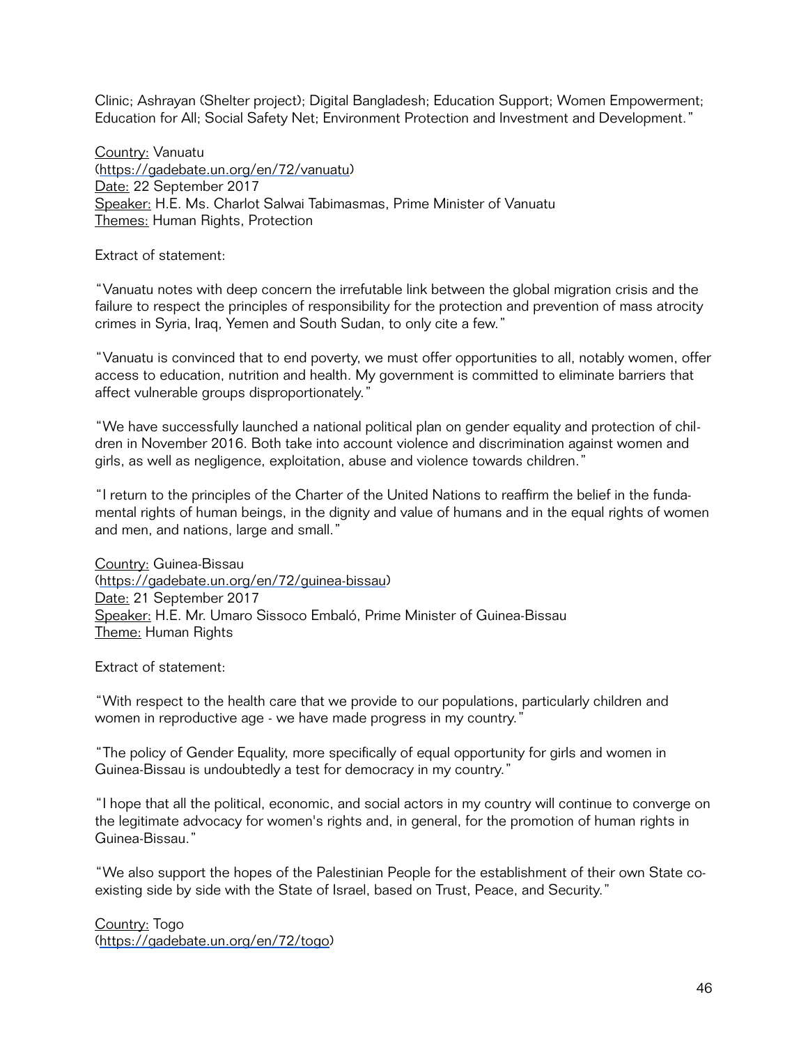Clinic; Ashrayan (Shelter project); Digital Bangladesh; Education Support; Women Empowerment; Education for All; Social Safety Net; Environment Protection and Investment and Development."

Country: Vanuatu
(https://gadebate.un.org/en/72/vanuatu)
Date: 22 September 2017
Speaker: H.E. Ms. Charlot Salwai Tabimasmas, Prime Minister of Vanuatu
Themes: Human Rights, Protection

Extract of statement:

"Vanuatu notes with deep concern the irrefutable link between the global migration crisis and the failure to respect the principles of responsibility for the protection and prevention of mass atrocity crimes in Syria, Iraq, Yemen and South Sudan, to only cite a few."

"Vanuatu is convinced that to end poverty, we must offer opportunities to all, notably women, offer access to education, nutrition and health. My government is committed to eliminate barriers that affect vulnerable groups disproportionately."

"We have successfully launched a national political plan on gender equality and protection of children in November 2016. Both take into account violence and discrimination against women and girls, as well as negligence, exploitation, abuse and violence towards children."

"I return to the principles of the Charter of the United Nations to reaffirm the belief in the fundamental rights of human beings, in the dignity and value of humans and in the equal rights of women and men, and nations, large and small."

Country: Guinea-Bissau
(https://gadebate.un.org/en/72/guinea-bissau)
Date: 21 September 2017
Speaker: H.E. Mr. Umaro Sissoco Embaló, Prime Minister of Guinea-Bissau
Theme: Human Rights

Extract of statement:

"With respect to the health care that we provide to our populations, particularly children and women in reproductive age - we have made progress in my country."

"The policy of Gender Equality, more specifically of equal opportunity for girls and women in Guinea-Bissau is undoubtedly a test for democracy in my country."

"I hope that all the political, economic, and social actors in my country will continue to converge on the legitimate advocacy for women's rights and, in general, for the promotion of human rights in Guinea-Bissau."

"We also support the hopes of the Palestinian People for the establishment of their own State co-existing side by side with the State of Israel, based on Trust, Peace, and Security."

Country: Togo
(https://gadebate.un.org/en/72/togo)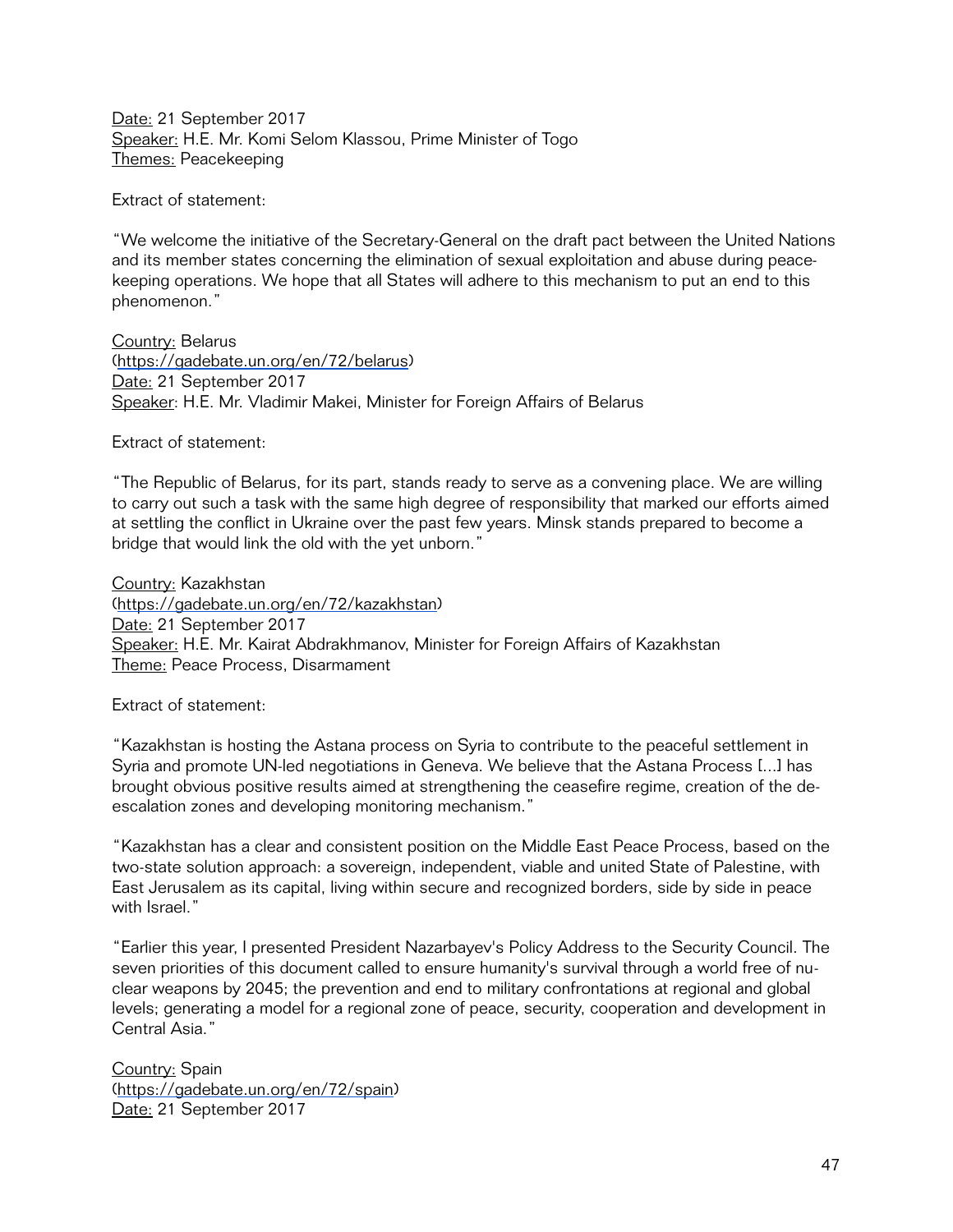Date: 21 September 2017
Speaker: H.E. Mr. Komi Selom Klassou, Prime Minister of Togo
Themes: Peacekeeping

Extract of statement:

"We welcome the initiative of the Secretary-General on the draft pact between the United Nations and its member states concerning the elimination of sexual exploitation and abuse during peace-keeping operations. We hope that all States will adhere to this mechanism to put an end to this phenomenon."

Country: Belarus
(https://gadebate.un.org/en/72/belarus)
Date: 21 September 2017
Speaker: H.E. Mr. Vladimir Makei, Minister for Foreign Affairs of Belarus

Extract of statement:

"The Republic of Belarus, for its part, stands ready to serve as a convening place. We are willing to carry out such a task with the same high degree of responsibility that marked our efforts aimed at settling the conflict in Ukraine over the past few years. Minsk stands prepared to become a bridge that would link the old with the yet unborn."

Country: Kazakhstan
(https://gadebate.un.org/en/72/kazakhstan)
Date: 21 September 2017
Speaker: H.E. Mr. Kairat Abdrakhmanov, Minister for Foreign Affairs of Kazakhstan
Theme: Peace Process, Disarmament

Extract of statement:

"Kazakhstan is hosting the Astana process on Syria to contribute to the peaceful settlement in Syria and promote UN-led negotiations in Geneva. We believe that the Astana Process [...] has brought obvious positive results aimed at strengthening the ceasefire regime, creation of the de-escalation zones and developing monitoring mechanism."

"Kazakhstan has a clear and consistent position on the Middle East Peace Process, based on the two-state solution approach: a sovereign, independent, viable and united State of Palestine, with East Jerusalem as its capital, living within secure and recognized borders, side by side in peace with Israel."

"Earlier this year, I presented President Nazarbayev's Policy Address to the Security Council. The seven priorities of this document called to ensure humanity's survival through a world free of nuclear weapons by 2045; the prevention and end to military confrontations at regional and global levels; generating a model for a regional zone of peace, security, cooperation and development in Central Asia."

Country: Spain
(https://gadebate.un.org/en/72/spain)
Date: 21 September 2017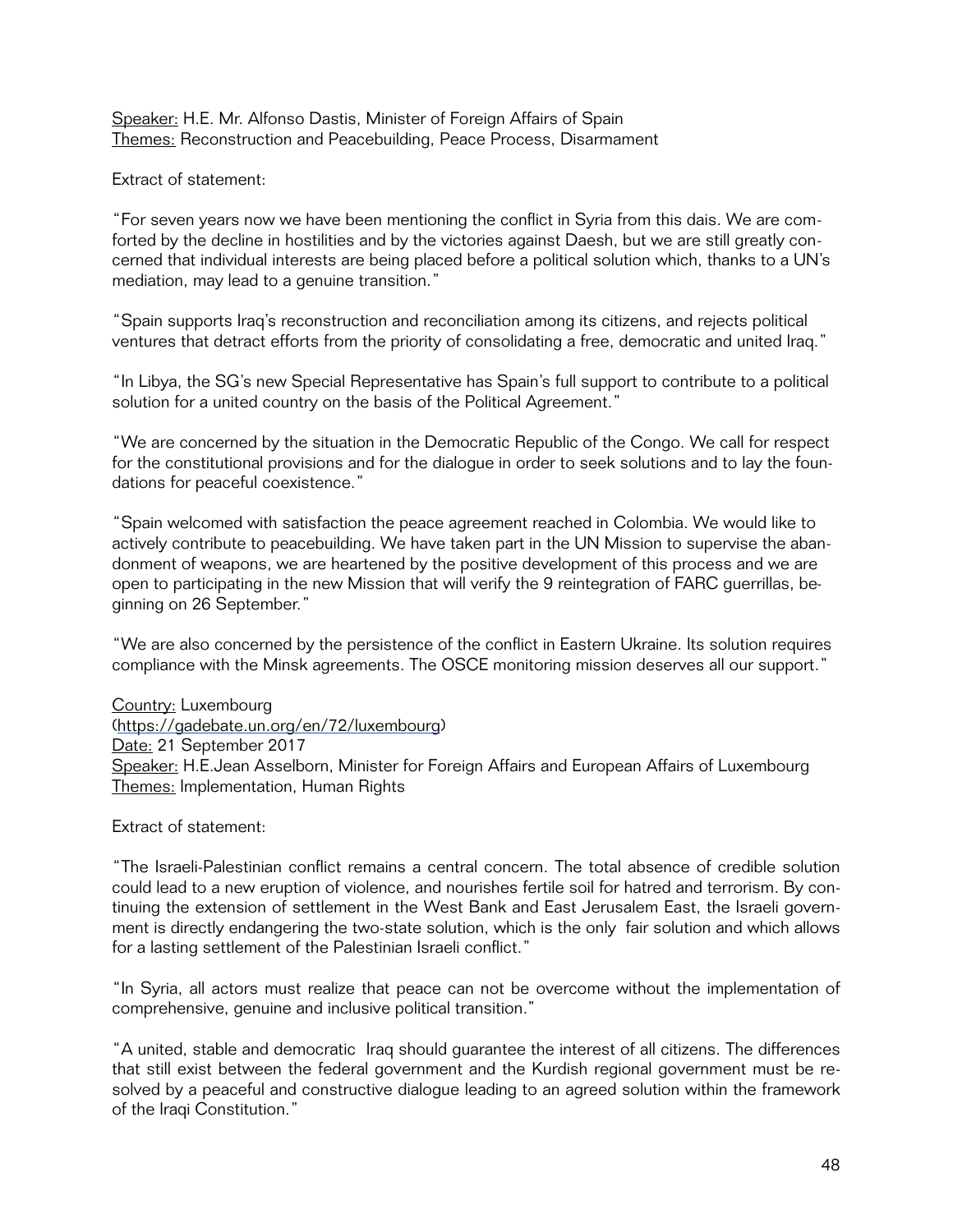Speaker: H.E. Mr. Alfonso Dastis, Minister of Foreign Affairs of Spain
Themes: Reconstruction and Peacebuilding, Peace Process, Disarmament

Extract of statement:

"For seven years now we have been mentioning the conflict in Syria from this dais. We are comforted by the decline in hostilities and by the victories against Daesh, but we are still greatly concerned that individual interests are being placed before a political solution which, thanks to a UN's mediation, may lead to a genuine transition."

"Spain supports Iraq's reconstruction and reconciliation among its citizens, and rejects political ventures that detract efforts from the priority of consolidating a free, democratic and united Iraq."

"In Libya, the SG's new Special Representative has Spain's full support to contribute to a political solution for a united country on the basis of the Political Agreement."

"We are concerned by the situation in the Democratic Republic of the Congo. We call for respect for the constitutional provisions and for the dialogue in order to seek solutions and to lay the foundations for peaceful coexistence."

"Spain welcomed with satisfaction the peace agreement reached in Colombia. We would like to actively contribute to peacebuilding. We have taken part in the UN Mission to supervise the abandonment of weapons, we are heartened by the positive development of this process and we are open to participating in the new Mission that will verify the 9 reintegration of FARC guerrillas, beginning on 26 September."

"We are also concerned by the persistence of the conflict in Eastern Ukraine. Its solution requires compliance with the Minsk agreements. The OSCE monitoring mission deserves all our support."

Country: Luxembourg
(https://gadebate.un.org/en/72/luxembourg)
Date: 21 September 2017
Speaker: H.E.Jean Asselborn, Minister for Foreign Affairs and European Affairs of Luxembourg
Themes: Implementation, Human Rights

Extract of statement:

"The Israeli-Palestinian conflict remains a central concern. The total absence of credible solution could lead to a new eruption of violence, and nourishes fertile soil for hatred and terrorism. By continuing the extension of settlement in the West Bank and East Jerusalem East, the Israeli government is directly endangering the two-state solution, which is the only fair solution and which allows for a lasting settlement of the Palestinian Israeli conflict."

"In Syria, all actors must realize that peace can not be overcome without the implementation of comprehensive, genuine and inclusive political transition."

"A united, stable and democratic Iraq should guarantee the interest of all citizens. The differences that still exist between the federal government and the Kurdish regional government must be resolved by a peaceful and constructive dialogue leading to an agreed solution within the framework of the Iraqi Constitution."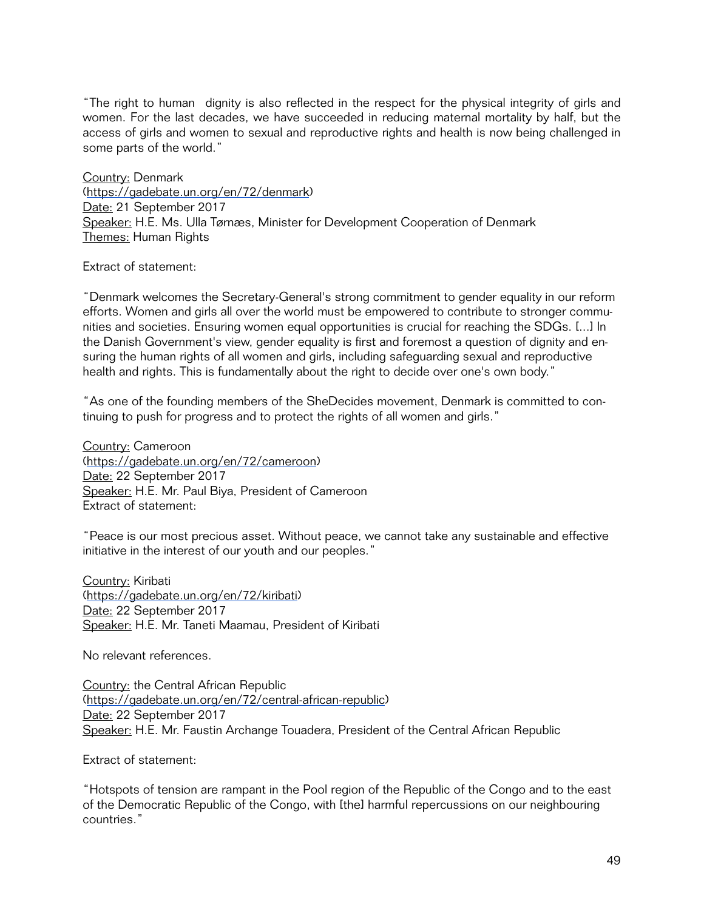"The right to human dignity is also reflected in the respect for the physical integrity of girls and women. For the last decades, we have succeeded in reducing maternal mortality by half, but the access of girls and women to sexual and reproductive rights and health is now being challenged in some parts of the world."

Country: Denmark
(https://gadebate.un.org/en/72/denmark)
Date: 21 September 2017
Speaker: H.E. Ms. Ulla Tørnæs, Minister for Development Cooperation of Denmark
Themes: Human Rights

Extract of statement:

"Denmark welcomes the Secretary-General's strong commitment to gender equality in our reform efforts. Women and girls all over the world must be empowered to contribute to stronger communities and societies. Ensuring women equal opportunities is crucial for reaching the SDGs. [...] In the Danish Government's view, gender equality is first and foremost a question of dignity and ensuring the human rights of all women and girls, including safeguarding sexual and reproductive health and rights. This is fundamentally about the right to decide over one's own body."

"As one of the founding members of the SheDecides movement, Denmark is committed to continuing to push for progress and to protect the rights of all women and girls."

Country: Cameroon
(https://gadebate.un.org/en/72/cameroon)
Date: 22 September 2017
Speaker: H.E. Mr. Paul Biya, President of Cameroon
Extract of statement:

"Peace is our most precious asset. Without peace, we cannot take any sustainable and effective initiative in the interest of our youth and our peoples."

Country: Kiribati
(https://gadebate.un.org/en/72/kiribati)
Date: 22 September 2017
Speaker: H.E. Mr. Taneti Maamau, President of Kiribati

No relevant references.

Country: the Central African Republic
(https://gadebate.un.org/en/72/central-african-republic)
Date: 22 September 2017
Speaker: H.E. Mr. Faustin Archange Touadera, President of the Central African Republic

Extract of statement:

"Hotspots of tension are rampant in the Pool region of the Republic of the Congo and to the east of the Democratic Republic of the Congo, with [the] harmful repercussions on our neighbouring countries."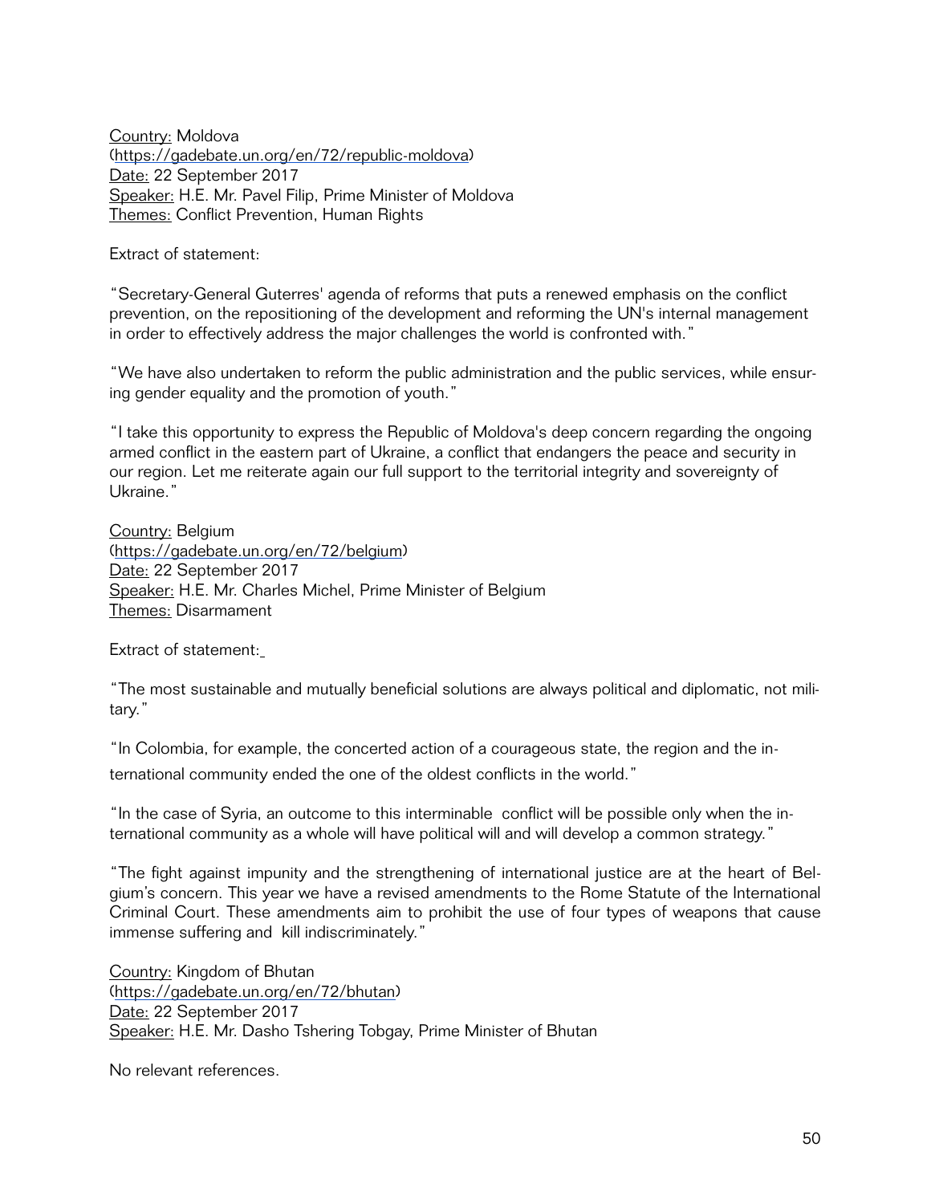Country: Moldova
(https://gadebate.un.org/en/72/republic-moldova)
Date: 22 September 2017
Speaker: H.E. Mr. Pavel Filip, Prime Minister of Moldova
Themes: Conflict Prevention, Human Rights

Extract of statement:

"Secretary-General Guterres' agenda of reforms that puts a renewed emphasis on the conflict prevention, on the repositioning of the development and reforming the UN's internal management in order to effectively address the major challenges the world is confronted with."

"We have also undertaken to reform the public administration and the public services, while ensuring gender equality and the promotion of youth."

"I take this opportunity to express the Republic of Moldova's deep concern regarding the ongoing armed conflict in the eastern part of Ukraine, a conflict that endangers the peace and security in our region. Let me reiterate again our full support to the territorial integrity and sovereignty of Ukraine."

Country: Belgium
(https://gadebate.un.org/en/72/belgium)
Date: 22 September 2017
Speaker: H.E. Mr. Charles Michel, Prime Minister of Belgium
Themes: Disarmament

Extract of statement:

"The most sustainable and mutually beneficial solutions are always political and diplomatic, not military."

"In Colombia, for example, the concerted action of a courageous state, the region and the international community ended the one of the oldest conflicts in the world."

"In the case of Syria, an outcome to this interminable conflict will be possible only when the international community as a whole will have political will and will develop a common strategy."

"The fight against impunity and the strengthening of international justice are at the heart of Belgium's concern. This year we have a revised amendments to the Rome Statute of the International Criminal Court. These amendments aim to prohibit the use of four types of weapons that cause immense suffering and kill indiscriminately."

Country: Kingdom of Bhutan
(https://gadebate.un.org/en/72/bhutan)
Date: 22 September 2017
Speaker: H.E. Mr. Dasho Tshering Tobgay, Prime Minister of Bhutan

No relevant references.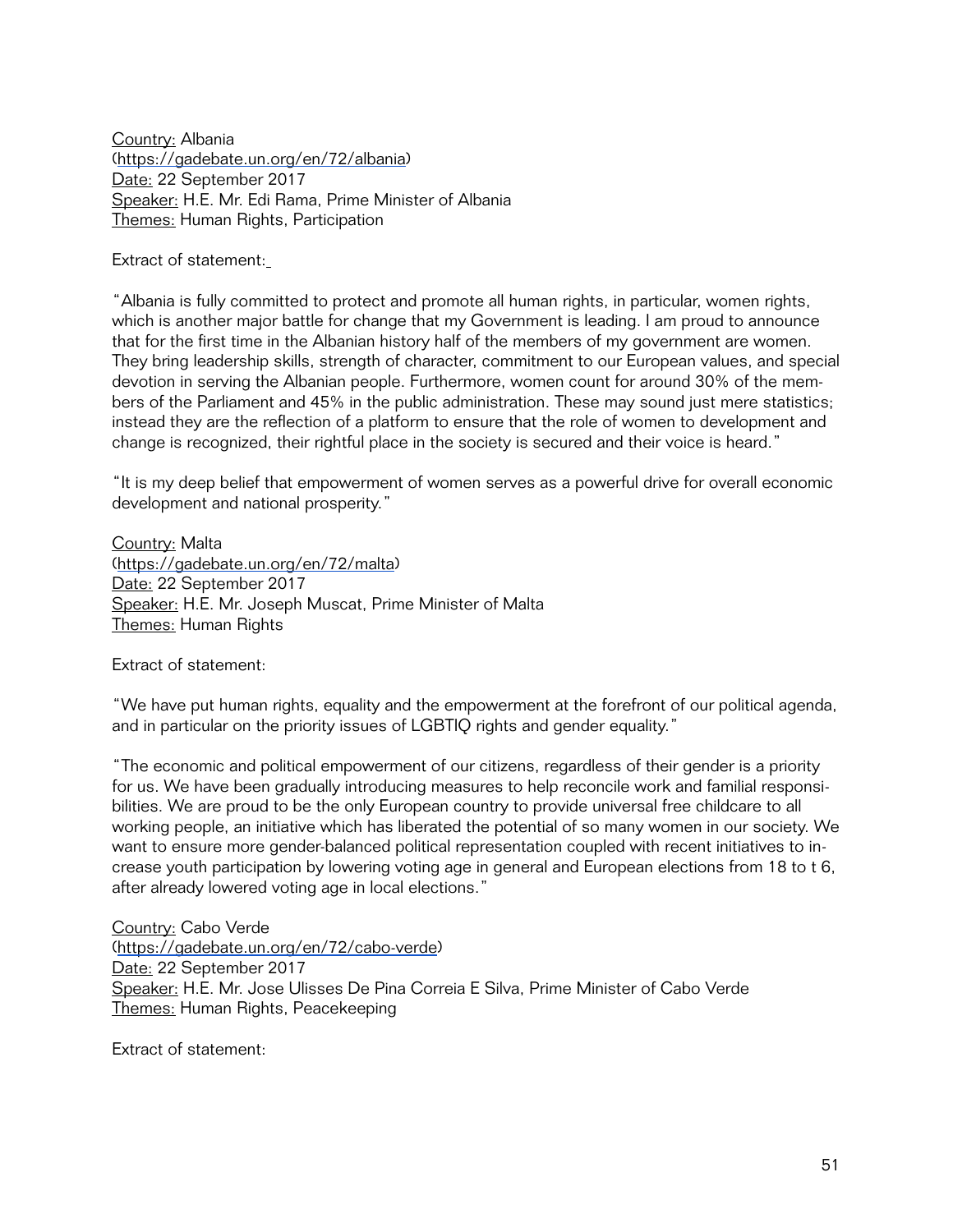Country: Albania
(https://gadebate.un.org/en/72/albania)
Date: 22 September 2017
Speaker: H.E. Mr. Edi Rama, Prime Minister of Albania
Themes: Human Rights, Participation

Extract of statement:

"Albania is fully committed to protect and promote all human rights, in particular, women rights, which is another major battle for change that my Government is leading. I am proud to announce that for the first time in the Albanian history half of the members of my government are women. They bring leadership skills, strength of character, commitment to our European values, and special devotion in serving the Albanian people. Furthermore, women count for around 30% of the members of the Parliament and 45% in the public administration. These may sound just mere statistics; instead they are the reflection of a platform to ensure that the role of women to development and change is recognized, their rightful place in the society is secured and their voice is heard."

"It is my deep belief that empowerment of women serves as a powerful drive for overall economic development and national prosperity."

Country: Malta
(https://gadebate.un.org/en/72/malta)
Date: 22 September 2017
Speaker: H.E. Mr. Joseph Muscat, Prime Minister of Malta
Themes: Human Rights

Extract of statement:

"We have put human rights, equality and the empowerment at the forefront of our political agenda, and in particular on the priority issues of LGBTIQ rights and gender equality."

"The economic and political empowerment of our citizens, regardless of their gender is a priority for us. We have been gradually introducing measures to help reconcile work and familial responsibilities. We are proud to be the only European country to provide universal free childcare to all working people, an initiative which has liberated the potential of so many women in our society. We want to ensure more gender-balanced political representation coupled with recent initiatives to increase youth participation by lowering voting age in general and European elections from 18 to t 6, after already lowered voting age in local elections."

Country: Cabo Verde
(https://gadebate.un.org/en/72/cabo-verde)
Date: 22 September 2017
Speaker: H.E. Mr. Jose Ulisses De Pina Correia E Silva, Prime Minister of Cabo Verde
Themes: Human Rights, Peacekeeping

Extract of statement: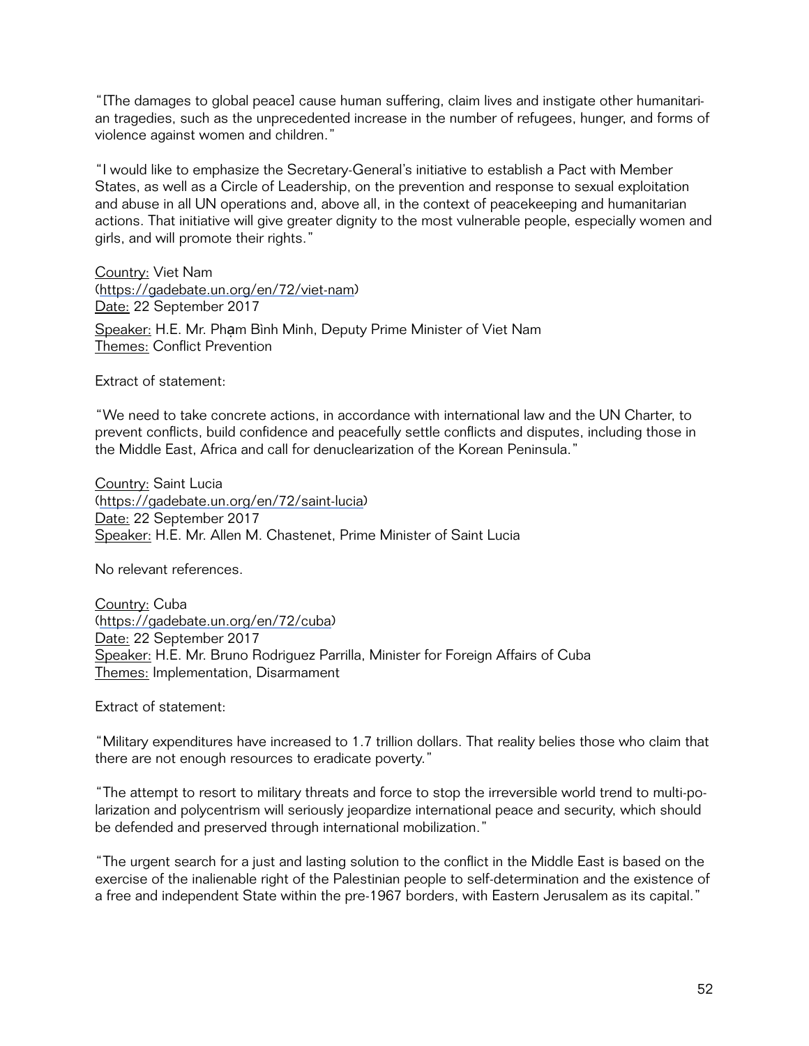"[The damages to global peace] cause human suffering, claim lives and instigate other humanitarian tragedies, such as the unprecedented increase in the number of refugees, hunger, and forms of violence against women and children."

"I would like to emphasize the Secretary-General's initiative to establish a Pact with Member States, as well as a Circle of Leadership, on the prevention and response to sexual exploitation and abuse in all UN operations and, above all, in the context of peacekeeping and humanitarian actions. That initiative will give greater dignity to the most vulnerable people, especially women and girls, and will promote their rights."

Country: Viet Nam
(https://gadebate.un.org/en/72/viet-nam)
Date: 22 September 2017
Speaker: H.E. Mr. Phạm Bình Minh, Deputy Prime Minister of Viet Nam
Themes: Conflict Prevention

Extract of statement:

"We need to take concrete actions, in accordance with international law and the UN Charter, to prevent conflicts, build confidence and peacefully settle conflicts and disputes, including those in the Middle East, Africa and call for denuclearization of the Korean Peninsula."

Country: Saint Lucia
(https://gadebate.un.org/en/72/saint-lucia)
Date: 22 September 2017
Speaker: H.E. Mr. Allen M. Chastenet, Prime Minister of Saint Lucia

No relevant references.

Country: Cuba
(https://gadebate.un.org/en/72/cuba)
Date: 22 September 2017
Speaker: H.E. Mr. Bruno Rodriguez Parrilla, Minister for Foreign Affairs of Cuba
Themes: Implementation, Disarmament

Extract of statement:

"Military expenditures have increased to 1.7 trillion dollars. That reality belies those who claim that there are not enough resources to eradicate poverty."

"The attempt to resort to military threats and force to stop the irreversible world trend to multi-polarization and polycentrism will seriously jeopardize international peace and security, which should be defended and preserved through international mobilization."

"The urgent search for a just and lasting solution to the conflict in the Middle East is based on the exercise of the inalienable right of the Palestinian people to self-determination and the existence of a free and independent State within the pre-1967 borders, with Eastern Jerusalem as its capital."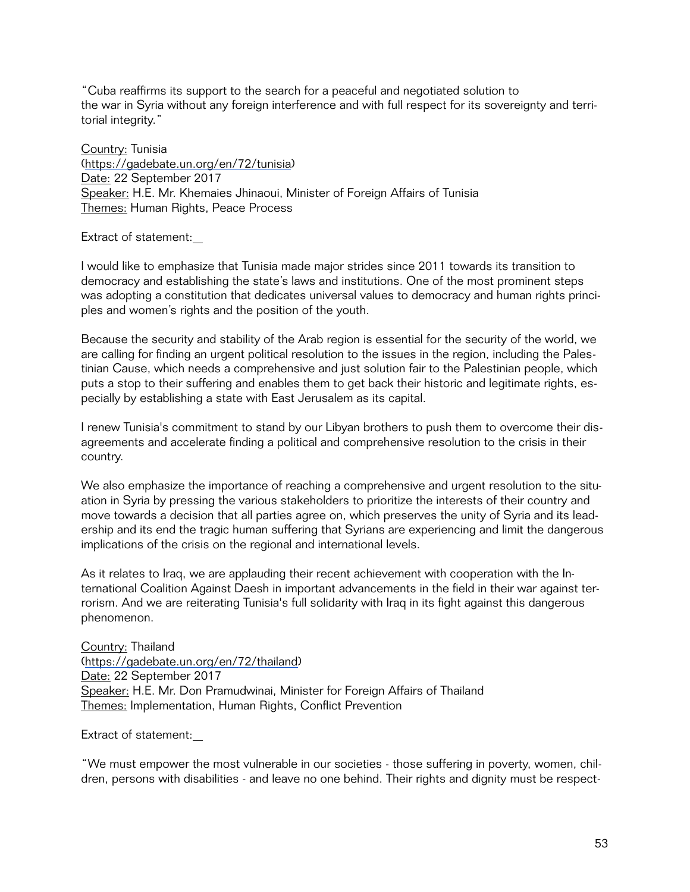"Cuba reaffirms its support to the search for a peaceful and negotiated solution to the war in Syria without any foreign interference and with full respect for its sovereignty and territorial integrity."

Country: Tunisia
(https://gadebate.un.org/en/72/tunisia)
Date: 22 September 2017
Speaker: H.E. Mr. Khemaies Jhinaoui, Minister of Foreign Affairs of Tunisia
Themes: Human Rights, Peace Process

Extract of statement:

I would like to emphasize that Tunisia made major strides since 2011 towards its transition to democracy and establishing the state's laws and institutions. One of the most prominent steps was adopting a constitution that dedicates universal values to democracy and human rights principles and women's rights and the position of the youth.

Because the security and stability of the Arab region is essential for the security of the world, we are calling for finding an urgent political resolution to the issues in the region, including the Palestinian Cause, which needs a comprehensive and just solution fair to the Palestinian people, which puts a stop to their suffering and enables them to get back their historic and legitimate rights, especially by establishing a state with East Jerusalem as its capital.

I renew Tunisia's commitment to stand by our Libyan brothers to push them to overcome their disagreements and accelerate finding a political and comprehensive resolution to the crisis in their country.

We also emphasize the importance of reaching a comprehensive and urgent resolution to the situation in Syria by pressing the various stakeholders to prioritize the interests of their country and move towards a decision that all parties agree on, which preserves the unity of Syria and its leadership and its end the tragic human suffering that Syrians are experiencing and limit the dangerous implications of the crisis on the regional and international levels.

As it relates to Iraq, we are applauding their recent achievement with cooperation with the International Coalition Against Daesh in important advancements in the field in their war against terrorism. And we are reiterating Tunisia's full solidarity with Iraq in its fight against this dangerous phenomenon.

Country: Thailand
(https://gadebate.un.org/en/72/thailand)
Date: 22 September 2017
Speaker: H.E. Mr. Don Pramudwinai, Minister for Foreign Affairs of Thailand
Themes: Implementation, Human Rights, Conflict Prevention

Extract of statement:

"We must empower the most vulnerable in our societies - those suffering in poverty, women, children, persons with disabilities - and leave no one behind. Their rights and dignity must be respect-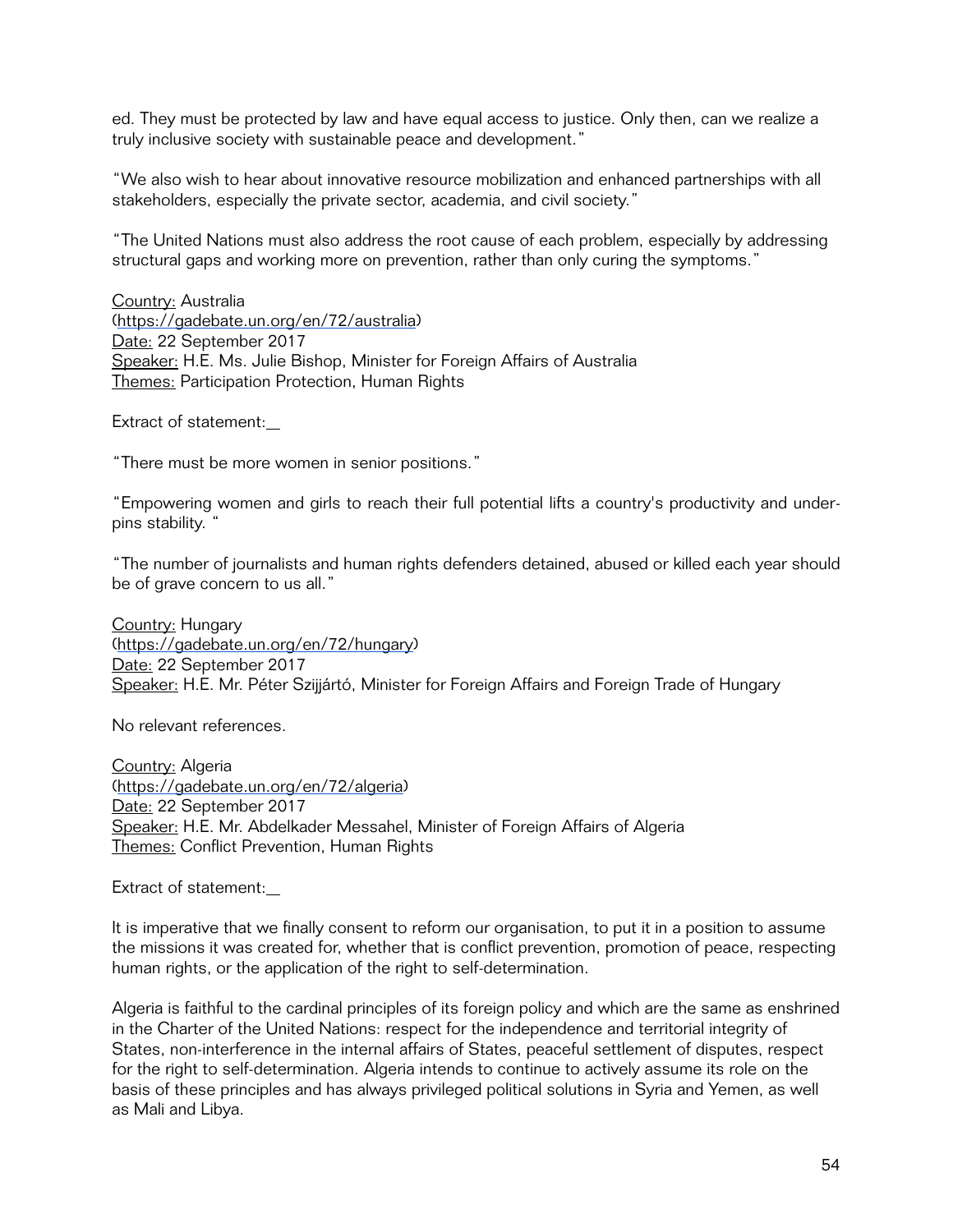ed. They must be protected by law and have equal access to justice. Only then, can we realize a truly inclusive society with sustainable peace and development."

"We also wish to hear about innovative resource mobilization and enhanced partnerships with all stakeholders, especially the private sector, academia, and civil society."

"The United Nations must also address the root cause of each problem, especially by addressing structural gaps and working more on prevention, rather than only curing the symptoms."

Country: Australia
(https://gadebate.un.org/en/72/australia)
Date: 22 September 2017
Speaker: H.E. Ms. Julie Bishop, Minister for Foreign Affairs of Australia
Themes: Participation Protection, Human Rights

Extract of statement:

"There must be more women in senior positions."

"Empowering women and girls to reach their full potential lifts a country's productivity and underpins stability. "

"The number of journalists and human rights defenders detained, abused or killed each year should be of grave concern to us all."

Country: Hungary
(https://gadebate.un.org/en/72/hungary)
Date: 22 September 2017
Speaker: H.E. Mr. Péter Szijjártó, Minister for Foreign Affairs and Foreign Trade of Hungary

No relevant references.

Country: Algeria
(https://gadebate.un.org/en/72/algeria)
Date: 22 September 2017
Speaker: H.E. Mr. Abdelkader Messahel, Minister of Foreign Affairs of Algeria
Themes: Conflict Prevention, Human Rights

Extract of statement:

It is imperative that we finally consent to reform our organisation, to put it in a position to assume the missions it was created for, whether that is conflict prevention, promotion of peace, respecting human rights, or the application of the right to self-determination.

Algeria is faithful to the cardinal principles of its foreign policy and which are the same as enshrined in the Charter of the United Nations: respect for the independence and territorial integrity of States, non-interference in the internal affairs of States, peaceful settlement of disputes, respect for the right to self-determination. Algeria intends to continue to actively assume its role on the basis of these principles and has always privileged political solutions in Syria and Yemen, as well as Mali and Libya.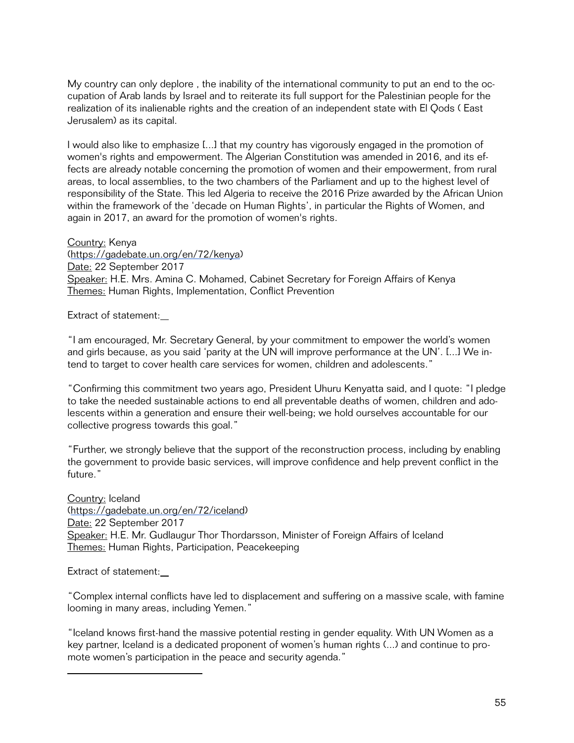My country can only deplore , the inability of the international community to put an end to the occupation of Arab lands by Israel and to reiterate its full support for the Palestinian people for the realization of its inalienable rights and the creation of an independent state with El Qods ( East Jerusalem) as its capital.

I would also like to emphasize [...] that my country has vigorously engaged in the promotion of women's rights and empowerment. The Algerian Constitution was amended in 2016, and its effects are already notable concerning the promotion of women and their empowerment, from rural areas, to local assemblies, to the two chambers of the Parliament and up to the highest level of responsibility of the State. This led Algeria to receive the 2016 Prize awarded by the African Union within the framework of the 'decade on Human Rights', in particular the Rights of Women, and again in 2017, an award for the promotion of women's rights.

Country: Kenya
(https://gadebate.un.org/en/72/kenya)
Date: 22 September 2017
Speaker: H.E. Mrs. Amina C. Mohamed, Cabinet Secretary for Foreign Affairs of Kenya
Themes: Human Rights, Implementation, Conflict Prevention

Extract of statement:

"I am encouraged, Mr. Secretary General, by your commitment to empower the world's women and girls because, as you said 'parity at the UN will improve performance at the UN'. [...] We intend to target to cover health care services for women, children and adolescents."

"Confirming this commitment two years ago, President Uhuru Kenyatta said, and I quote: "I pledge to take the needed sustainable actions to end all preventable deaths of women, children and adolescents within a generation and ensure their well-being; we hold ourselves accountable for our collective progress towards this goal."

"Further, we strongly believe that the support of the reconstruction process, including by enabling the government to provide basic services, will improve confidence and help prevent conflict in the future."

Country: Iceland
(https://gadebate.un.org/en/72/iceland)
Date: 22 September 2017
Speaker: H.E. Mr. Gudlaugur Thor Thordarsson, Minister of Foreign Affairs of Iceland
Themes: Human Rights, Participation, Peacekeeping

Extract of statement:

"Complex internal conflicts have led to displacement and suffering on a massive scale, with famine looming in many areas, including Yemen."

"Iceland knows first-hand the massive potential resting in gender equality. With UN Women as a key partner, Iceland is a dedicated proponent of women's human rights (...) and continue to promote women's participation in the peace and security agenda."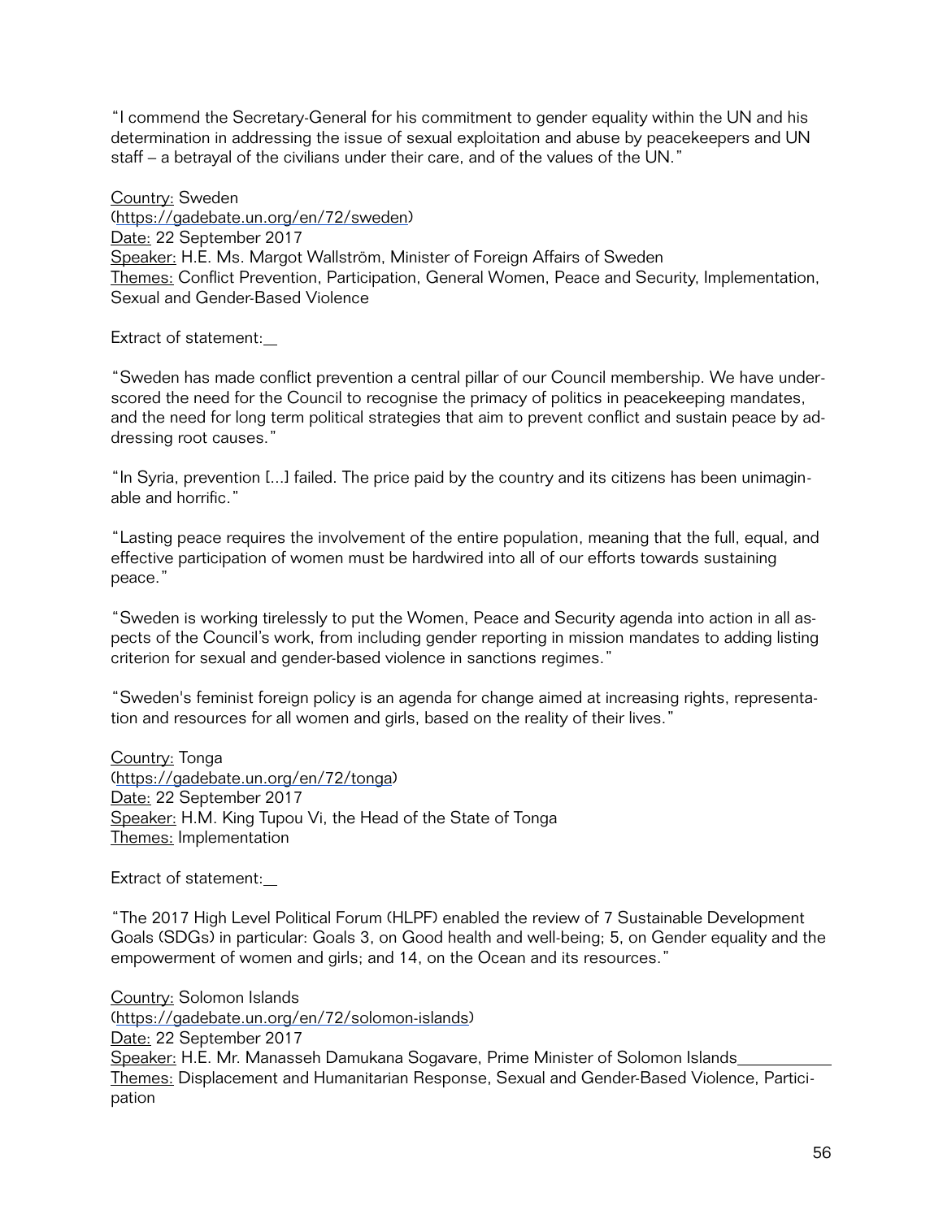"I commend the Secretary-General for his commitment to gender equality within the UN and his determination in addressing the issue of sexual exploitation and abuse by peacekeepers and UN staff – a betrayal of the civilians under their care, and of the values of the UN."

Country: Sweden
(https://gadebate.un.org/en/72/sweden)
Date: 22 September 2017
Speaker: H.E. Ms. Margot Wallström, Minister of Foreign Affairs of Sweden
Themes: Conflict Prevention, Participation, General Women, Peace and Security, Implementation, Sexual and Gender-Based Violence

Extract of statement:

"Sweden has made conflict prevention a central pillar of our Council membership. We have underscored the need for the Council to recognise the primacy of politics in peacekeeping mandates, and the need for long term political strategies that aim to prevent conflict and sustain peace by addressing root causes."

"In Syria, prevention [...] failed. The price paid by the country and its citizens has been unimaginable and horrific."

"Lasting peace requires the involvement of the entire population, meaning that the full, equal, and effective participation of women must be hardwired into all of our efforts towards sustaining peace."

"Sweden is working tirelessly to put the Women, Peace and Security agenda into action in all aspects of the Council's work, from including gender reporting in mission mandates to adding listing criterion for sexual and gender-based violence in sanctions regimes."

"Sweden's feminist foreign policy is an agenda for change aimed at increasing rights, representation and resources for all women and girls, based on the reality of their lives."

Country: Tonga
(https://gadebate.un.org/en/72/tonga)
Date: 22 September 2017
Speaker: H.M. King Tupou Vi, the Head of the State of Tonga
Themes: Implementation

Extract of statement:

"The 2017 High Level Political Forum (HLPF) enabled the review of 7 Sustainable Development Goals (SDGs) in particular: Goals 3, on Good health and well-being; 5, on Gender equality and the empowerment of women and girls; and 14, on the Ocean and its resources."

Country: Solomon Islands
(https://gadebate.un.org/en/72/solomon-islands)
Date: 22 September 2017
Speaker: H.E. Mr. Manasseh Damukana Sogavare, Prime Minister of Solomon Islands
Themes: Displacement and Humanitarian Response, Sexual and Gender-Based Violence, Participation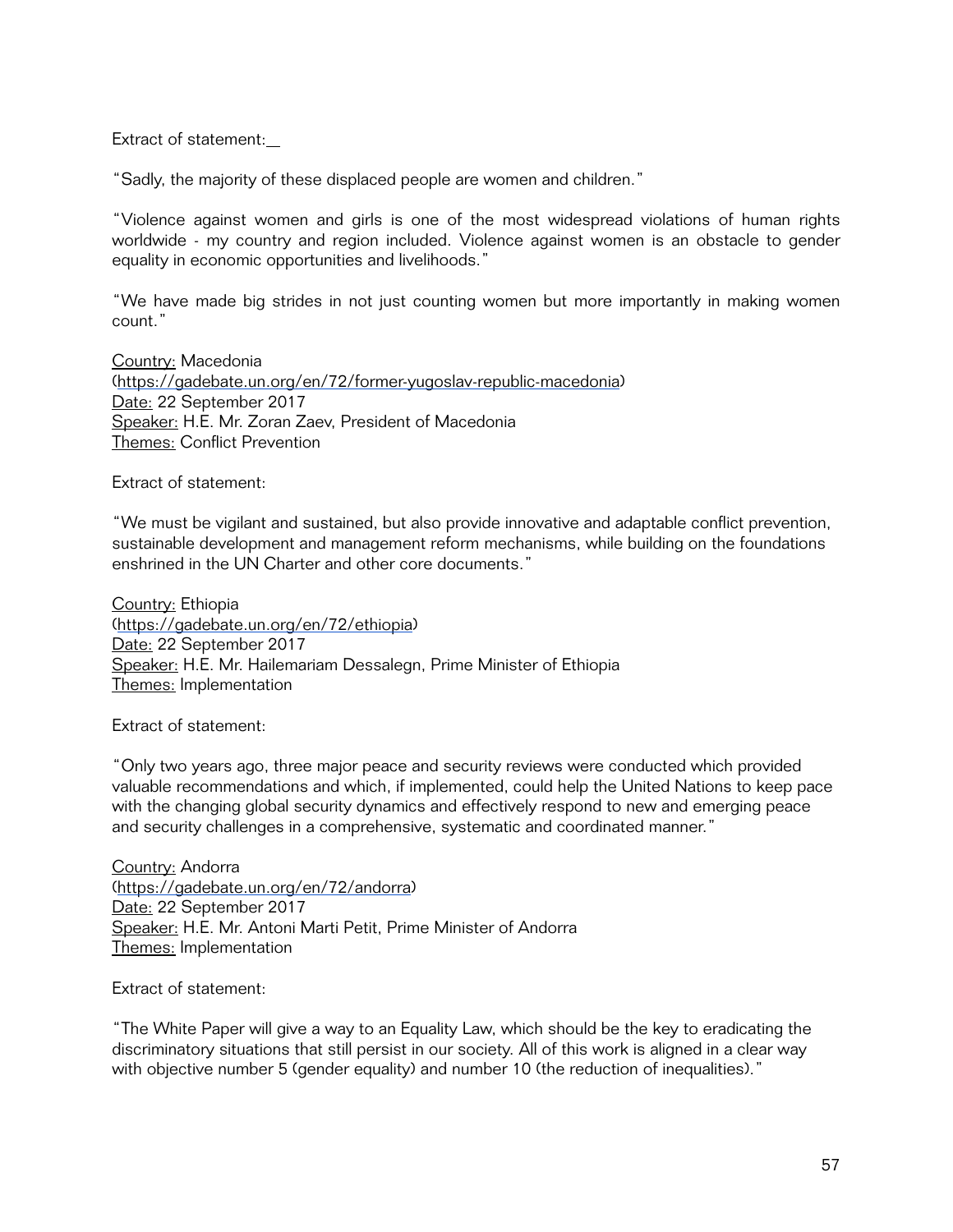Extract of statement:

"Sadly, the majority of these displaced people are women and children."

"Violence against women and girls is one of the most widespread violations of human rights worldwide - my country and region included. Violence against women is an obstacle to gender equality in economic opportunities and livelihoods."

"We have made big strides in not just counting women but more importantly in making women count."

Country: Macedonia
(https://gadebate.un.org/en/72/former-yugoslav-republic-macedonia)
Date: 22 September 2017
Speaker: H.E. Mr. Zoran Zaev, President of Macedonia
Themes: Conflict Prevention

Extract of statement:

"We must be vigilant and sustained, but also provide innovative and adaptable conflict prevention, sustainable development and management reform mechanisms, while building on the foundations enshrined in the UN Charter and other core documents."

Country: Ethiopia
(https://gadebate.un.org/en/72/ethiopia)
Date: 22 September 2017
Speaker: H.E. Mr. Hailemariam Dessalegn, Prime Minister of Ethiopia
Themes: Implementation

Extract of statement:

"Only two years ago, three major peace and security reviews were conducted which provided valuable recommendations and which, if implemented, could help the United Nations to keep pace with the changing global security dynamics and effectively respond to new and emerging peace and security challenges in a comprehensive, systematic and coordinated manner."

Country: Andorra
(https://gadebate.un.org/en/72/andorra)
Date: 22 September 2017
Speaker: H.E. Mr. Antoni Marti Petit, Prime Minister of Andorra
Themes: Implementation

Extract of statement:

"The White Paper will give a way to an Equality Law, which should be the key to eradicating the discriminatory situations that still persist in our society. All of this work is aligned in a clear way with objective number 5 (gender equality) and number 10 (the reduction of inequalities)."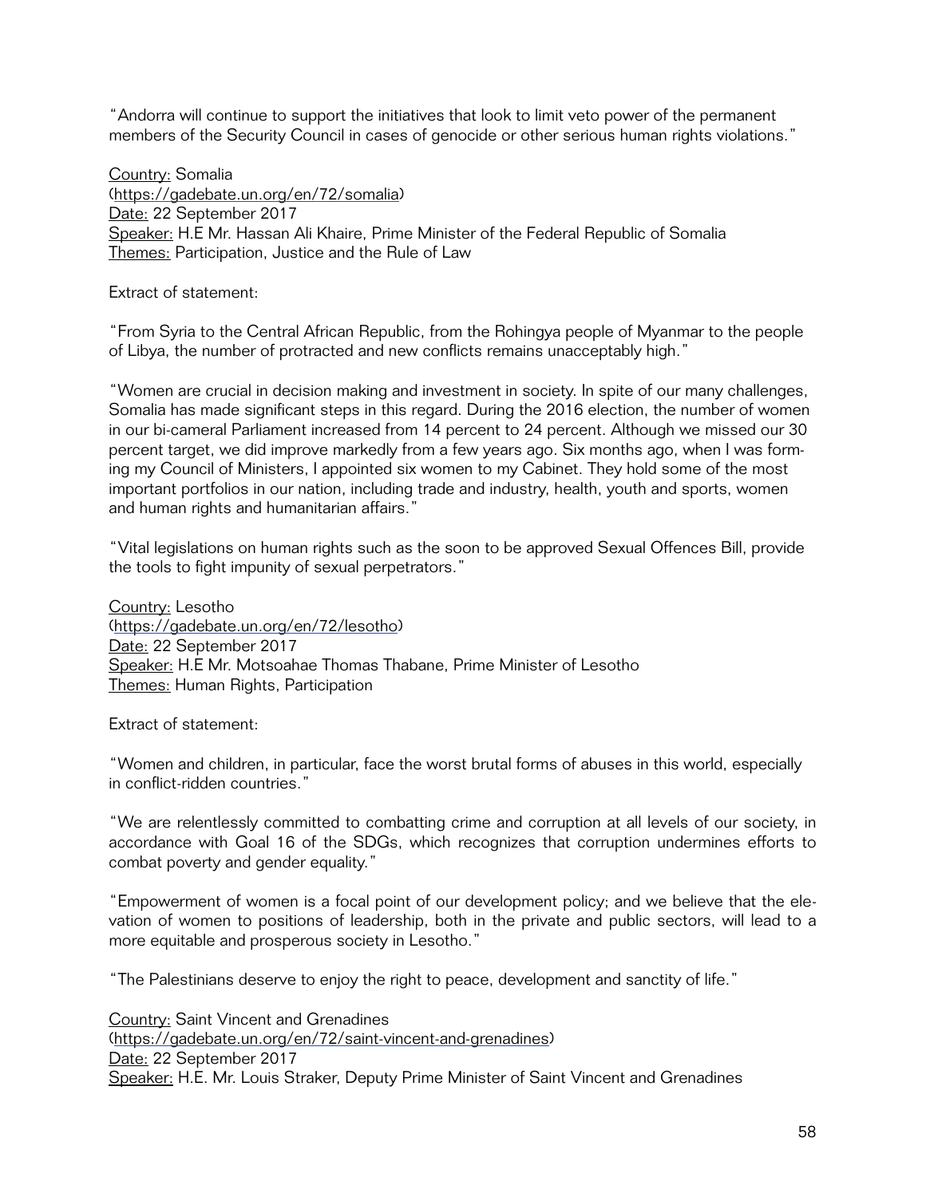"Andorra will continue to support the initiatives that look to limit veto power of the permanent members of the Security Council in cases of genocide or other serious human rights violations."

Country: Somalia
(https://gadebate.un.org/en/72/somalia)
Date: 22 September 2017
Speaker: H.E Mr. Hassan Ali Khaire, Prime Minister of the Federal Republic of Somalia
Themes: Participation, Justice and the Rule of Law

Extract of statement:

"From Syria to the Central African Republic, from the Rohingya people of Myanmar to the people of Libya, the number of protracted and new conflicts remains unacceptably high."

"Women are crucial in decision making and investment in society. In spite of our many challenges, Somalia has made significant steps in this regard. During the 2016 election, the number of women in our bi-cameral Parliament increased from 14 percent to 24 percent. Although we missed our 30 percent target, we did improve markedly from a few years ago. Six months ago, when I was forming my Council of Ministers, I appointed six women to my Cabinet. They hold some of the most important portfolios in our nation, including trade and industry, health, youth and sports, women and human rights and humanitarian affairs."

"Vital legislations on human rights such as the soon to be approved Sexual Offences Bill, provide the tools to fight impunity of sexual perpetrators."

Country: Lesotho
(https://gadebate.un.org/en/72/lesotho)
Date: 22 September 2017
Speaker: H.E Mr. Motsoahae Thomas Thabane, Prime Minister of Lesotho
Themes: Human Rights, Participation

Extract of statement:

"Women and children, in particular, face the worst brutal forms of abuses in this world, especially in conflict-ridden countries."

"We are relentlessly committed to combatting crime and corruption at all levels of our society, in accordance with Goal 16 of the SDGs, which recognizes that corruption undermines efforts to combat poverty and gender equality."

"Empowerment of women is a focal point of our development policy; and we believe that the elevation of women to positions of leadership, both in the private and public sectors, will lead to a more equitable and prosperous society in Lesotho."

"The Palestinians deserve to enjoy the right to peace, development and sanctity of life."

Country: Saint Vincent and Grenadines
(https://gadebate.un.org/en/72/saint-vincent-and-grenadines)
Date: 22 September 2017
Speaker: H.E. Mr. Louis Straker, Deputy Prime Minister of Saint Vincent and Grenadines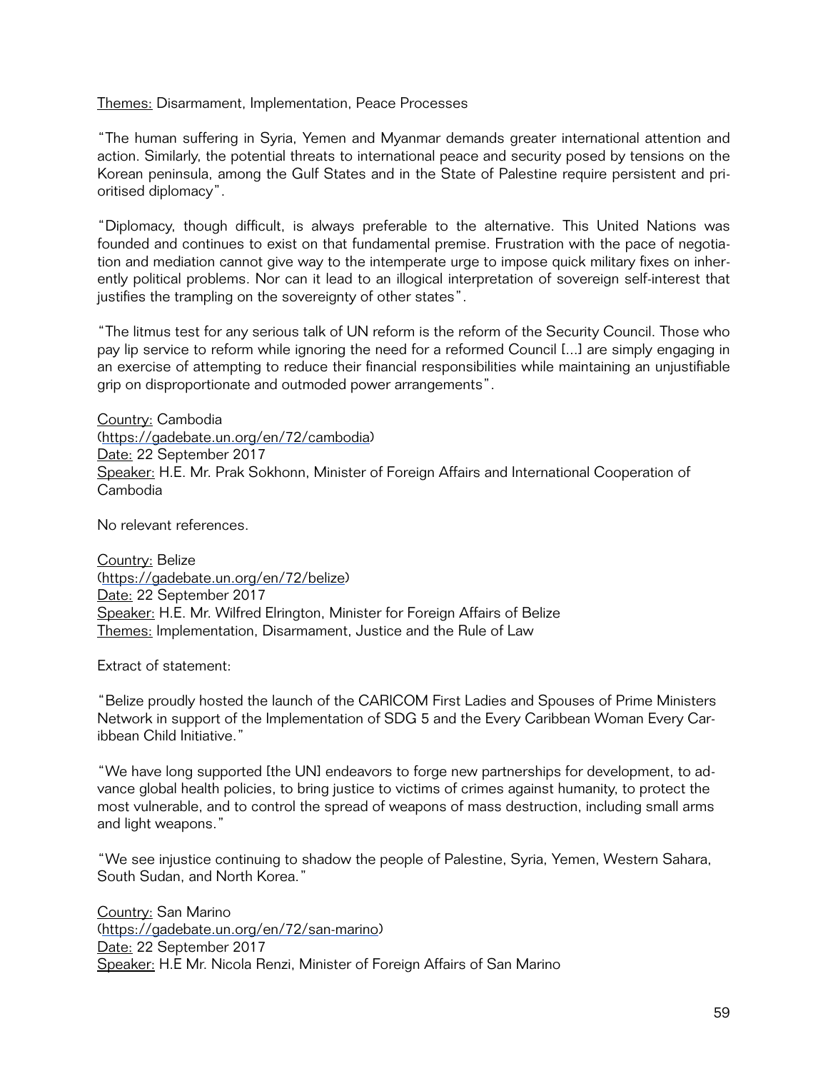Themes: Disarmament, Implementation, Peace Processes

"The human suffering in Syria, Yemen and Myanmar demands greater international attention and action. Similarly, the potential threats to international peace and security posed by tensions on the Korean peninsula, among the Gulf States and in the State of Palestine require persistent and prioritised diplomacy".

"Diplomacy, though difficult, is always preferable to the alternative. This United Nations was founded and continues to exist on that fundamental premise. Frustration with the pace of negotiation and mediation cannot give way to the intemperate urge to impose quick military fixes on inherently political problems. Nor can it lead to an illogical interpretation of sovereign self-interest that justifies the trampling on the sovereignty of other states".

"The litmus test for any serious talk of UN reform is the reform of the Security Council. Those who pay lip service to reform while ignoring the need for a reformed Council [...] are simply engaging in an exercise of attempting to reduce their financial responsibilities while maintaining an unjustifiable grip on disproportionate and outmoded power arrangements".

Country: Cambodia
(https://gadebate.un.org/en/72/cambodia)
Date: 22 September 2017
Speaker: H.E. Mr. Prak Sokhonn, Minister of Foreign Affairs and International Cooperation of Cambodia

No relevant references.

Country: Belize
(https://gadebate.un.org/en/72/belize)
Date: 22 September 2017
Speaker: H.E. Mr. Wilfred Elrington, Minister for Foreign Affairs of Belize
Themes: Implementation, Disarmament, Justice and the Rule of Law

Extract of statement:

"Belize proudly hosted the launch of the CARICOM First Ladies and Spouses of Prime Ministers Network in support of the Implementation of SDG 5 and the Every Caribbean Woman Every Caribbean Child Initiative."

"We have long supported [the UN] endeavors to forge new partnerships for development, to advance global health policies, to bring justice to victims of crimes against humanity, to protect the most vulnerable, and to control the spread of weapons of mass destruction, including small arms and light weapons."

"We see injustice continuing to shadow the people of Palestine, Syria, Yemen, Western Sahara, South Sudan, and North Korea."

Country: San Marino
(https://gadebate.un.org/en/72/san-marino)
Date: 22 September 2017
Speaker: H.E Mr. Nicola Renzi, Minister of Foreign Affairs of San Marino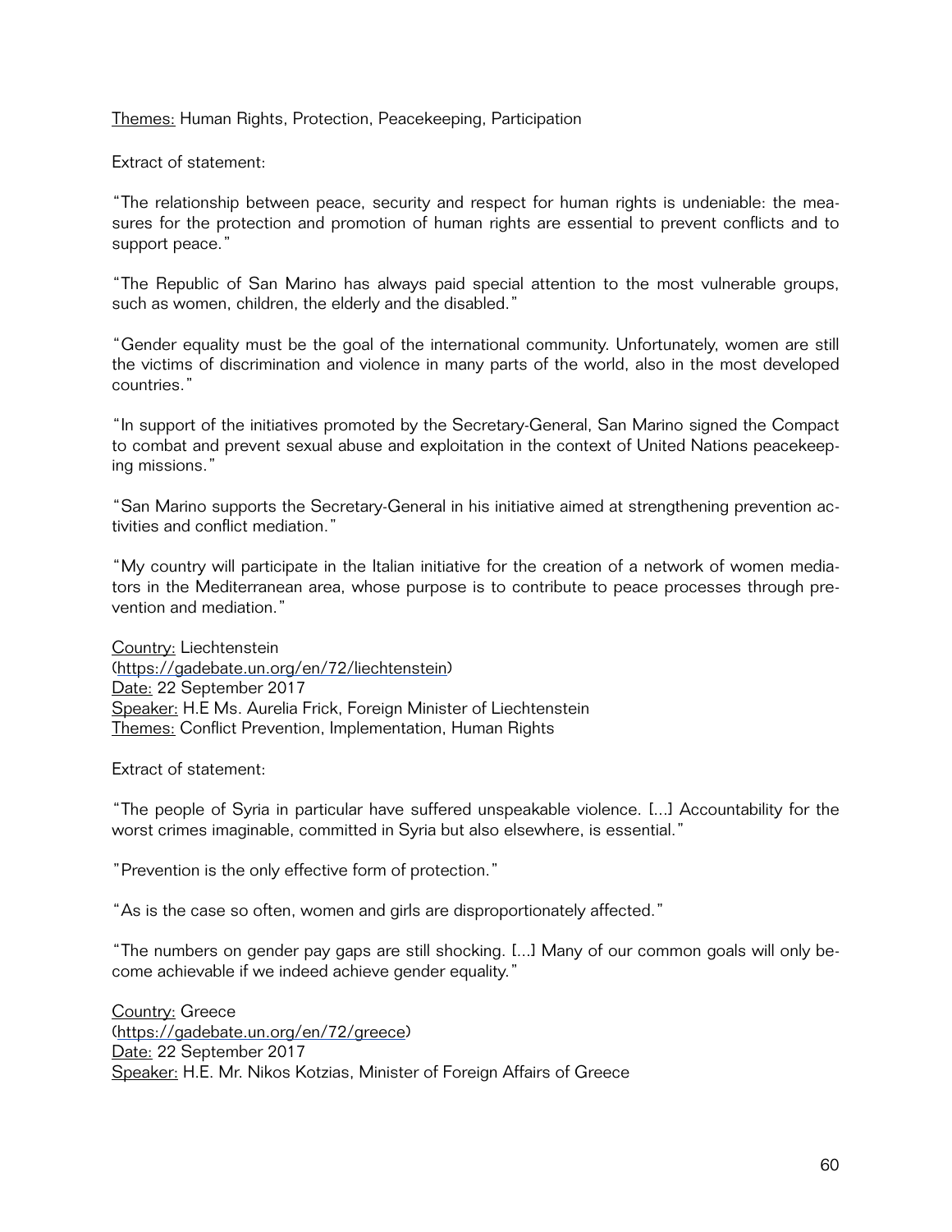Themes: Human Rights, Protection, Peacekeeping, Participation

Extract of statement:

"The relationship between peace, security and respect for human rights is undeniable: the measures for the protection and promotion of human rights are essential to prevent conflicts and to support peace."

"The Republic of San Marino has always paid special attention to the most vulnerable groups, such as women, children, the elderly and the disabled."

"Gender equality must be the goal of the international community. Unfortunately, women are still the victims of discrimination and violence in many parts of the world, also in the most developed countries."

"In support of the initiatives promoted by the Secretary-General, San Marino signed the Compact to combat and prevent sexual abuse and exploitation in the context of United Nations peacekeeping missions."

"San Marino supports the Secretary-General in his initiative aimed at strengthening prevention activities and conflict mediation."

"My country will participate in the Italian initiative for the creation of a network of women mediators in the Mediterranean area, whose purpose is to contribute to peace processes through prevention and mediation."

Country: Liechtenstein
(https://gadebate.un.org/en/72/liechtenstein)
Date: 22 September 2017
Speaker: H.E Ms. Aurelia Frick, Foreign Minister of Liechtenstein
Themes: Conflict Prevention, Implementation, Human Rights

Extract of statement:

"The people of Syria in particular have suffered unspeakable violence. [...] Accountability for the worst crimes imaginable, committed in Syria but also elsewhere, is essential."

"Prevention is the only effective form of protection."

"As is the case so often, women and girls are disproportionately affected."

"The numbers on gender pay gaps are still shocking. [...] Many of our common goals will only become achievable if we indeed achieve gender equality."

Country: Greece
(https://gadebate.un.org/en/72/greece)
Date: 22 September 2017
Speaker: H.E. Mr. Nikos Kotzias, Minister of Foreign Affairs of Greece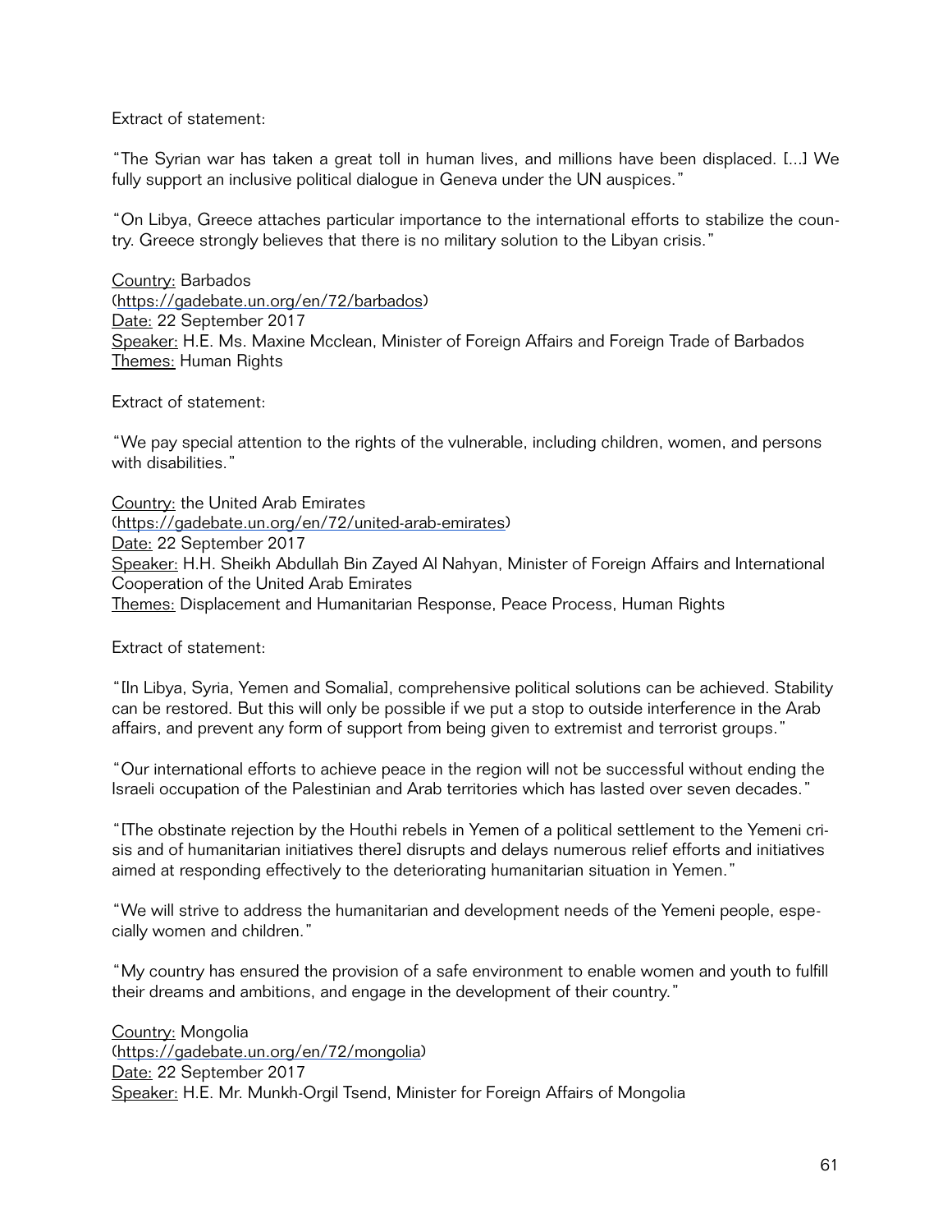Extract of statement:

"The Syrian war has taken a great toll in human lives, and millions have been displaced. [...] We fully support an inclusive political dialogue in Geneva under the UN auspices."

"On Libya, Greece attaches particular importance to the international efforts to stabilize the country. Greece strongly believes that there is no military solution to the Libyan crisis."

Country: Barbados
(https://gadebate.un.org/en/72/barbados)
Date: 22 September 2017
Speaker: H.E. Ms. Maxine Mcclean, Minister of Foreign Affairs and Foreign Trade of Barbados
Themes: Human Rights

Extract of statement:

"We pay special attention to the rights of the vulnerable, including children, women, and persons with disabilities."

Country: the United Arab Emirates
(https://gadebate.un.org/en/72/united-arab-emirates)
Date: 22 September 2017
Speaker: H.H. Sheikh Abdullah Bin Zayed Al Nahyan, Minister of Foreign Affairs and International Cooperation of the United Arab Emirates
Themes: Displacement and Humanitarian Response, Peace Process, Human Rights

Extract of statement:

"[In Libya, Syria, Yemen and Somalia], comprehensive political solutions can be achieved. Stability can be restored. But this will only be possible if we put a stop to outside interference in the Arab affairs, and prevent any form of support from being given to extremist and terrorist groups."

"Our international efforts to achieve peace in the region will not be successful without ending the Israeli occupation of the Palestinian and Arab territories which has lasted over seven decades."

"[The obstinate rejection by the Houthi rebels in Yemen of a political settlement to the Yemeni crisis and of humanitarian initiatives there] disrupts and delays numerous relief efforts and initiatives aimed at responding effectively to the deteriorating humanitarian situation in Yemen."

"We will strive to address the humanitarian and development needs of the Yemeni people, especially women and children."

"My country has ensured the provision of a safe environment to enable women and youth to fulfill their dreams and ambitions, and engage in the development of their country."

Country: Mongolia
(https://gadebate.un.org/en/72/mongolia)
Date: 22 September 2017
Speaker: H.E. Mr. Munkh-Orgil Tsend, Minister for Foreign Affairs of Mongolia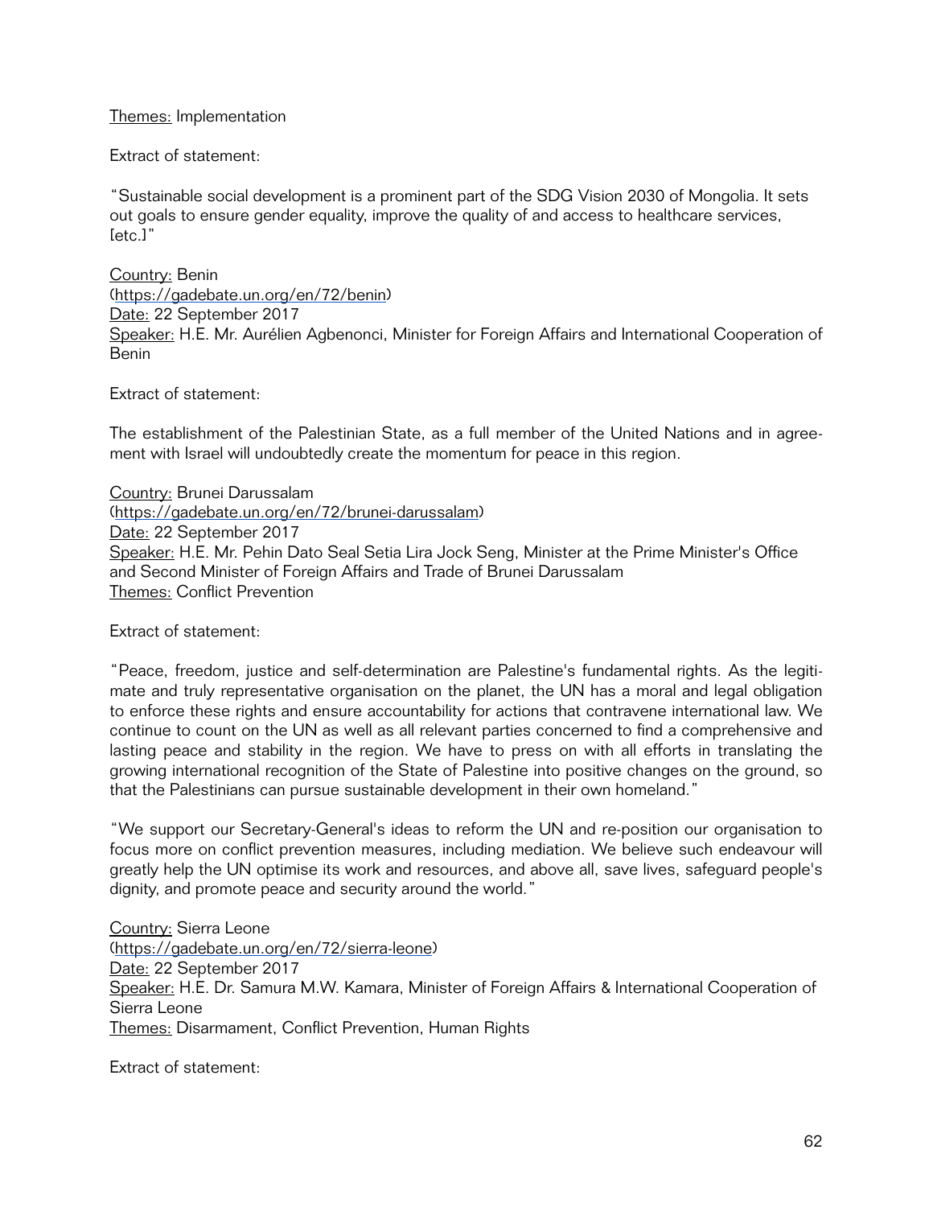Themes: Implementation

Extract of statement:

"Sustainable social development is a prominent part of the SDG Vision 2030 of Mongolia. It sets out goals to ensure gender equality, improve the quality of and access to healthcare services, [etc.]"

Country: Benin
(https://gadebate.un.org/en/72/benin)
Date: 22 September 2017
Speaker: H.E. Mr. Aurélien Agbenonci, Minister for Foreign Affairs and International Cooperation of Benin

Extract of statement:

The establishment of the Palestinian State, as a full member of the United Nations and in agreement with Israel will undoubtedly create the momentum for peace in this region.

Country: Brunei Darussalam
(https://gadebate.un.org/en/72/brunei-darussalam)
Date: 22 September 2017
Speaker: H.E. Mr. Pehin Dato Seal Setia Lira Jock Seng, Minister at the Prime Minister's Office and Second Minister of Foreign Affairs and Trade of Brunei Darussalam
Themes: Conflict Prevention

Extract of statement:

"Peace, freedom, justice and self-determination are Palestine's fundamental rights. As the legitimate and truly representative organisation on the planet, the UN has a moral and legal obligation to enforce these rights and ensure accountability for actions that contravene international law. We continue to count on the UN as well as all relevant parties concerned to find a comprehensive and lasting peace and stability in the region. We have to press on with all efforts in translating the growing international recognition of the State of Palestine into positive changes on the ground, so that the Palestinians can pursue sustainable development in their own homeland."

"We support our Secretary-General's ideas to reform the UN and re-position our organisation to focus more on conflict prevention measures, including mediation. We believe such endeavour will greatly help the UN optimise its work and resources, and above all, save lives, safeguard people's dignity, and promote peace and security around the world."

Country: Sierra Leone
(https://gadebate.un.org/en/72/sierra-leone)
Date: 22 September 2017
Speaker: H.E. Dr. Samura M.W. Kamara, Minister of Foreign Affairs & International Cooperation of Sierra Leone
Themes: Disarmament, Conflict Prevention, Human Rights

Extract of statement: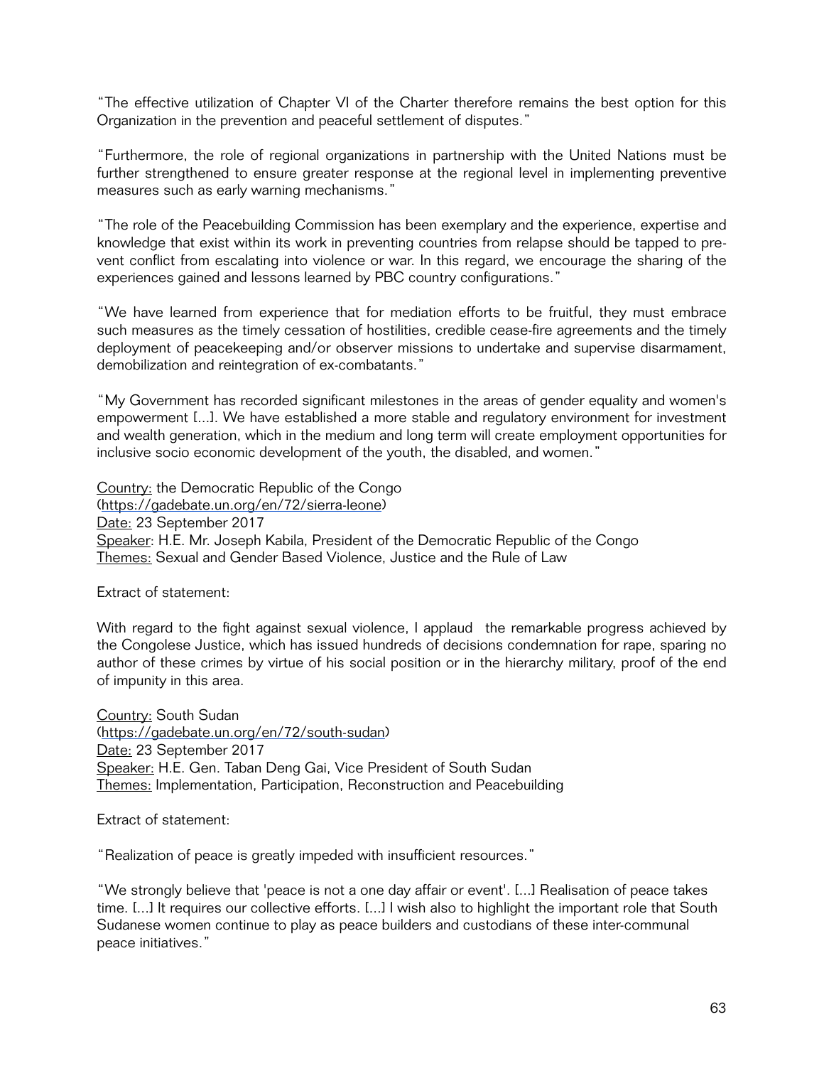"The effective utilization of Chapter VI of the Charter therefore remains the best option for this Organization in the prevention and peaceful settlement of disputes."

"Furthermore, the role of regional organizations in partnership with the United Nations must be further strengthened to ensure greater response at the regional level in implementing preventive measures such as early warning mechanisms."

"The role of the Peacebuilding Commission has been exemplary and the experience, expertise and knowledge that exist within its work in preventing countries from relapse should be tapped to prevent conflict from escalating into violence or war. In this regard, we encourage the sharing of the experiences gained and lessons learned by PBC country configurations."

"We have learned from experience that for mediation efforts to be fruitful, they must embrace such measures as the timely cessation of hostilities, credible cease-fire agreements and the timely deployment of peacekeeping and/or observer missions to undertake and supervise disarmament, demobilization and reintegration of ex-combatants."

"My Government has recorded significant milestones in the areas of gender equality and women's empowerment [...]. We have established a more stable and regulatory environment for investment and wealth generation, which in the medium and long term will create employment opportunities for inclusive socio economic development of the youth, the disabled, and women."

<u>Country:</u> the Democratic Republic of the Congo
(https://gadebate.un.org/en/72/sierra-leone)
<u>Date:</u> 23 September 2017
<u>Speaker</u>: H.E. Mr. Joseph Kabila, President of the Democratic Republic of the Congo
<u>Themes:</u> Sexual and Gender Based Violence, Justice and the Rule of Law

Extract of statement:

With regard to the fight against sexual violence, I applaud the remarkable progress achieved by the Congolese Justice, which has issued hundreds of decisions condemnation for rape, sparing no author of these crimes by virtue of his social position or in the hierarchy military, proof of the end of impunity in this area.

<u>Country:</u> South Sudan
(https://gadebate.un.org/en/72/south-sudan)
<u>Date:</u> 23 September 2017
<u>Speaker:</u> H.E. Gen. Taban Deng Gai, Vice President of South Sudan
<u>Themes:</u> Implementation, Participation, Reconstruction and Peacebuilding

Extract of statement:

"Realization of peace is greatly impeded with insufficient resources."

"We strongly believe that 'peace is not a one day affair or event'. [...] Realisation of peace takes time. [...] It requires our collective efforts. [...] I wish also to highlight the important role that South Sudanese women continue to play as peace builders and custodians of these inter-communal peace initiatives."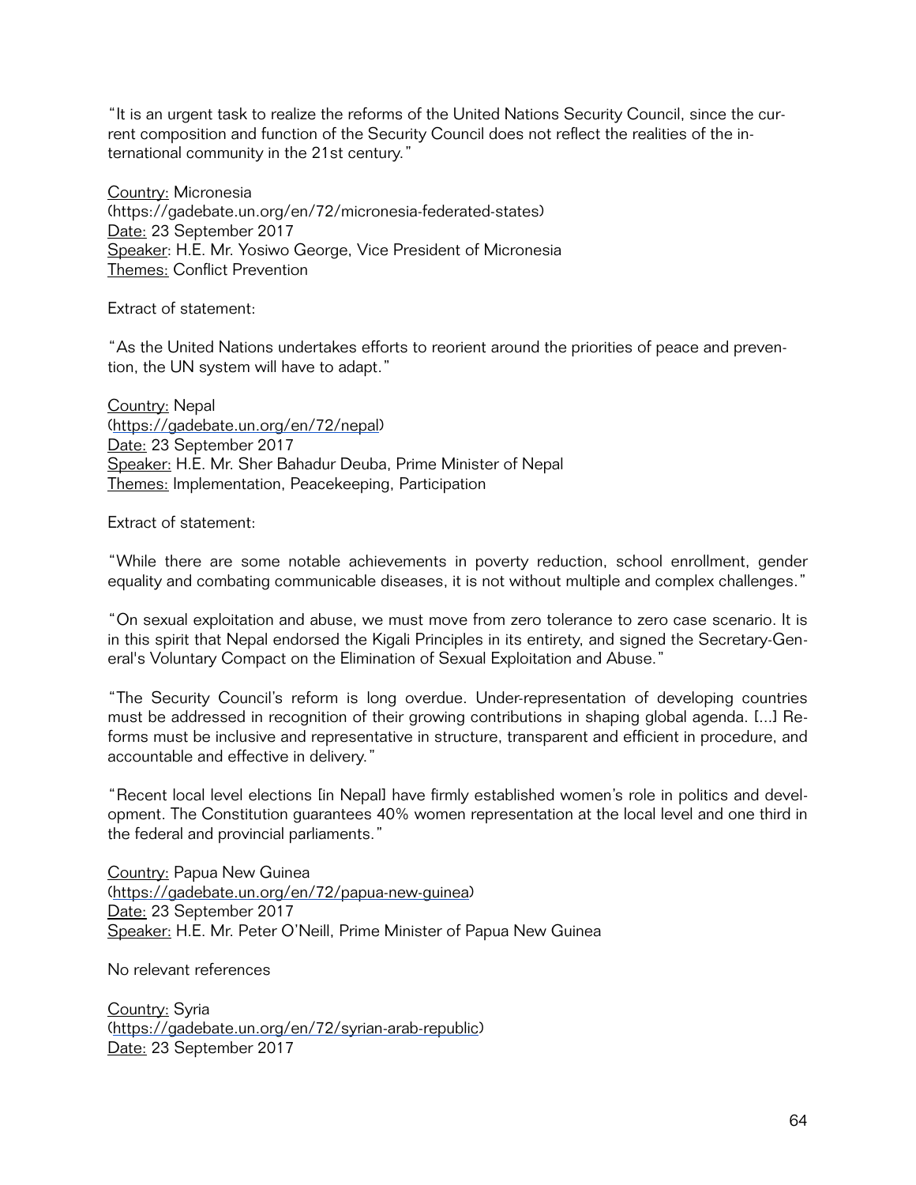"It is an urgent task to realize the reforms of the United Nations Security Council, since the current composition and function of the Security Council does not reflect the realities of the international community in the 21st century."

Country: Micronesia
(https://gadebate.un.org/en/72/micronesia-federated-states)
Date: 23 September 2017
Speaker: H.E. Mr. Yosiwo George, Vice President of Micronesia
Themes: Conflict Prevention

Extract of statement:

"As the United Nations undertakes efforts to reorient around the priorities of peace and prevention, the UN system will have to adapt."

Country: Nepal
(https://gadebate.un.org/en/72/nepal)
Date: 23 September 2017
Speaker: H.E. Mr. Sher Bahadur Deuba, Prime Minister of Nepal
Themes: Implementation, Peacekeeping, Participation

Extract of statement:

"While there are some notable achievements in poverty reduction, school enrollment, gender equality and combating communicable diseases, it is not without multiple and complex challenges."

"On sexual exploitation and abuse, we must move from zero tolerance to zero case scenario. It is in this spirit that Nepal endorsed the Kigali Principles in its entirety, and signed the Secretary-General's Voluntary Compact on the Elimination of Sexual Exploitation and Abuse."

"The Security Council's reform is long overdue. Under-representation of developing countries must be addressed in recognition of their growing contributions in shaping global agenda. [...] Reforms must be inclusive and representative in structure, transparent and efficient in procedure, and accountable and effective in delivery."

"Recent local level elections [in Nepal] have firmly established women's role in politics and development. The Constitution guarantees 40% women representation at the local level and one third in the federal and provincial parliaments."

Country: Papua New Guinea
(https://gadebate.un.org/en/72/papua-new-guinea)
Date: 23 September 2017
Speaker: H.E. Mr. Peter O'Neill, Prime Minister of Papua New Guinea

No relevant references

Country: Syria
(https://gadebate.un.org/en/72/syrian-arab-republic)
Date: 23 September 2017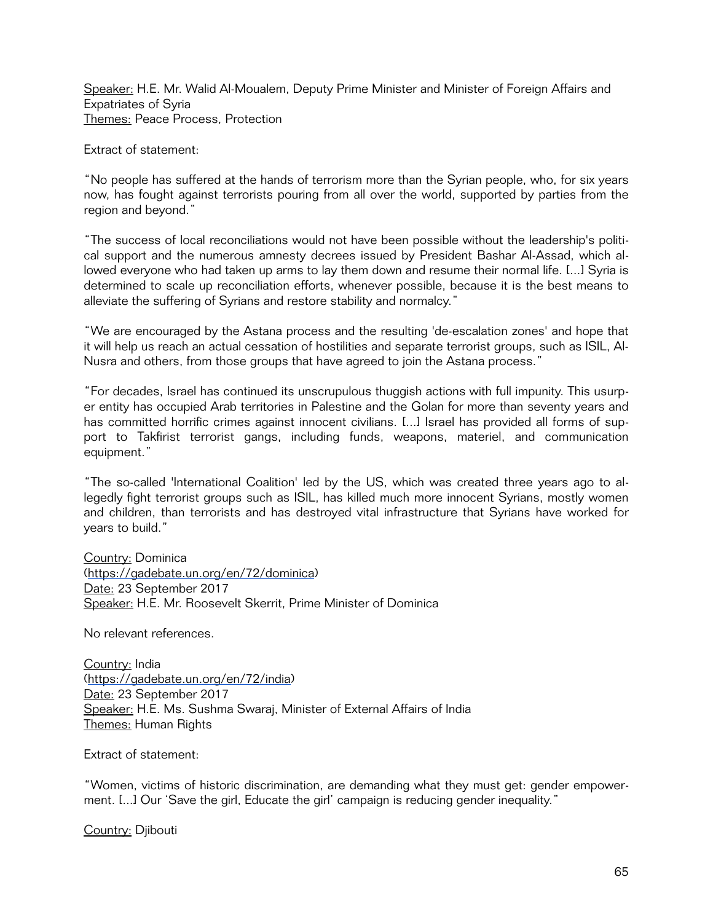Speaker: H.E. Mr. Walid Al-Moualem, Deputy Prime Minister and Minister of Foreign Affairs and Expatriates of Syria
Themes: Peace Process, Protection

Extract of statement:

"No people has suffered at the hands of terrorism more than the Syrian people, who, for six years now, has fought against terrorists pouring from all over the world, supported by parties from the region and beyond."

"The success of local reconciliations would not have been possible without the leadership's political support and the numerous amnesty decrees issued by President Bashar Al-Assad, which allowed everyone who had taken up arms to lay them down and resume their normal life. [...] Syria is determined to scale up reconciliation efforts, whenever possible, because it is the best means to alleviate the suffering of Syrians and restore stability and normalcy."

"We are encouraged by the Astana process and the resulting 'de-escalation zones' and hope that it will help us reach an actual cessation of hostilities and separate terrorist groups, such as ISIL, Al-Nusra and others, from those groups that have agreed to join the Astana process."

"For decades, Israel has continued its unscrupulous thuggish actions with full impunity. This usurper entity has occupied Arab territories in Palestine and the Golan for more than seventy years and has committed horrific crimes against innocent civilians. [...] Israel has provided all forms of support to Takfirist terrorist gangs, including funds, weapons, materiel, and communication equipment."

"The so-called 'International Coalition' led by the US, which was created three years ago to allegedly fight terrorist groups such as ISIL, has killed much more innocent Syrians, mostly women and children, than terrorists and has destroyed vital infrastructure that Syrians have worked for years to build."

Country: Dominica
(https://gadebate.un.org/en/72/dominica)
Date: 23 September 2017
Speaker: H.E. Mr. Roosevelt Skerrit, Prime Minister of Dominica

No relevant references.

Country: India
(https://gadebate.un.org/en/72/india)
Date: 23 September 2017
Speaker: H.E. Ms. Sushma Swaraj, Minister of External Affairs of India
Themes: Human Rights

Extract of statement:

"Women, victims of historic discrimination, are demanding what they must get: gender empowerment. [...] Our 'Save the girl, Educate the girl' campaign is reducing gender inequality."

Country: Djibouti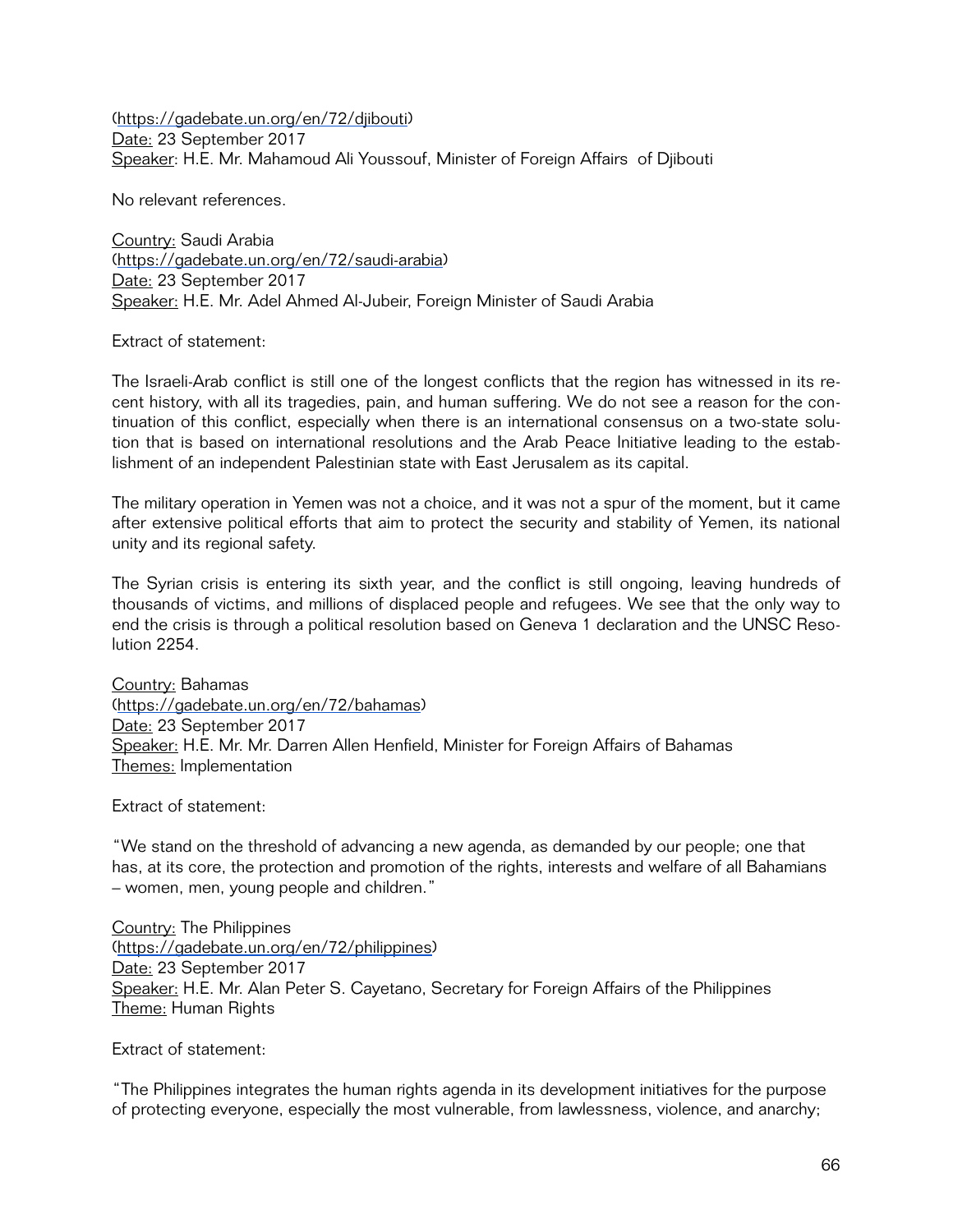(https://gadebate.un.org/en/72/djibouti)
Date: 23 September 2017
Speaker: H.E. Mr. Mahamoud Ali Youssouf, Minister of Foreign Affairs of Djibouti

No relevant references.

Country: Saudi Arabia
(https://gadebate.un.org/en/72/saudi-arabia)
Date: 23 September 2017
Speaker: H.E. Mr. Adel Ahmed Al-Jubeir, Foreign Minister of Saudi Arabia

Extract of statement:

The Israeli-Arab conflict is still one of the longest conflicts that the region has witnessed in its recent history, with all its tragedies, pain, and human suffering. We do not see a reason for the continuation of this conflict, especially when there is an international consensus on a two-state solution that is based on international resolutions and the Arab Peace Initiative leading to the establishment of an independent Palestinian state with East Jerusalem as its capital.

The military operation in Yemen was not a choice, and it was not a spur of the moment, but it came after extensive political efforts that aim to protect the security and stability of Yemen, its national unity and its regional safety.

The Syrian crisis is entering its sixth year, and the conflict is still ongoing, leaving hundreds of thousands of victims, and millions of displaced people and refugees. We see that the only way to end the crisis is through a political resolution based on Geneva 1 declaration and the UNSC Resolution 2254.

Country: Bahamas
(https://gadebate.un.org/en/72/bahamas)
Date: 23 September 2017
Speaker: H.E. Mr. Mr. Darren Allen Henfield, Minister for Foreign Affairs of Bahamas
Themes: Implementation

Extract of statement:

"We stand on the threshold of advancing a new agenda, as demanded by our people; one that has, at its core, the protection and promotion of the rights, interests and welfare of all Bahamians – women, men, young people and children."

Country: The Philippines
(https://gadebate.un.org/en/72/philippines)
Date: 23 September 2017
Speaker: H.E. Mr. Alan Peter S. Cayetano, Secretary for Foreign Affairs of the Philippines
Theme: Human Rights

Extract of statement:

"The Philippines integrates the human rights agenda in its development initiatives for the purpose of protecting everyone, especially the most vulnerable, from lawlessness, violence, and anarchy;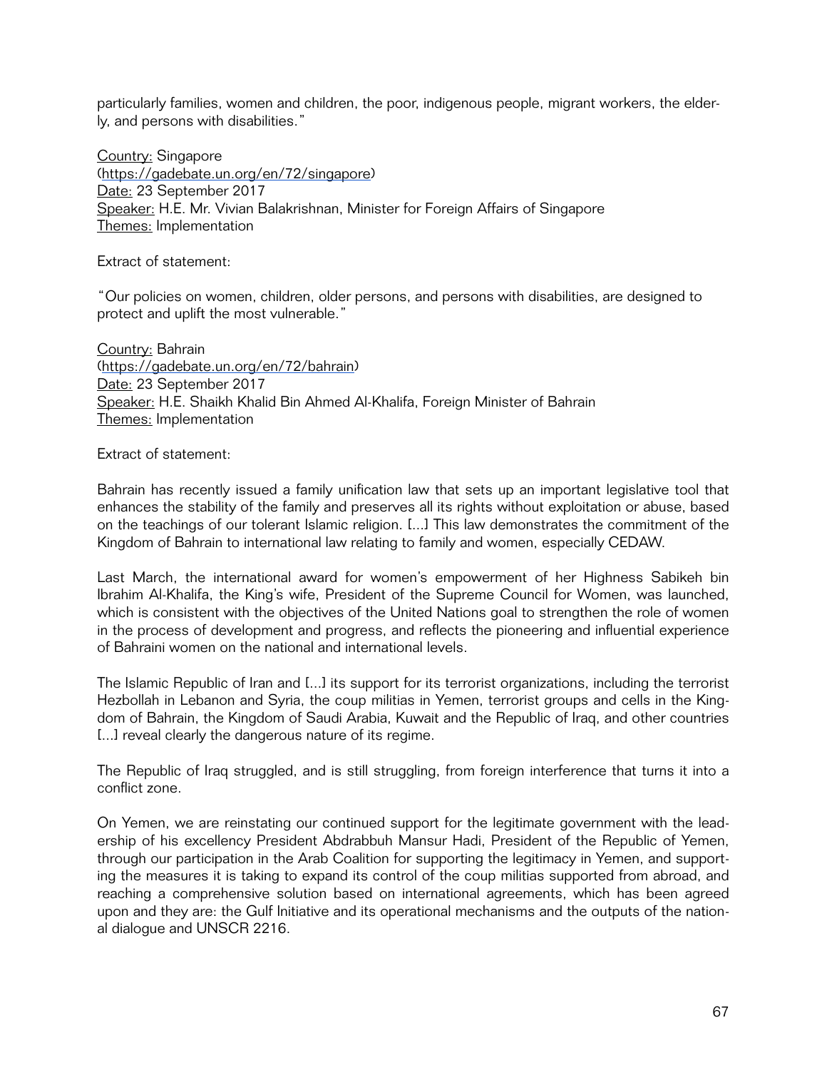particularly families, women and children, the poor, indigenous people, migrant workers, the elderly, and persons with disabilities."

<u>Country:</u> Singapore
(https://gadebate.un.org/en/72/singapore)
<u>Date:</u> 23 September 2017
<u>Speaker:</u> H.E. Mr. Vivian Balakrishnan, Minister for Foreign Affairs of Singapore
<u>Themes:</u> Implementation

Extract of statement:

"Our policies on women, children, older persons, and persons with disabilities, are designed to protect and uplift the most vulnerable."

<u>Country:</u> Bahrain
(https://gadebate.un.org/en/72/bahrain)
<u>Date:</u> 23 September 2017
<u>Speaker:</u> H.E. Shaikh Khalid Bin Ahmed Al-Khalifa, Foreign Minister of Bahrain
<u>Themes:</u> Implementation

Extract of statement:

Bahrain has recently issued a family unification law that sets up an important legislative tool that enhances the stability of the family and preserves all its rights without exploitation or abuse, based on the teachings of our tolerant Islamic religion. [...] This law demonstrates the commitment of the Kingdom of Bahrain to international law relating to family and women, especially CEDAW.

Last March, the international award for women's empowerment of her Highness Sabikeh bin Ibrahim Al-Khalifa, the King's wife, President of the Supreme Council for Women, was launched, which is consistent with the objectives of the United Nations goal to strengthen the role of women in the process of development and progress, and reflects the pioneering and influential experience of Bahraini women on the national and international levels.

The Islamic Republic of Iran and [...] its support for its terrorist organizations, including the terrorist Hezbollah in Lebanon and Syria, the coup militias in Yemen, terrorist groups and cells in the Kingdom of Bahrain, the Kingdom of Saudi Arabia, Kuwait and the Republic of Iraq, and other countries [...] reveal clearly the dangerous nature of its regime.

The Republic of Iraq struggled, and is still struggling, from foreign interference that turns it into a conflict zone.

On Yemen, we are reinstating our continued support for the legitimate government with the leadership of his excellency President Abdrabbuh Mansur Hadi, President of the Republic of Yemen, through our participation in the Arab Coalition for supporting the legitimacy in Yemen, and supporting the measures it is taking to expand its control of the coup militias supported from abroad, and reaching a comprehensive solution based on international agreements, which has been agreed upon and they are: the Gulf Initiative and its operational mechanisms and the outputs of the national dialogue and UNSCR 2216.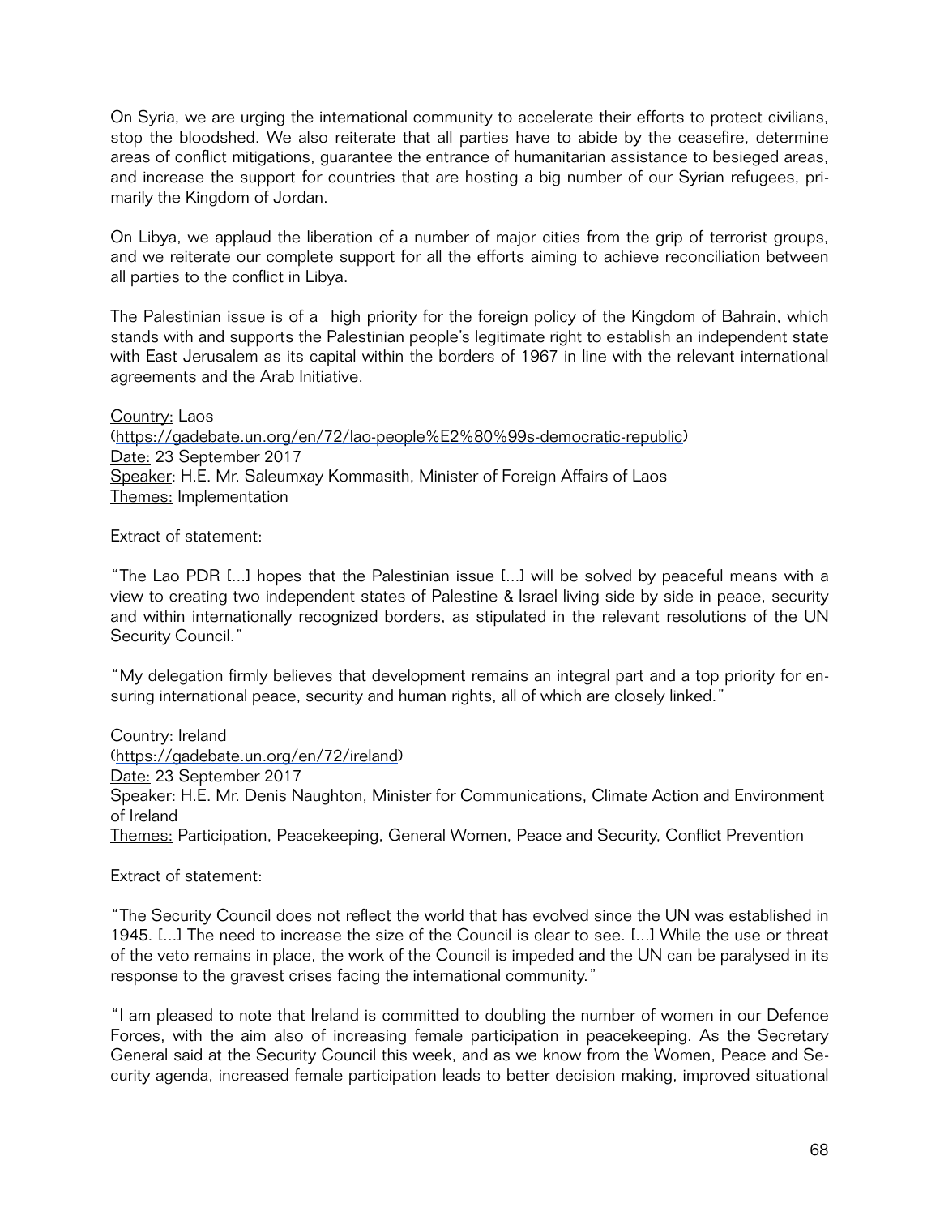On Syria, we are urging the international community to accelerate their efforts to protect civilians, stop the bloodshed. We also reiterate that all parties have to abide by the ceasefire, determine areas of conflict mitigations, guarantee the entrance of humanitarian assistance to besieged areas, and increase the support for countries that are hosting a big number of our Syrian refugees, primarily the Kingdom of Jordan.

On Libya, we applaud the liberation of a number of major cities from the grip of terrorist groups, and we reiterate our complete support for all the efforts aiming to achieve reconciliation between all parties to the conflict in Libya.

The Palestinian issue is of a high priority for the foreign policy of the Kingdom of Bahrain, which stands with and supports the Palestinian people's legitimate right to establish an independent state with East Jerusalem as its capital within the borders of 1967 in line with the relevant international agreements and the Arab Initiative.

Country: Laos
(https://gadebate.un.org/en/72/lao-people%E2%80%99s-democratic-republic)
Date: 23 September 2017
Speaker: H.E. Mr. Saleumxay Kommasith, Minister of Foreign Affairs of Laos
Themes: Implementation

Extract of statement:

"The Lao PDR [...] hopes that the Palestinian issue [...] will be solved by peaceful means with a view to creating two independent states of Palestine & Israel living side by side in peace, security and within internationally recognized borders, as stipulated in the relevant resolutions of the UN Security Council."

"My delegation firmly believes that development remains an integral part and a top priority for ensuring international peace, security and human rights, all of which are closely linked."

Country: Ireland
(https://gadebate.un.org/en/72/ireland)
Date: 23 September 2017
Speaker: H.E. Mr. Denis Naughton, Minister for Communications, Climate Action and Environment of Ireland
Themes: Participation, Peacekeeping, General Women, Peace and Security, Conflict Prevention

Extract of statement:

"The Security Council does not reflect the world that has evolved since the UN was established in 1945. [...] The need to increase the size of the Council is clear to see. [...] While the use or threat of the veto remains in place, the work of the Council is impeded and the UN can be paralysed in its response to the gravest crises facing the international community."

"I am pleased to note that Ireland is committed to doubling the number of women in our Defence Forces, with the aim also of increasing female participation in peacekeeping. As the Secretary General said at the Security Council this week, and as we know from the Women, Peace and Security agenda, increased female participation leads to better decision making, improved situational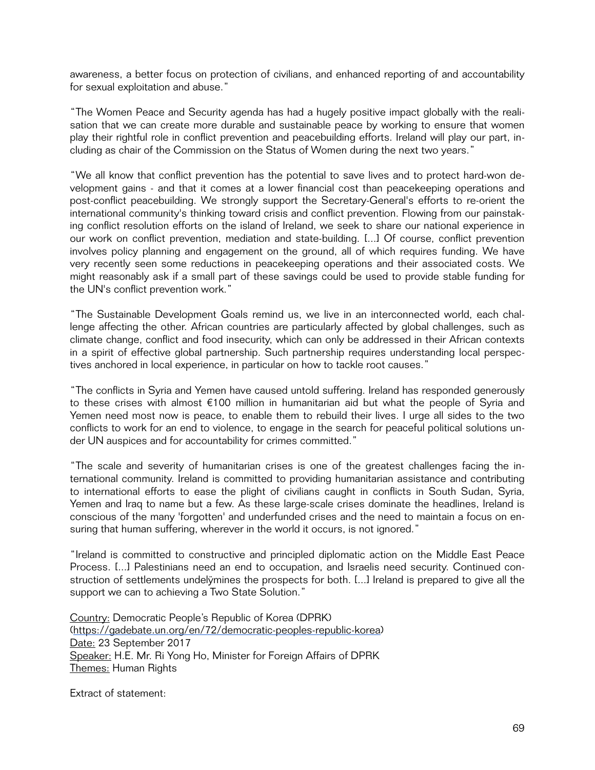awareness, a better focus on protection of civilians, and enhanced reporting of and accountability for sexual exploitation and abuse."

"The Women Peace and Security agenda has had a hugely positive impact globally with the realisation that we can create more durable and sustainable peace by working to ensure that women play their rightful role in conflict prevention and peacebuilding efforts. Ireland will play our part, including as chair of the Commission on the Status of Women during the next two years."

"We all know that conflict prevention has the potential to save lives and to protect hard-won development gains - and that it comes at a lower financial cost than peacekeeping operations and post-conflict peacebuilding. We strongly support the Secretary-General's efforts to re-orient the international community's thinking toward crisis and conflict prevention. Flowing from our painstaking conflict resolution efforts on the island of Ireland, we seek to share our national experience in our work on conflict prevention, mediation and state-building. [...] Of course, conflict prevention involves policy planning and engagement on the ground, all of which requires funding. We have very recently seen some reductions in peacekeeping operations and their associated costs. We might reasonably ask if a small part of these savings could be used to provide stable funding for the UN's conflict prevention work."

"The Sustainable Development Goals remind us, we live in an interconnected world, each challenge affecting the other. African countries are particularly affected by global challenges, such as climate change, conflict and food insecurity, which can only be addressed in their African contexts in a spirit of effective global partnership. Such partnership requires understanding local perspectives anchored in local experience, in particular on how to tackle root causes."

"The conflicts in Syria and Yemen have caused untold suffering. Ireland has responded generously to these crises with almost €100 million in humanitarian aid but what the people of Syria and Yemen need most now is peace, to enable them to rebuild their lives. I urge all sides to the two conflicts to work for an end to violence, to engage in the search for peaceful political solutions under UN auspices and for accountability for crimes committed."

"The scale and severity of humanitarian crises is one of the greatest challenges facing the international community. Ireland is committed to providing humanitarian assistance and contributing to international efforts to ease the plight of civilians caught in conflicts in South Sudan, Syria, Yemen and Iraq to name but a few. As these large-scale crises dominate the headlines, Ireland is conscious of the many 'forgotten' and underfunded crises and the need to maintain a focus on ensuring that human suffering, wherever in the world it occurs, is not ignored."

"Ireland is committed to constructive and principled diplomatic action on the Middle East Peace Process. [...] Palestinians need an end to occupation, and Israelis need security. Continued construction of settlements undelÿmines the prospects for both. [...] Ireland is prepared to give all the support we can to achieving a Two State Solution."

Country: Democratic People's Republic of Korea (DPRK)
(https://gadebate.un.org/en/72/democratic-peoples-republic-korea)
Date: 23 September 2017
Speaker: H.E. Mr. Ri Yong Ho, Minister for Foreign Affairs of DPRK
Themes: Human Rights

Extract of statement: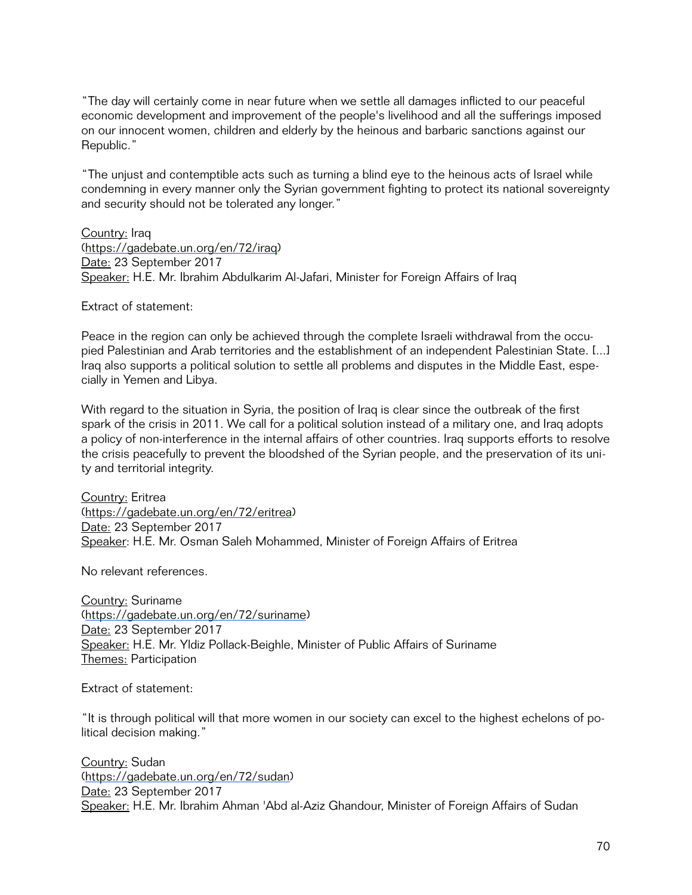"The day will certainly come in near future when we settle all damages inflicted to our peaceful economic development and improvement of the people's livelihood and all the sufferings imposed on our innocent women, children and elderly by the heinous and barbaric sanctions against our Republic."

"The unjust and contemptible acts such as turning a blind eye to the heinous acts of Israel while condemning in every manner only the Syrian government fighting to protect its national sovereignty and security should not be tolerated any longer."

Country: Iraq
(https://gadebate.un.org/en/72/iraq)
Date: 23 September 2017
Speaker: H.E. Mr. Ibrahim Abdulkarim Al-Jafari, Minister for Foreign Affairs of Iraq

Extract of statement:

Peace in the region can only be achieved through the complete Israeli withdrawal from the occupied Palestinian and Arab territories and the establishment of an independent Palestinian State. [...] Iraq also supports a political solution to settle all problems and disputes in the Middle East, especially in Yemen and Libya.

With regard to the situation in Syria, the position of Iraq is clear since the outbreak of the first spark of the crisis in 2011. We call for a political solution instead of a military one, and Iraq adopts a policy of non-interference in the internal affairs of other countries. Iraq supports efforts to resolve the crisis peacefully to prevent the bloodshed of the Syrian people, and the preservation of its unity and territorial integrity.

Country: Eritrea
(https://gadebate.un.org/en/72/eritrea)
Date: 23 September 2017
Speaker: H.E. Mr. Osman Saleh Mohammed, Minister of Foreign Affairs of Eritrea

No relevant references.

Country: Suriname
(https://gadebate.un.org/en/72/suriname)
Date: 23 September 2017
Speaker: H.E. Mr. Yldiz Pollack-Beighle, Minister of Public Affairs of Suriname
Themes: Participation

Extract of statement:

"It is through political will that more women in our society can excel to the highest echelons of political decision making."

Country: Sudan
(https://gadebate.un.org/en/72/sudan)
Date: 23 September 2017
Speaker: H.E. Mr. Ibrahim Ahman 'Abd al-Aziz Ghandour, Minister of Foreign Affairs of Sudan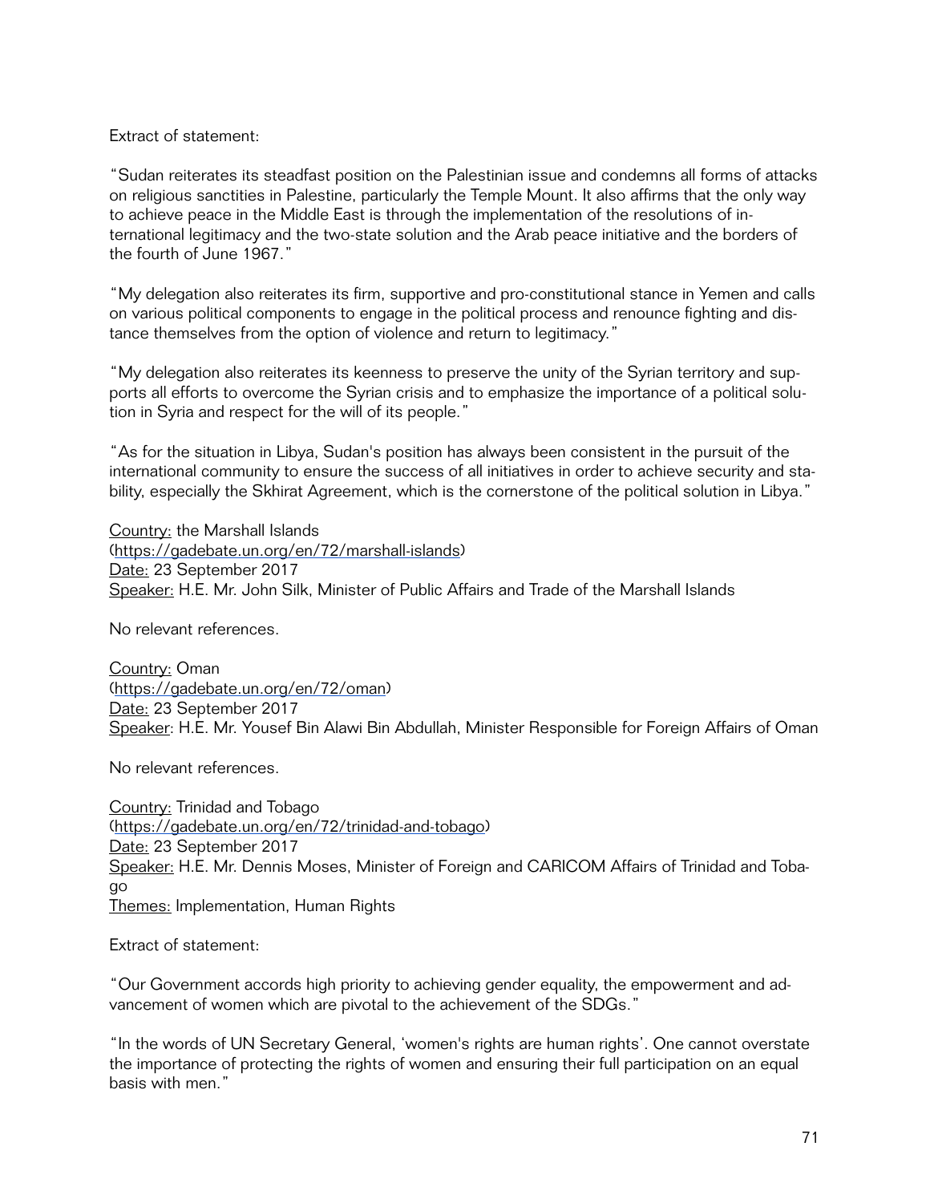Extract of statement:

"Sudan reiterates its steadfast position on the Palestinian issue and condemns all forms of attacks on religious sanctities in Palestine, particularly the Temple Mount. It also affirms that the only way to achieve peace in the Middle East is through the implementation of the resolutions of international legitimacy and the two-state solution and the Arab peace initiative and the borders of the fourth of June 1967."

"My delegation also reiterates its firm, supportive and pro-constitutional stance in Yemen and calls on various political components to engage in the political process and renounce fighting and distance themselves from the option of violence and return to legitimacy."

"My delegation also reiterates its keenness to preserve the unity of the Syrian territory and supports all efforts to overcome the Syrian crisis and to emphasize the importance of a political solution in Syria and respect for the will of its people."

"As for the situation in Libya, Sudan's position has always been consistent in the pursuit of the international community to ensure the success of all initiatives in order to achieve security and stability, especially the Skhirat Agreement, which is the cornerstone of the political solution in Libya."

Country: the Marshall Islands
(https://gadebate.un.org/en/72/marshall-islands)
Date: 23 September 2017
Speaker: H.E. Mr. John Silk, Minister of Public Affairs and Trade of the Marshall Islands

No relevant references.

Country: Oman
(https://gadebate.un.org/en/72/oman)
Date: 23 September 2017
Speaker: H.E. Mr. Yousef Bin Alawi Bin Abdullah, Minister Responsible for Foreign Affairs of Oman

No relevant references.

Country: Trinidad and Tobago
(https://gadebate.un.org/en/72/trinidad-and-tobago)
Date: 23 September 2017
Speaker: H.E. Mr. Dennis Moses, Minister of Foreign and CARICOM Affairs of Trinidad and Tobago
Themes: Implementation, Human Rights

Extract of statement:

"Our Government accords high priority to achieving gender equality, the empowerment and advancement of women which are pivotal to the achievement of the SDGs."

"In the words of UN Secretary General, 'women's rights are human rights'. One cannot overstate the importance of protecting the rights of women and ensuring their full participation on an equal basis with men."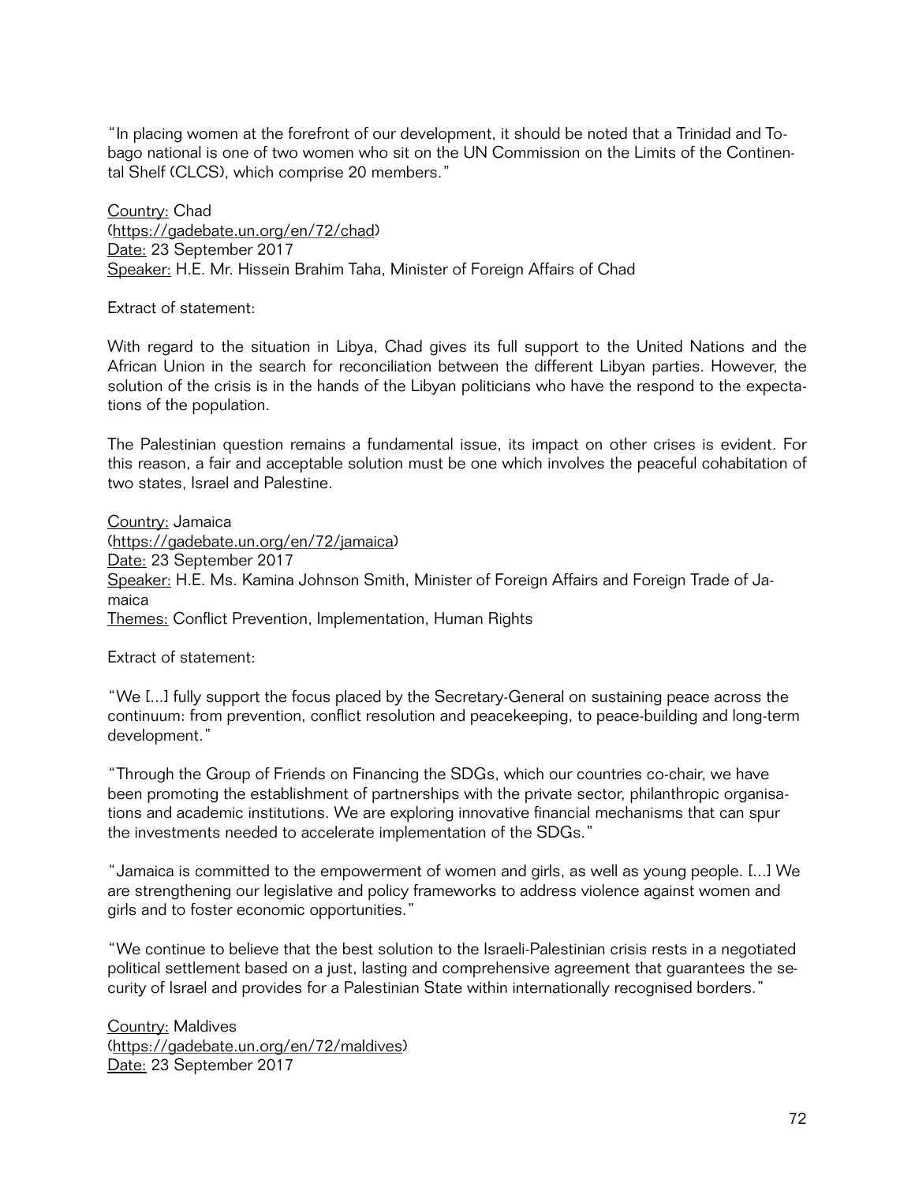"In placing women at the forefront of our development, it should be noted that a Trinidad and Tobago national is one of two women who sit on the UN Commission on the Limits of the Continental Shelf (CLCS), which comprise 20 members."

Country: Chad
(https://gadebate.un.org/en/72/chad)
Date: 23 September 2017
Speaker: H.E. Mr. Hissein Brahim Taha, Minister of Foreign Affairs of Chad

Extract of statement:

With regard to the situation in Libya, Chad gives its full support to the United Nations and the African Union in the search for reconciliation between the different Libyan parties. However, the solution of the crisis is in the hands of the Libyan politicians who have the respond to the expectations of the population.

The Palestinian question remains a fundamental issue, its impact on other crises is evident. For this reason, a fair and acceptable solution must be one which involves the peaceful cohabitation of two states, Israel and Palestine.

Country: Jamaica
(https://gadebate.un.org/en/72/jamaica)
Date: 23 September 2017
Speaker: H.E. Ms. Kamina Johnson Smith, Minister of Foreign Affairs and Foreign Trade of Jamaica
Themes: Conflict Prevention, Implementation, Human Rights

Extract of statement:

"We [...] fully support the focus placed by the Secretary-General on sustaining peace across the continuum: from prevention, conflict resolution and peacekeeping, to peace-building and long-term development."

"Through the Group of Friends on Financing the SDGs, which our countries co-chair, we have been promoting the establishment of partnerships with the private sector, philanthropic organisations and academic institutions. We are exploring innovative financial mechanisms that can spur the investments needed to accelerate implementation of the SDGs."

"Jamaica is committed to the empowerment of women and girls, as well as young people. [...] We are strengthening our legislative and policy frameworks to address violence against women and girls and to foster economic opportunities."

"We continue to believe that the best solution to the Israeli-Palestinian crisis rests in a negotiated political settlement based on a just, lasting and comprehensive agreement that guarantees the security of Israel and provides for a Palestinian State within internationally recognised borders."

Country: Maldives
(https://gadebate.un.org/en/72/maldives)
Date: 23 September 2017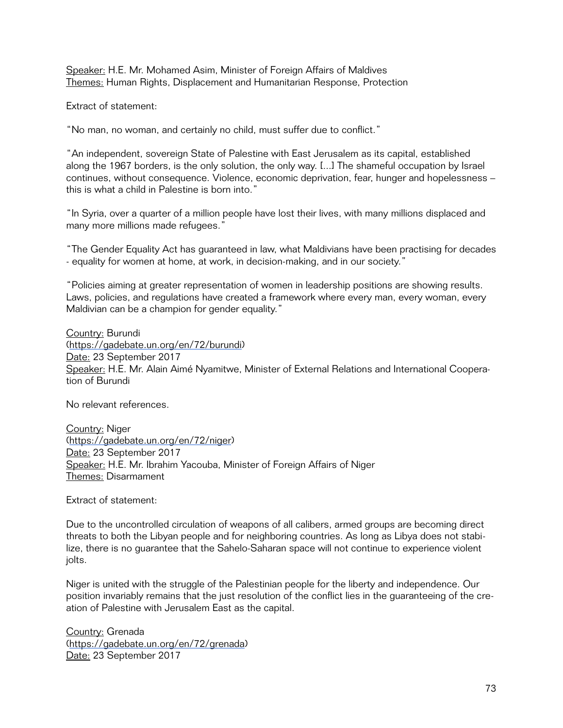Speaker: H.E. Mr. Mohamed Asim, Minister of Foreign Affairs of Maldives
Themes: Human Rights, Displacement and Humanitarian Response, Protection

Extract of statement:

"No man, no woman, and certainly no child, must suffer due to conflict."

"An independent, sovereign State of Palestine with East Jerusalem as its capital, established along the 1967 borders, is the only solution, the only way. [...] The shameful occupation by Israel continues, without consequence. Violence, economic deprivation, fear, hunger and hopelessness – this is what a child in Palestine is born into."

"In Syria, over a quarter of a million people have lost their lives, with many millions displaced and many more millions made refugees."

"The Gender Equality Act has guaranteed in law, what Maldivians have been practising for decades - equality for women at home, at work, in decision-making, and in our society."

"Policies aiming at greater representation of women in leadership positions are showing results. Laws, policies, and regulations have created a framework where every man, every woman, every Maldivian can be a champion for gender equality."

Country: Burundi
(https://gadebate.un.org/en/72/burundi)
Date: 23 September 2017
Speaker: H.E. Mr. Alain Aimé Nyamitwe, Minister of External Relations and International Cooperation of Burundi

No relevant references.

Country: Niger
(https://gadebate.un.org/en/72/niger)
Date: 23 September 2017
Speaker: H.E. Mr. Ibrahim Yacouba, Minister of Foreign Affairs of Niger
Themes: Disarmament

Extract of statement:

Due to the uncontrolled circulation of weapons of all calibers, armed groups are becoming direct threats to both the Libyan people and for neighboring countries. As long as Libya does not stabilize, there is no guarantee that the Sahelo-Saharan space will not continue to experience violent jolts.

Niger is united with the struggle of the Palestinian people for the liberty and independence. Our position invariably remains that the just resolution of the conflict lies in the guaranteeing of the creation of Palestine with Jerusalem East as the capital.

Country: Grenada
(https://gadebate.un.org/en/72/grenada)
Date: 23 September 2017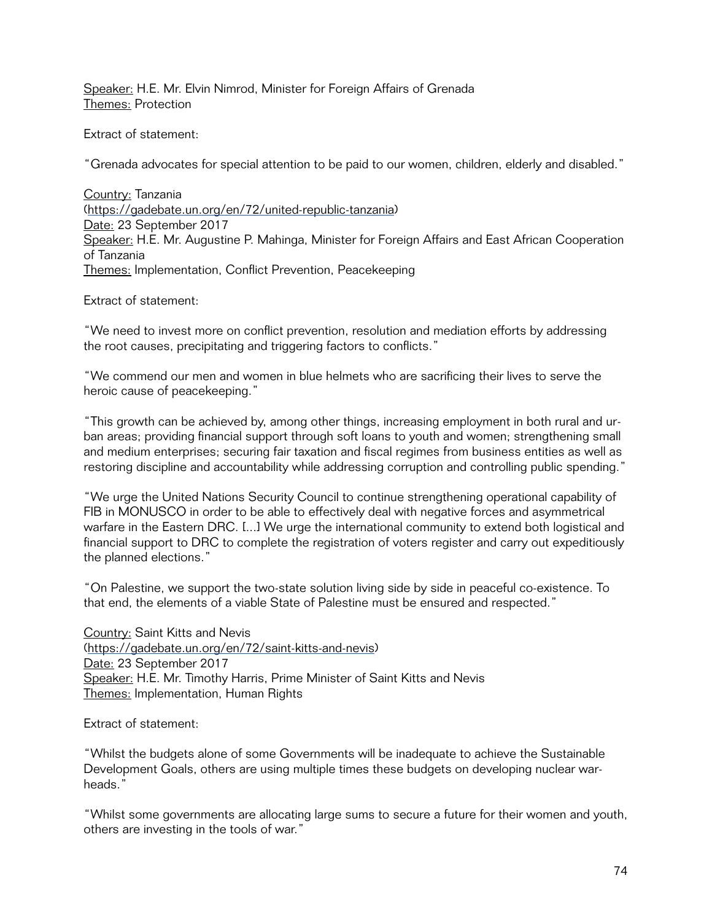Speaker: H.E. Mr. Elvin Nimrod, Minister for Foreign Affairs of Grenada
Themes: Protection

Extract of statement:

"Grenada advocates for special attention to be paid to our women, children, elderly and disabled."

Country: Tanzania
(https://gadebate.un.org/en/72/united-republic-tanzania)
Date: 23 September 2017
Speaker: H.E. Mr. Augustine P. Mahinga, Minister for Foreign Affairs and East African Cooperation of Tanzania
Themes: Implementation, Conflict Prevention, Peacekeeping

Extract of statement:

"We need to invest more on conflict prevention, resolution and mediation efforts by addressing the root causes, precipitating and triggering factors to conflicts."

"We commend our men and women in blue helmets who are sacrificing their lives to serve the heroic cause of peacekeeping."

"This growth can be achieved by, among other things, increasing employment in both rural and urban areas; providing financial support through soft loans to youth and women; strengthening small and medium enterprises; securing fair taxation and fiscal regimes from business entities as well as restoring discipline and accountability while addressing corruption and controlling public spending."

"We urge the United Nations Security Council to continue strengthening operational capability of FIB in MONUSCO in order to be able to effectively deal with negative forces and asymmetrical warfare in the Eastern DRC. [...] We urge the international community to extend both logistical and financial support to DRC to complete the registration of voters register and carry out expeditiously the planned elections."

"On Palestine, we support the two-state solution living side by side in peaceful co-existence. To that end, the elements of a viable State of Palestine must be ensured and respected."

Country: Saint Kitts and Nevis
(https://gadebate.un.org/en/72/saint-kitts-and-nevis)
Date: 23 September 2017
Speaker: H.E. Mr. Timothy Harris, Prime Minister of Saint Kitts and Nevis
Themes: Implementation, Human Rights

Extract of statement:

"Whilst the budgets alone of some Governments will be inadequate to achieve the Sustainable Development Goals, others are using multiple times these budgets on developing nuclear warheads."

"Whilst some governments are allocating large sums to secure a future for their women and youth, others are investing in the tools of war."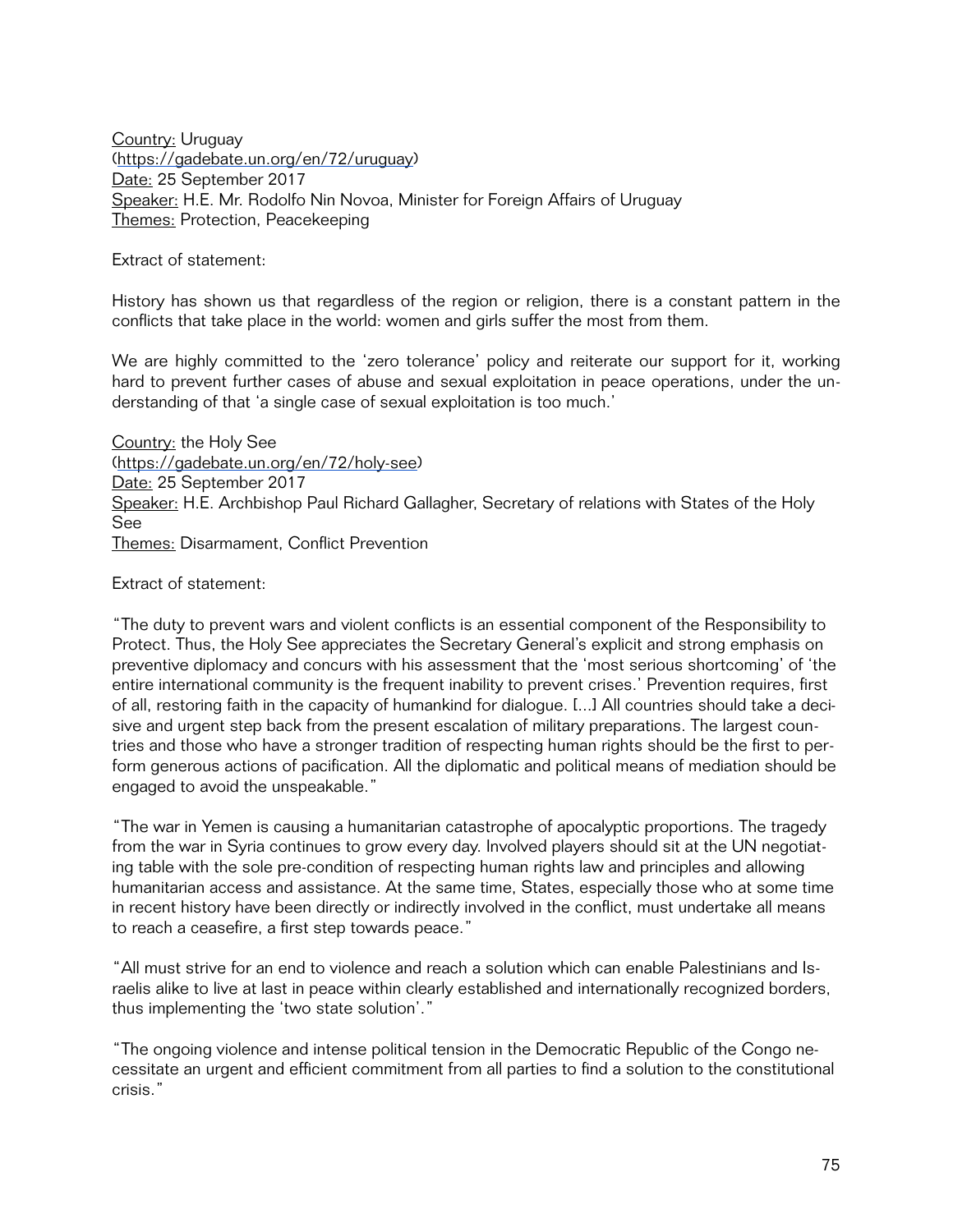Country: Uruguay
(https://gadebate.un.org/en/72/uruguay)
Date: 25 September 2017
Speaker: H.E. Mr. Rodolfo Nin Novoa, Minister for Foreign Affairs of Uruguay
Themes: Protection, Peacekeeping

Extract of statement:

History has shown us that regardless of the region or religion, there is a constant pattern in the conflicts that take place in the world: women and girls suffer the most from them.

We are highly committed to the 'zero tolerance' policy and reiterate our support for it, working hard to prevent further cases of abuse and sexual exploitation in peace operations, under the understanding of that 'a single case of sexual exploitation is too much.'

Country: the Holy See
(https://gadebate.un.org/en/72/holy-see)
Date: 25 September 2017
Speaker: H.E. Archbishop Paul Richard Gallagher, Secretary of relations with States of the Holy See
Themes: Disarmament, Conflict Prevention

Extract of statement:

"The duty to prevent wars and violent conflicts is an essential component of the Responsibility to Protect. Thus, the Holy See appreciates the Secretary General's explicit and strong emphasis on preventive diplomacy and concurs with his assessment that the 'most serious shortcoming' of 'the entire international community is the frequent inability to prevent crises.' Prevention requires, first of all, restoring faith in the capacity of humankind for dialogue. [...] All countries should take a decisive and urgent step back from the present escalation of military preparations. The largest countries and those who have a stronger tradition of respecting human rights should be the first to perform generous actions of pacification. All the diplomatic and political means of mediation should be engaged to avoid the unspeakable."

"The war in Yemen is causing a humanitarian catastrophe of apocalyptic proportions. The tragedy from the war in Syria continues to grow every day. Involved players should sit at the UN negotiating table with the sole pre-condition of respecting human rights law and principles and allowing humanitarian access and assistance. At the same time, States, especially those who at some time in recent history have been directly or indirectly involved in the conflict, must undertake all means to reach a ceasefire, a first step towards peace."

"All must strive for an end to violence and reach a solution which can enable Palestinians and Israelis alike to live at last in peace within clearly established and internationally recognized borders, thus implementing the 'two state solution'."

"The ongoing violence and intense political tension in the Democratic Republic of the Congo necessitate an urgent and efficient commitment from all parties to find a solution to the constitutional crisis."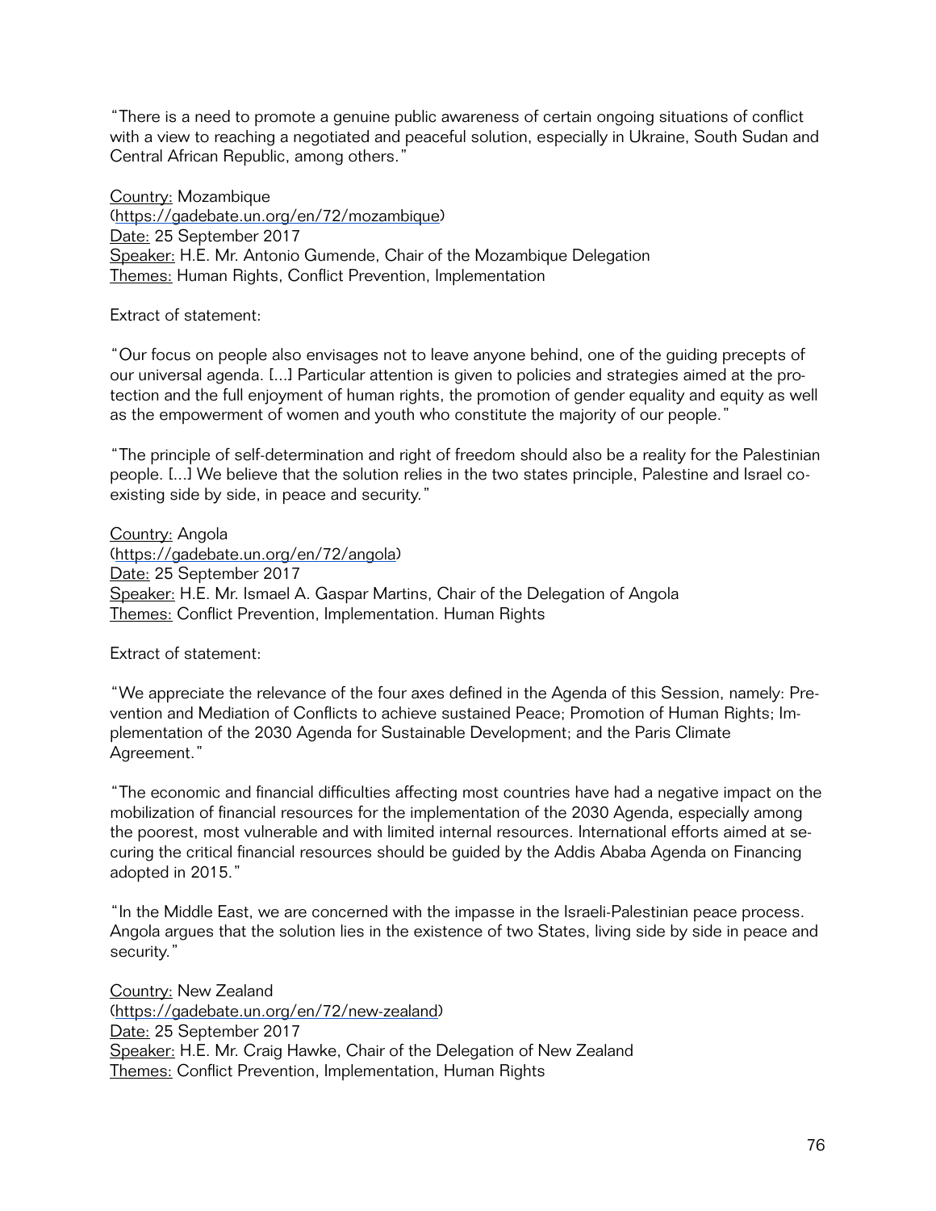"There is a need to promote a genuine public awareness of certain ongoing situations of conflict with a view to reaching a negotiated and peaceful solution, especially in Ukraine, South Sudan and Central African Republic, among others."

Country: Mozambique
(https://gadebate.un.org/en/72/mozambique)
Date: 25 September 2017
Speaker: H.E. Mr. Antonio Gumende, Chair of the Mozambique Delegation
Themes: Human Rights, Conflict Prevention, Implementation

Extract of statement:

"Our focus on people also envisages not to leave anyone behind, one of the guiding precepts of our universal agenda. [...] Particular attention is given to policies and strategies aimed at the protection and the full enjoyment of human rights, the promotion of gender equality and equity as well as the empowerment of women and youth who constitute the majority of our people."

"The principle of self-determination and right of freedom should also be a reality for the Palestinian people. [...] We believe that the solution relies in the two states principle, Palestine and Israel co-existing side by side, in peace and security."

Country: Angola
(https://gadebate.un.org/en/72/angola)
Date: 25 September 2017
Speaker: H.E. Mr. Ismael A. Gaspar Martins, Chair of the Delegation of Angola
Themes: Conflict Prevention, Implementation. Human Rights

Extract of statement:

"We appreciate the relevance of the four axes defined in the Agenda of this Session, namely: Prevention and Mediation of Conflicts to achieve sustained Peace; Promotion of Human Rights; Implementation of the 2030 Agenda for Sustainable Development; and the Paris Climate Agreement."

"The economic and financial difficulties affecting most countries have had a negative impact on the mobilization of financial resources for the implementation of the 2030 Agenda, especially among the poorest, most vulnerable and with limited internal resources. International efforts aimed at securing the critical financial resources should be guided by the Addis Ababa Agenda on Financing adopted in 2015."

"In the Middle East, we are concerned with the impasse in the Israeli-Palestinian peace process. Angola argues that the solution lies in the existence of two States, living side by side in peace and security."

Country: New Zealand
(https://gadebate.un.org/en/72/new-zealand)
Date: 25 September 2017
Speaker: H.E. Mr. Craig Hawke, Chair of the Delegation of New Zealand
Themes: Conflict Prevention, Implementation, Human Rights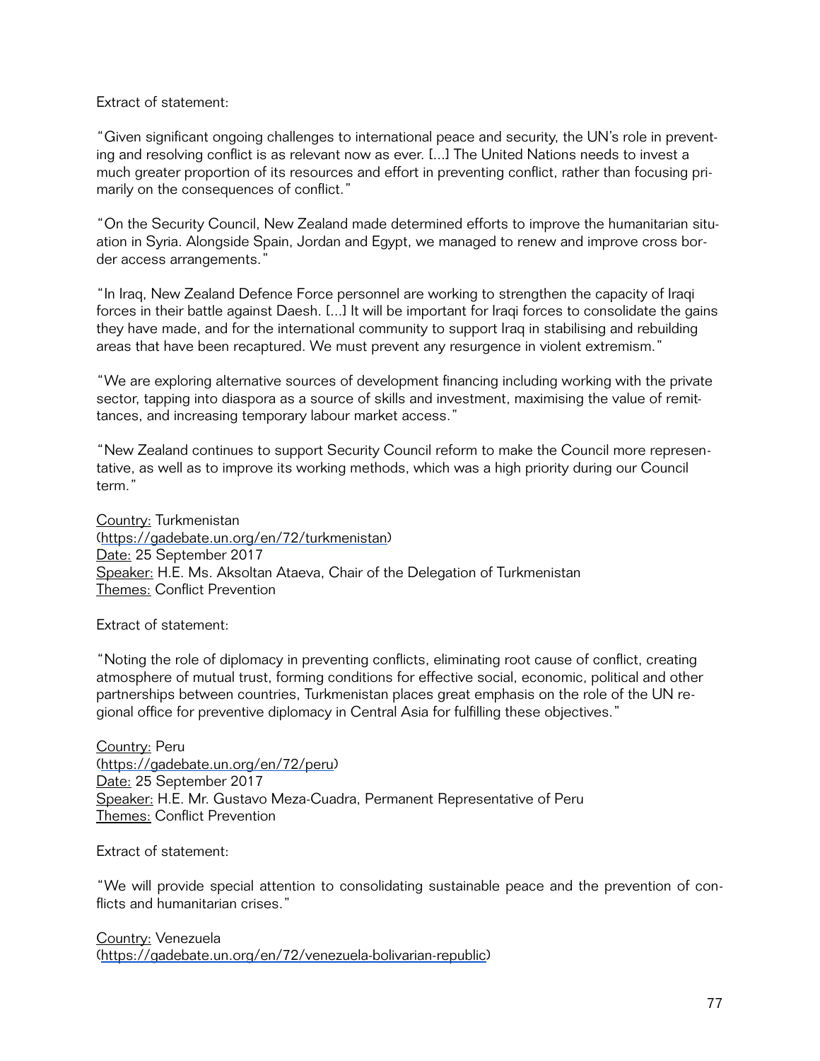Extract of statement:

"Given significant ongoing challenges to international peace and security, the UN's role in preventing and resolving conflict is as relevant now as ever. [...] The United Nations needs to invest a much greater proportion of its resources and effort in preventing conflict, rather than focusing primarily on the consequences of conflict."

"On the Security Council, New Zealand made determined efforts to improve the humanitarian situation in Syria. Alongside Spain, Jordan and Egypt, we managed to renew and improve cross border access arrangements."

"In Iraq, New Zealand Defence Force personnel are working to strengthen the capacity of Iraqi forces in their battle against Daesh. [...] It will be important for Iraqi forces to consolidate the gains they have made, and for the international community to support Iraq in stabilising and rebuilding areas that have been recaptured. We must prevent any resurgence in violent extremism."

"We are exploring alternative sources of development financing including working with the private sector, tapping into diaspora as a source of skills and investment, maximising the value of remittances, and increasing temporary labour market access."

"New Zealand continues to support Security Council reform to make the Council more representative, as well as to improve its working methods, which was a high priority during our Council term."

Country: Turkmenistan
(https://gadebate.un.org/en/72/turkmenistan)
Date: 25 September 2017
Speaker: H.E. Ms. Aksoltan Ataeva, Chair of the Delegation of Turkmenistan
Themes: Conflict Prevention

Extract of statement:

"Noting the role of diplomacy in preventing conflicts, eliminating root cause of conflict, creating atmosphere of mutual trust, forming conditions for effective social, economic, political and other partnerships between countries, Turkmenistan places great emphasis on the role of the UN regional office for preventive diplomacy in Central Asia for fulfilling these objectives."

Country: Peru
(https://gadebate.un.org/en/72/peru)
Date: 25 September 2017
Speaker: H.E. Mr. Gustavo Meza-Cuadra, Permanent Representative of Peru
Themes: Conflict Prevention

Extract of statement:

"We will provide special attention to consolidating sustainable peace and the prevention of conflicts and humanitarian crises."

Country: Venezuela
(https://gadebate.un.org/en/72/venezuela-bolivarian-republic)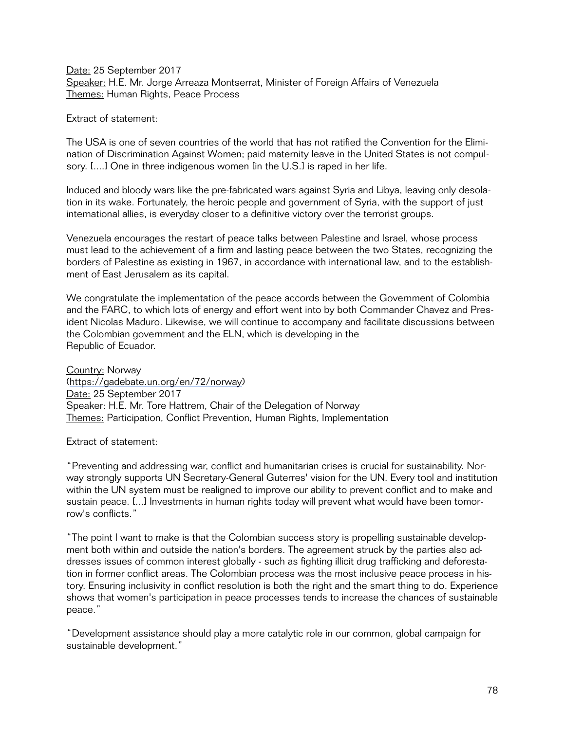<u>Date:</u> 25 September 2017
<u>Speaker:</u> H.E. Mr. Jorge Arreaza Montserrat, Minister of Foreign Affairs of Venezuela
<u>Themes:</u> Human Rights, Peace Process

Extract of statement:

The USA is one of seven countries of the world that has not ratified the Convention for the Elimination of Discrimination Against Women; paid maternity leave in the United States is not compulsory. [....] One in three indigenous women [in the U.S.] is raped in her life.

Induced and bloody wars like the pre-fabricated wars against Syria and Libya, leaving only desolation in its wake. Fortunately, the heroic people and government of Syria, with the support of just international allies, is everyday closer to a definitive victory over the terrorist groups.

Venezuela encourages the restart of peace talks between Palestine and Israel, whose process must lead to the achievement of a firm and lasting peace between the two States, recognizing the borders of Palestine as existing in 1967, in accordance with international law, and to the establishment of East Jerusalem as its capital.

We congratulate the implementation of the peace accords between the Government of Colombia and the FARC, to which lots of energy and effort went into by both Commander Chavez and President Nicolas Maduro. Likewise, we will continue to accompany and facilitate discussions between the Colombian government and the ELN, which is developing in the Republic of Ecuador.

<u>Country:</u> Norway
(https://gadebate.un.org/en/72/norway)
<u>Date:</u> 25 September 2017
<u>Speaker</u>: H.E. Mr. Tore Hattrem, Chair of the Delegation of Norway
<u>Themes:</u> Participation, Conflict Prevention, Human Rights, Implementation

Extract of statement:

"Preventing and addressing war, conflict and humanitarian crises is crucial for sustainability. Norway strongly supports UN Secretary-General Guterres' vision for the UN. Every tool and institution within the UN system must be realigned to improve our ability to prevent conflict and to make and sustain peace. [...] Investments in human rights today will prevent what would have been tomorrow's conflicts."

"The point I want to make is that the Colombian success story is propelling sustainable development both within and outside the nation's borders. The agreement struck by the parties also addresses issues of common interest globally - such as fighting illicit drug trafficking and deforestation in former conflict areas. The Colombian process was the most inclusive peace process in history. Ensuring inclusivity in conflict resolution is both the right and the smart thing to do. Experience shows that women's participation in peace processes tends to increase the chances of sustainable peace."

"Development assistance should play a more catalytic role in our common, global campaign for sustainable development."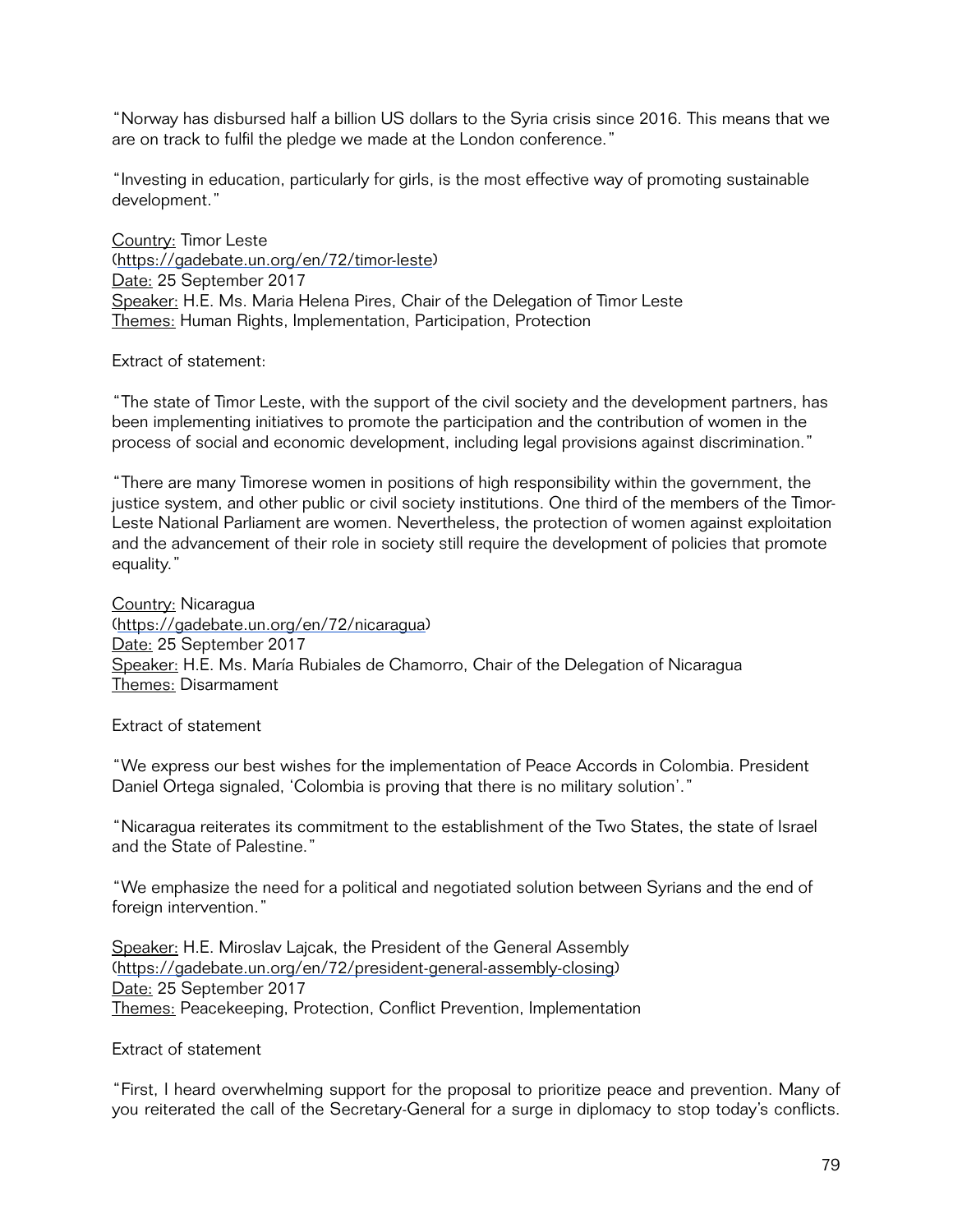"Norway has disbursed half a billion US dollars to the Syria crisis since 2016. This means that we are on track to fulfil the pledge we made at the London conference."

"Investing in education, particularly for girls, is the most effective way of promoting sustainable development."

Country: Timor Leste
(https://gadebate.un.org/en/72/timor-leste)
Date: 25 September 2017
Speaker: H.E. Ms. Maria Helena Pires, Chair of the Delegation of Timor Leste
Themes: Human Rights, Implementation, Participation, Protection

Extract of statement:

"The state of Timor Leste, with the support of the civil society and the development partners, has been implementing initiatives to promote the participation and the contribution of women in the process of social and economic development, including legal provisions against discrimination."

"There are many Timorese women in positions of high responsibility within the government, the justice system, and other public or civil society institutions. One third of the members of the Timor-Leste National Parliament are women. Nevertheless, the protection of women against exploitation and the advancement of their role in society still require the development of policies that promote equality."

Country: Nicaragua
(https://gadebate.un.org/en/72/nicaragua)
Date: 25 September 2017
Speaker: H.E. Ms. María Rubiales de Chamorro, Chair of the Delegation of Nicaragua
Themes: Disarmament

Extract of statement

"We express our best wishes for the implementation of Peace Accords in Colombia. President Daniel Ortega signaled, 'Colombia is proving that there is no military solution'."

"Nicaragua reiterates its commitment to the establishment of the Two States, the state of Israel and the State of Palestine."

"We emphasize the need for a political and negotiated solution between Syrians and the end of foreign intervention."

Speaker: H.E. Miroslav Lajcak, the President of the General Assembly
(https://gadebate.un.org/en/72/president-general-assembly-closing)
Date: 25 September 2017
Themes: Peacekeeping, Protection, Conflict Prevention, Implementation

Extract of statement

"First, I heard overwhelming support for the proposal to prioritize peace and prevention. Many of you reiterated the call of the Secretary-General for a surge in diplomacy to stop today's conflicts.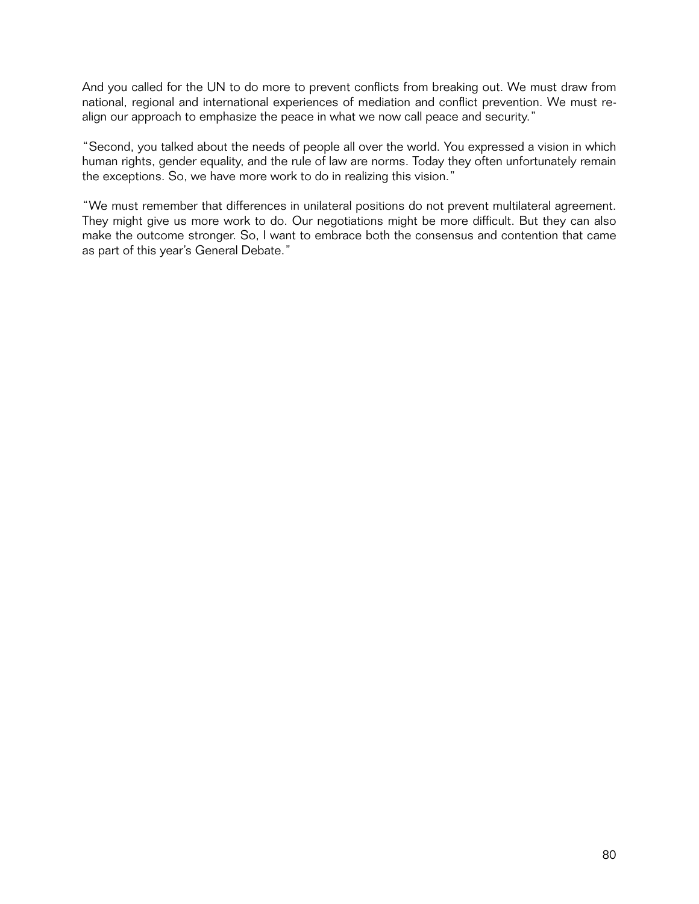And you called for the UN to do more to prevent conflicts from breaking out. We must draw from national, regional and international experiences of mediation and conflict prevention. We must re-align our approach to emphasize the peace in what we now call peace and security."

"Second, you talked about the needs of people all over the world. You expressed a vision in which human rights, gender equality, and the rule of law are norms. Today they often unfortunately remain the exceptions. So, we have more work to do in realizing this vision."

"We must remember that differences in unilateral positions do not prevent multilateral agreement. They might give us more work to do. Our negotiations might be more difficult. But they can also make the outcome stronger. So, I want to embrace both the consensus and contention that came as part of this year's General Debate."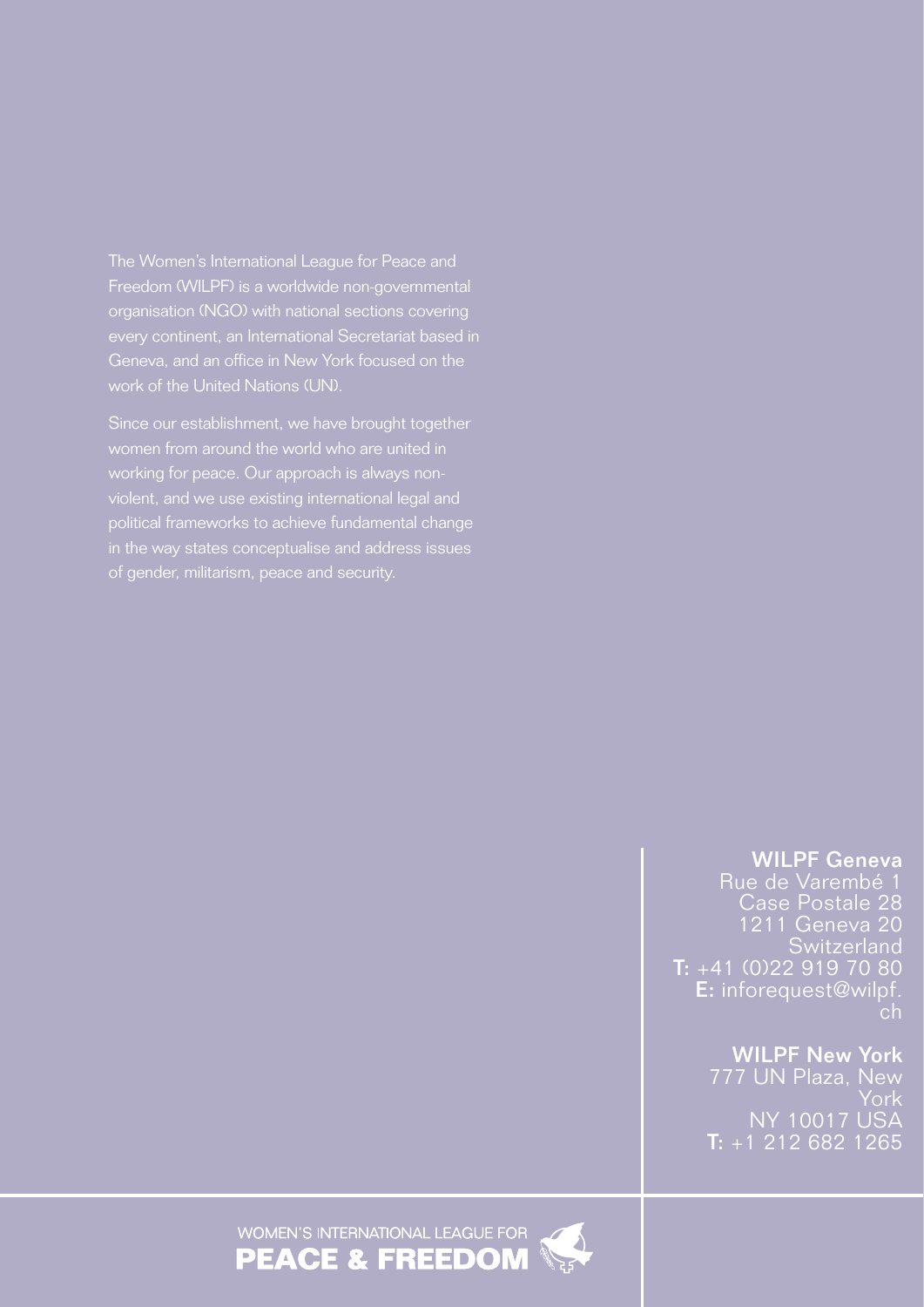The Women's International League for Peace and Freedom (WILPF) is a worldwide non-governmental organisation (NGO) with national sections covering every continent, an International Secretariat based in Geneva, and an office in New York focused on the work of the United Nations (UN).

Since our establishment, we have brought together women from around the world who are united in working for peace. Our approach is always non-violent, and we use existing international legal and political frameworks to achieve fundamental change in the way states conceptualise and address issues of gender, militarism, peace and security.

**WILPF Geneva**
Rue de Varembé 1
Case Postale 28
1211 Geneva 20
Switzerland
**T:** +41 (0)22 919 70 80
**E:** inforequest@wilpf.ch

**WILPF New York**
777 UN Plaza, New York
NY 10017 USA
**T:** +1 212 682 1265

WOMEN'S INTERNATIONAL LEAGUE FOR
**PEACE & FREEDOM**